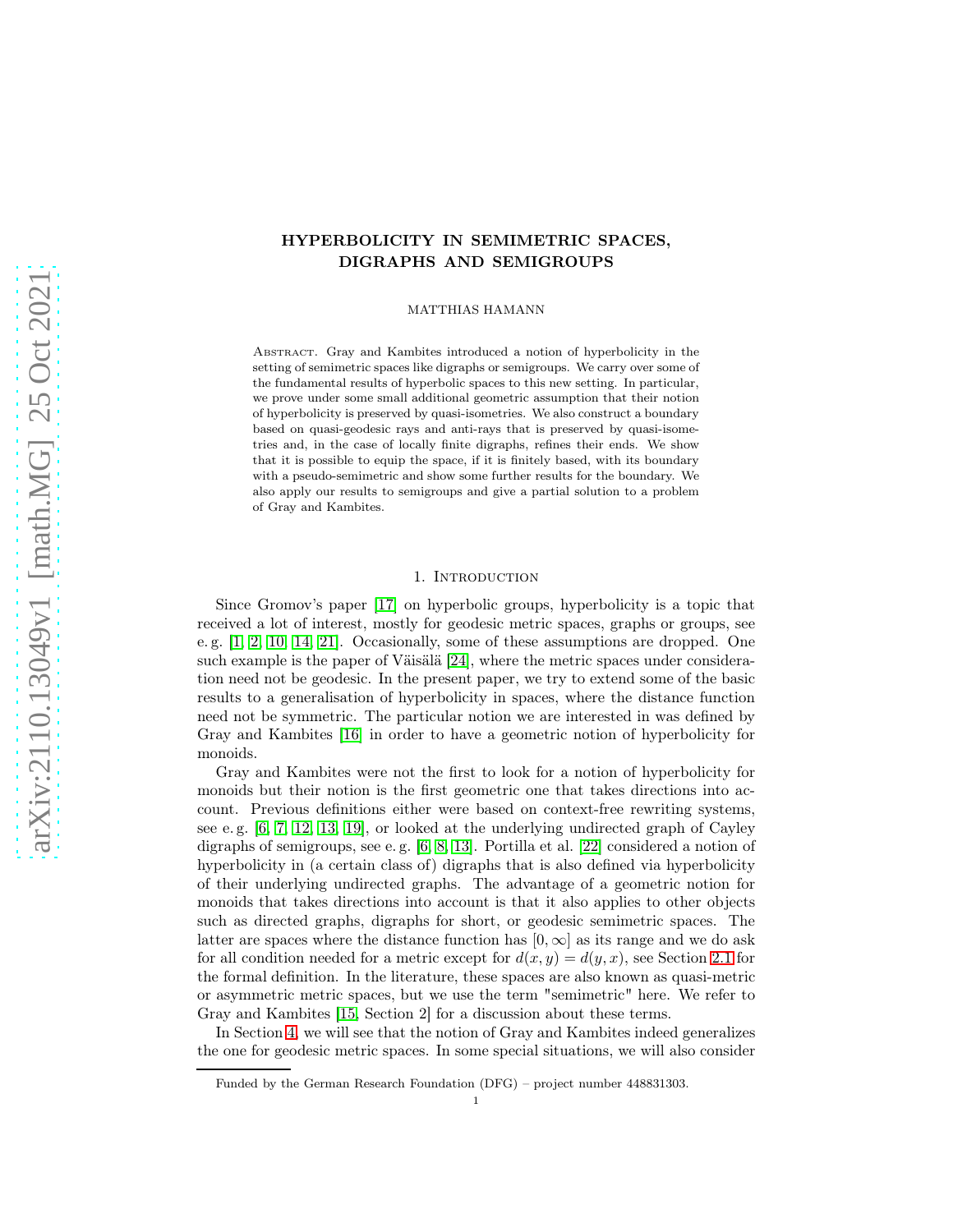# HYPERBOLICITY IN SEMIMETRIC SPACES, DIGRAPHS AND SEMIGROUPS

MATTHIAS HAMANN

Abstract. Gray and Kambites introduced a notion of hyperbolicity in the setting of semimetric spaces like digraphs or semigroups. We carry over some of the fundamental results of hyperbolic spaces to this new setting. In particular, we prove under some small additional geometric assumption that their notion of hyperbolicity is preserved by quasi-isometries. We also construct a boundary based on quasi-geodesic rays and anti-rays that is preserved by quasi-isometries and, in the case of locally finite digraphs, refines their ends. We show that it is possible to equip the space, if it is finitely based, with its boundary with a pseudo-semimetric and show some further results for the boundary. We also apply our results to semigroups and give a partial solution to a problem of Gray and Kambites.

## 1. Introduction

Since Gromov's paper [17] on hyperbolic groups, hyperbolicity is a topic that received a lot of interest, mostly for geodesic metric spaces, graphs or groups, see e. g. [1, 2, 10, 14, 21]. Occasionally, some of these assumptions are dropped. One such example is the paper of Väisälä [24], where the metric spaces under consideration need not be geodesic. In the present paper, we try to extend some of the basic results to a generalisation of hyperbolicity in spaces, where the distance function need not be symmetric. The particular notion we are interested in was defined by Gray and Kambites [16] in order to have a geometric notion of hyperbolicity for monoids.

Gray and Kambites were not the first to look for a notion of hyperbolicity for monoids but their notion is the first geometric one that takes directions into account. Previous definitions either were based on context-free rewriting systems, see e. g. [6, 7, 12, 13, 19], or looked at the underlying undirected graph of Cayley digraphs of semigroups, see e. g. [6, 8, 13]. Portilla et al. [22] considered a notion of hyperbolicity in (a certain class of) digraphs that is also defined via hyperbolicity of their underlying undirected graphs. The advantage of a geometric notion for monoids that takes directions into account is that it also applies to other objects such as directed graphs, digraphs for short, or geodesic semimetric spaces. The latter are spaces where the distance function has $[0, \infty]$ as its range and we do ask for all condition needed for a metric except for $d(x, y) = d(y, x)$, see Section 2.1 for the formal definition. In the literature, these spaces are also known as quasi-metric or asymmetric metric spaces, but we use the term "semimetric" here. We refer to Gray and Kambites [15, Section 2] for a discussion about these terms.

In Section 4, we will see that the notion of Gray and Kambites indeed generalizes the one for geodesic metric spaces. In some special situations, we will also consider

Funded by the German Research Foundation (DFG) – project number 448831303.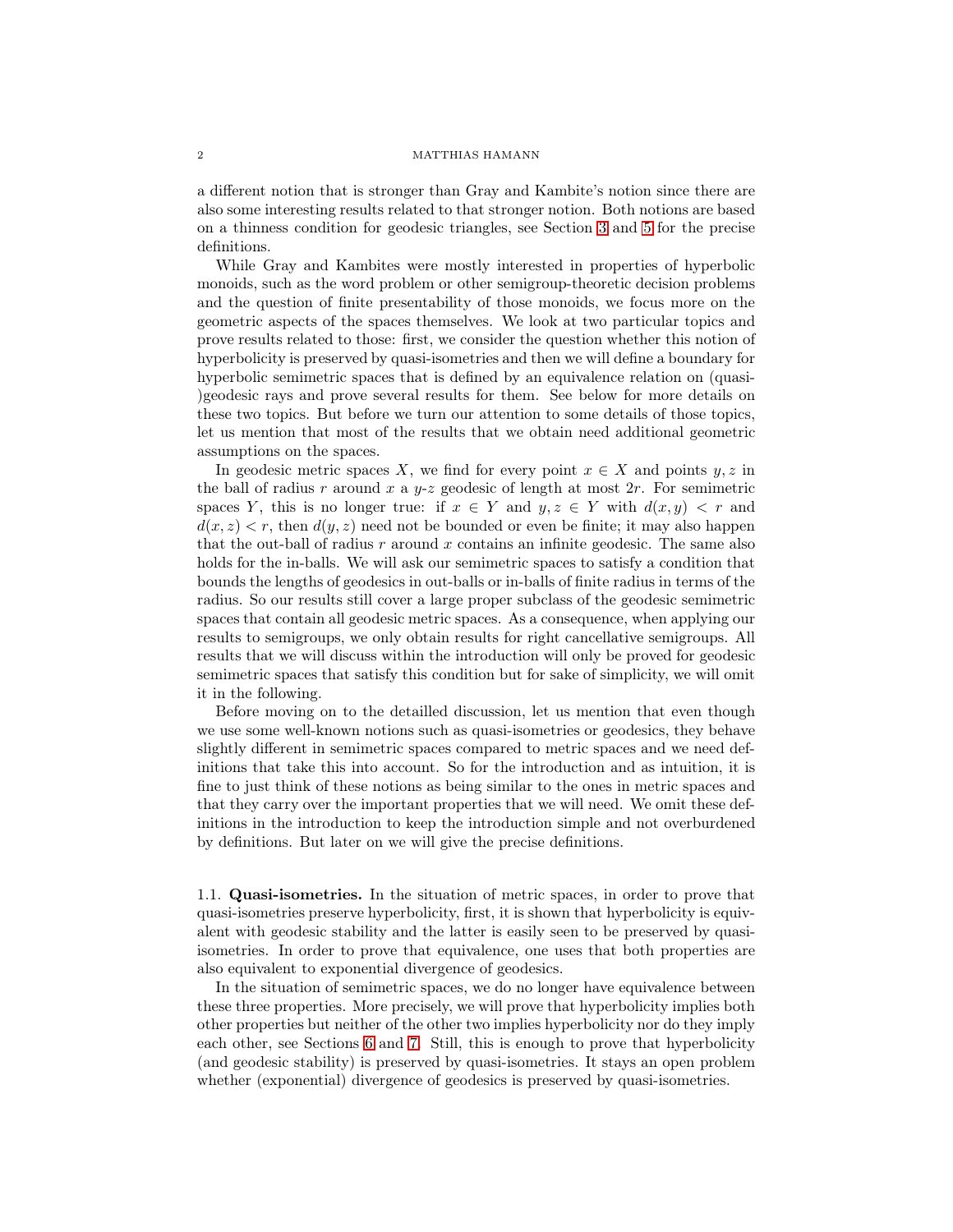a different notion that is stronger than Gray and Kambite's notion since there are also some interesting results related to that stronger notion. Both notions are based on a thinness condition for geodesic triangles, see Section 3 and 5 for the precise definitions.

While Gray and Kambites were mostly interested in properties of hyperbolic monoids, such as the word problem or other semigroup-theoretic decision problems and the question of finite presentability of those monoids, we focus more on the geometric aspects of the spaces themselves. We look at two particular topics and prove results related to those: first, we consider the question whether this notion of hyperbolicity is preserved by quasi-isometries and then we will define a boundary for hyperbolic semimetric spaces that is defined by an equivalence relation on (quasi-)geodesic rays and prove several results for them. See below for more details on these two topics. But before we turn our attention to some details of those topics, let us mention that most of the results that we obtain need additional geometric assumptions on the spaces.

In geodesic metric spaces $X$, we find for every point $x \in X$ and points $y, z$ in the ball of radius $r$ around $x$ a $y$-$z$ geodesic of length at most $2r$. For semimetric spaces $Y$, this is no longer true: if $x \in Y$ and $y, z \in Y$ with $d(x, y) < r$ and $d(x, z) < r$, then $d(y, z)$ need not be bounded or even be finite; it may also happen that the out-ball of radius $r$ around $x$ contains an infinite geodesic. The same also holds for the in-balls. We will ask our semimetric spaces to satisfy a condition that bounds the lengths of geodesics in out-balls or in-balls of finite radius in terms of the radius. So our results still cover a large proper subclass of the geodesic semimetric spaces that contain all geodesic metric spaces. As a consequence, when applying our results to semigroups, we only obtain results for right cancellative semigroups. All results that we will discuss within the introduction will only be proved for geodesic semimetric spaces that satisfy this condition but for sake of simplicity, we will omit it in the following.

Before moving on to the detailled discussion, let us mention that even though we use some well-known notions such as quasi-isometries or geodesics, they behave slightly different in semimetric spaces compared to metric spaces and we need definitions that take this into account. So for the introduction and as intuition, it is fine to just think of these notions as being similar to the ones in metric spaces and that they carry over the important properties that we will need. We omit these definitions in the introduction to keep the introduction simple and not overburdened by definitions. But later on we will give the precise definitions.

### 1.1. Quasi-isometries.

In the situation of metric spaces, in order to prove that quasi-isometries preserve hyperbolicity, first, it is shown that hyperbolicity is equivalent with geodesic stability and the latter is easily seen to be preserved by quasi-isometries. In order to prove that equivalence, one uses that both properties are also equivalent to exponential divergence of geodesics.

In the situation of semimetric spaces, we do no longer have equivalence between these three properties. More precisely, we will prove that hyperbolicity implies both other properties but neither of the other two implies hyperbolicity nor do they imply each other, see Sections 6 and 7. Still, this is enough to prove that hyperbolicity (and geodesic stability) is preserved by quasi-isometries. It stays an open problem whether (exponential) divergence of geodesics is preserved by quasi-isometries.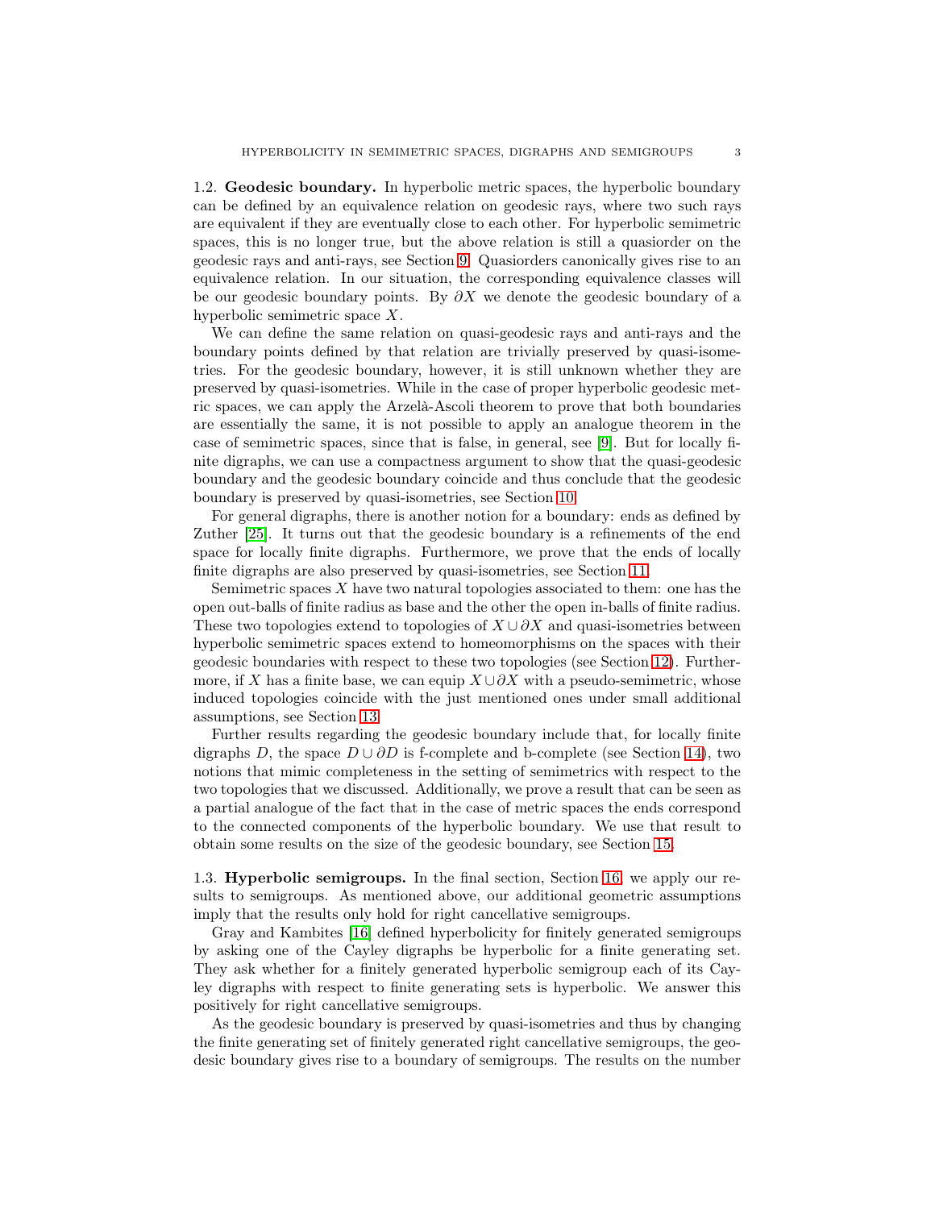## 1.2. Geodesic boundary.

In hyperbolic metric spaces, the hyperbolic boundary can be defined by an equivalence relation on geodesic rays, where two such rays are equivalent if they are eventually close to each other. For hyperbolic semimetric spaces, this is no longer true, but the above relation is still a quasiorder on the geodesic rays and anti-rays, see Section 9. Quasiorders canonically gives rise to an equivalence relation. In our situation, the corresponding equivalence classes will be our geodesic boundary points. By $\partial X$ we denote the geodesic boundary of a hyperbolic semimetric space $X$.

We can define the same relation on quasi-geodesic rays and anti-rays and the boundary points defined by that relation are trivially preserved by quasi-isometries. For the geodesic boundary, however, it is still unknown whether they are preserved by quasi-isometries. While in the case of proper hyperbolic geodesic metric spaces, we can apply the Arzelà-Ascoli theorem to prove that both boundaries are essentially the same, it is not possible to apply an analogue theorem in the case of semimetric spaces, since that is false, in general, see [9]. But for locally finite digraphs, we can use a compactness argument to show that the quasi-geodesic boundary and the geodesic boundary coincide and thus conclude that the geodesic boundary is preserved by quasi-isometries, see Section 10.

For general digraphs, there is another notion for a boundary: ends as defined by Zuther [25]. It turns out that the geodesic boundary is a refinements of the end space for locally finite digraphs. Furthermore, we prove that the ends of locally finite digraphs are also preserved by quasi-isometries, see Section 11.

Semimetric spaces $X$ have two natural topologies associated to them: one has the open out-balls of finite radius as base and the other the open in-balls of finite radius. These two topologies extend to topologies of $X \cup \partial X$ and quasi-isometries between hyperbolic semimetric spaces extend to homeomorphisms on the spaces with their geodesic boundaries with respect to these two topologies (see Section 12). Furthermore, if $X$ has a finite base, we can equip $X \cup \partial X$ with a pseudo-semimetric, whose induced topologies coincide with the just mentioned ones under small additional assumptions, see Section 13.

Further results regarding the geodesic boundary include that, for locally finite digraphs $D$, the space $D \cup \partial D$ is f-complete and b-complete (see Section 14), two notions that mimic completeness in the setting of semimetrics with respect to the two topologies that we discussed. Additionally, we prove a result that can be seen as a partial analogue of the fact that in the case of metric spaces the ends correspond to the connected components of the hyperbolic boundary. We use that result to obtain some results on the size of the geodesic boundary, see Section 15.

## 1.3. Hyperbolic semigroups.

In the final section, Section 16, we apply our results to semigroups. As mentioned above, our additional geometric assumptions imply that the results only hold for right cancellative semigroups.

Gray and Kambites [16] defined hyperbolicity for finitely generated semigroups by asking one of the Cayley digraphs be hyperbolic for a finite generating set. They ask whether for a finitely generated hyperbolic semigroup each of its Cayley digraphs with respect to finite generating sets is hyperbolic. We answer this positively for right cancellative semigroups.

As the geodesic boundary is preserved by quasi-isometries and thus by changing the finite generating set of finitely generated right cancellative semigroups, the geodesic boundary gives rise to a boundary of semigroups. The results on the number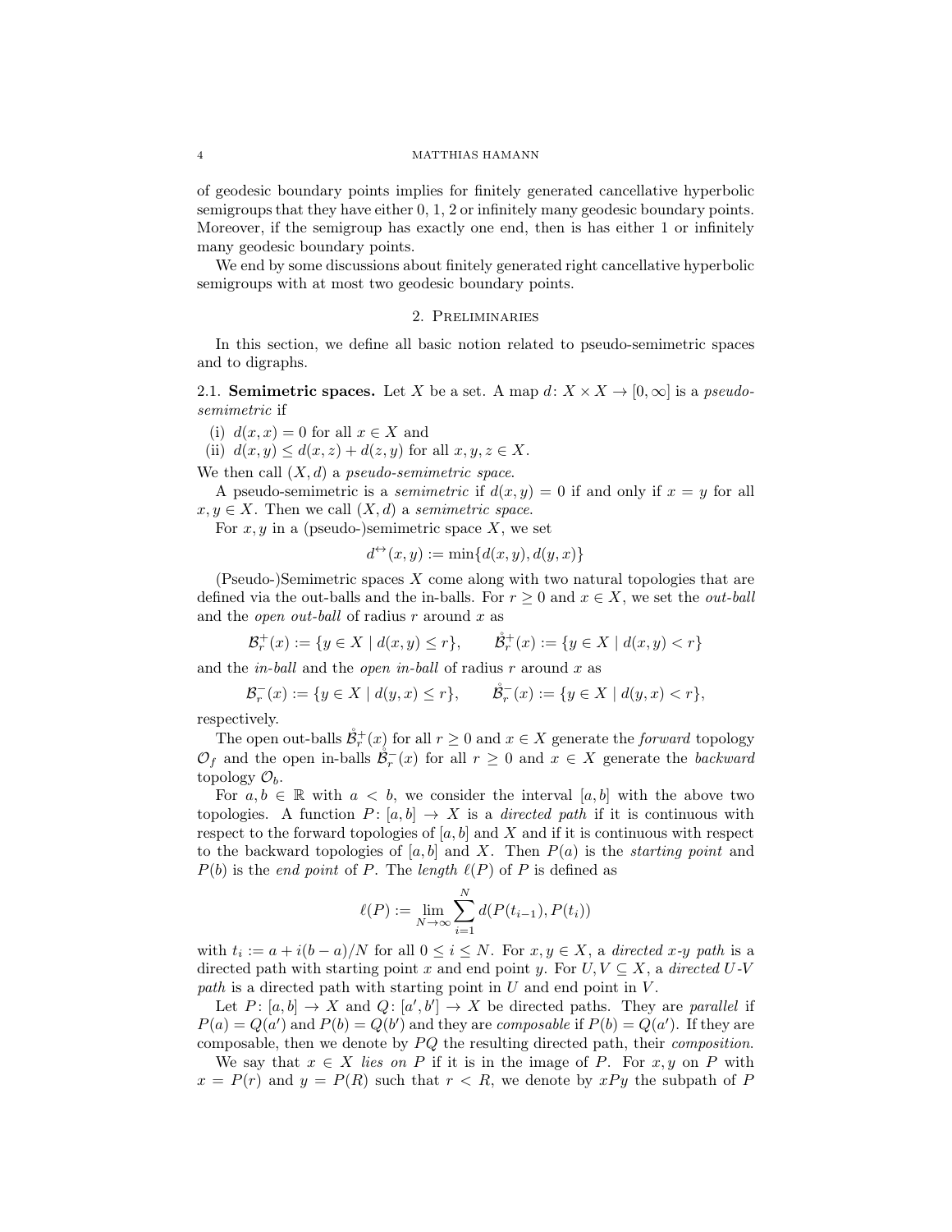of geodesic boundary points implies for finitely generated cancellative hyperbolic semigroups that they have either 0, 1, 2 or infinitely many geodesic boundary points. Moreover, if the semigroup has exactly one end, then is has either 1 or infinitely many geodesic boundary points.

We end by some discussions about finitely generated right cancellative hyperbolic semigroups with at most two geodesic boundary points.

## 2. Preliminaries

In this section, we define all basic notion related to pseudo-semimetric spaces and to digraphs.

**2.1. Semimetric spaces.** Let $X$ be a set. A map $d\colon X \times X \to [0, \infty]$ is a *pseudo-semimetric* if

(i) $d(x, x) = 0$ for all $x \in X$ and
(ii) $d(x, y) \le d(x, z) + d(z, y)$ for all $x, y, z \in X$.

We then call $(X, d)$ a *pseudo-semimetric space*.

A pseudo-semimetric is a *semimetric* if $d(x, y) = 0$ if and only if $x = y$ for all $x, y \in X$. Then we call $(X, d)$ a *semimetric space*.

For $x, y$ in a (pseudo-)semimetric space $X$, we set

$$d^{\leftrightarrow}(x, y) := \min\{d(x, y), d(y, x)\}$$

(Pseudo-)Semimetric spaces $X$ come along with two natural topologies that are defined via the out-balls and the in-balls. For $r \ge 0$ and $x \in X$, we set the *out-ball* and the *open out-ball* of radius $r$ around $x$ as

$$\mathcal{B}^+_r(x) := \{y \in X \mid d(x, y) \le r\}, \qquad \mathring{\mathcal{B}}^+_r(x) := \{y \in X \mid d(x, y) < r\}$$

and the *in-ball* and the *open in-ball* of radius $r$ around $x$ as

$$\mathcal{B}^-_r(x) := \{y \in X \mid d(y, x) \le r\}, \qquad \mathring{\mathcal{B}}^-_r(x) := \{y \in X \mid d(y, x) < r\},$$

respectively.

The open out-balls $\mathring{\mathcal{B}}^+_r(x)$ for all $r \ge 0$ and $x \in X$ generate the *forward* topology $\mathcal{O}_f$ and the open in-balls $\mathring{\mathcal{B}}^-_r(x)$ for all $r \ge 0$ and $x \in X$ generate the *backward* topology $\mathcal{O}_b$.

For $a, b \in \mathbb{R}$ with $a < b$, we consider the interval $[a, b]$ with the above two topologies. A function $P\colon [a, b] \to X$ is a *directed path* if it is continuous with respect to the forward topologies of $[a, b]$ and $X$ and if it is continuous with respect to the backward topologies of $[a, b]$ and $X$. Then $P(a)$ is the *starting point* and $P(b)$ is the *end point* of $P$. The *length* $\ell(P)$ of $P$ is defined as

$$\ell(P) := \lim_{N \to \infty} \sum_{i=1}^{N} d(P(t_{i-1}), P(t_i))$$

with $t_i := a + i(b - a)/N$ for all $0 \le i \le N$. For $x, y \in X$, a *directed $x$-$y$ path* is a directed path with starting point $x$ and end point $y$. For $U, V \subseteq X$, a *directed $U$-$V$ path* is a directed path with starting point in $U$ and end point in $V$.

Let $P\colon [a, b] \to X$ and $Q\colon [a', b'] \to X$ be directed paths. They are *parallel* if $P(a) = Q(a')$ and $P(b) = Q(b')$ and they are *composable* if $P(b) = Q(a')$. If they are composable, then we denote by $PQ$ the resulting directed path, their *composition*.

We say that $x \in X$ *lies on* $P$ if it is in the image of $P$. For $x, y$ on $P$ with $x = P(r)$ and $y = P(R)$ such that $r < R$, we denote by $xPy$ the subpath of $P$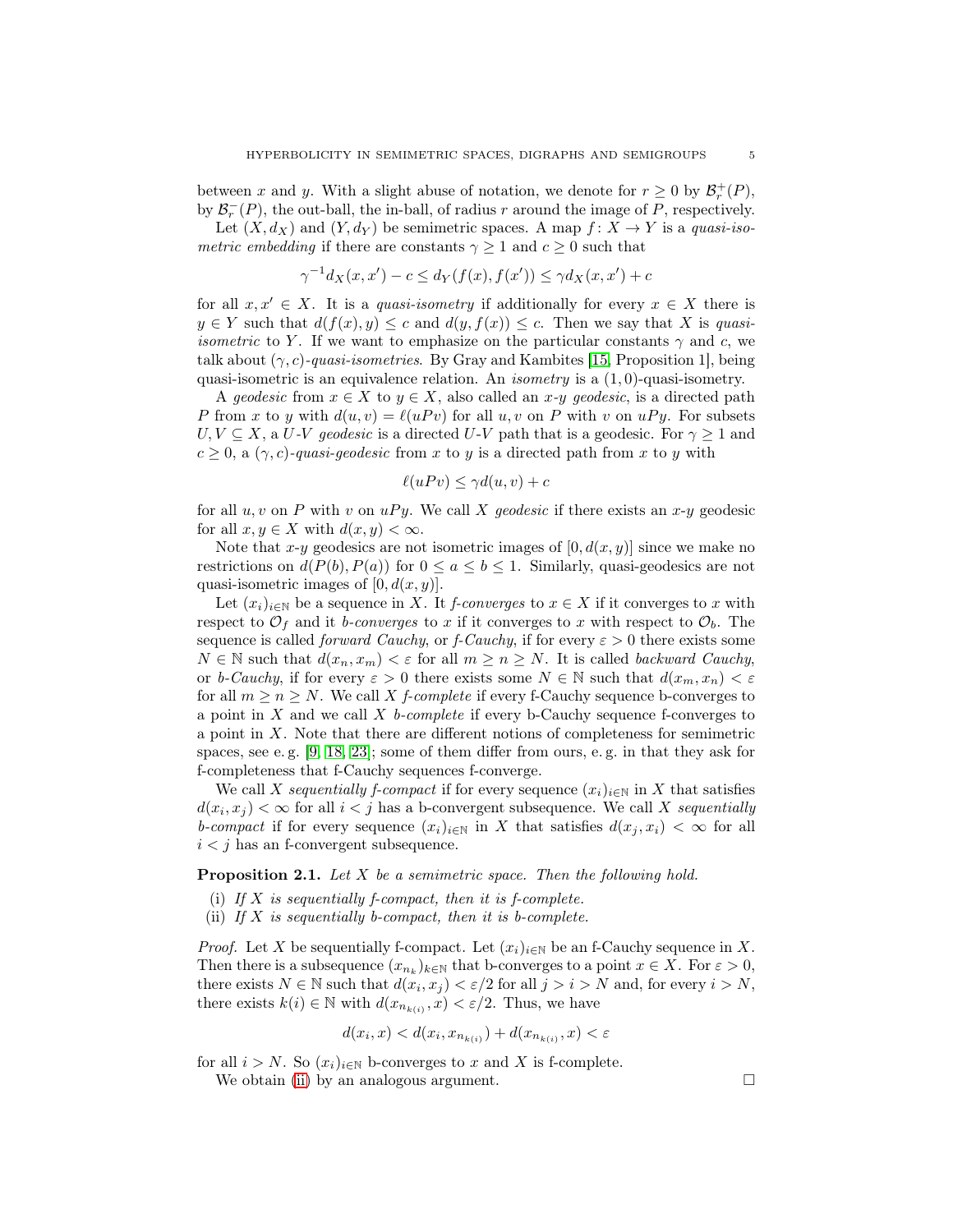between $x$ and $y$. With a slight abuse of notation, we denote for $r \geq 0$ by $\mathcal{B}_r^+(P)$, by $\mathcal{B}_r^-(P)$, the out-ball, the in-ball, of radius $r$ around the image of $P$, respectively.

Let $(X, d_X)$ and $(Y, d_Y)$ be semimetric spaces. A map $f\colon X \to Y$ is a *quasi-isometric embedding* if there are constants $\gamma \geq 1$ and $c \geq 0$ such that

$$\gamma^{-1} d_X(x, x') - c \leq d_Y(f(x), f(x')) \leq \gamma d_X(x, x') + c$$

for all $x, x' \in X$. It is a *quasi-isometry* if additionally for every $x \in X$ there is $y \in Y$ such that $d(f(x), y) \leq c$ and $d(y, f(x)) \leq c$. Then we say that $X$ is *quasi-isometric* to $Y$. If we want to emphasize on the particular constants $\gamma$ and $c$, we talk about $(\gamma, c)$-*quasi-isometries*. By Gray and Kambites [15, Proposition 1], being quasi-isometric is an equivalence relation. An *isometry* is a $(1, 0)$-quasi-isometry.

A *geodesic* from $x \in X$ to $y \in X$, also called an $x$-$y$ *geodesic*, is a directed path $P$ from $x$ to $y$ with $d(u, v) = \ell(uPv)$ for all $u, v$ on $P$ with $v$ on $uPy$. For subsets $U, V \subseteq X$, a $U$-$V$ *geodesic* is a directed $U$-$V$ path that is a geodesic. For $\gamma \geq 1$ and $c \geq 0$, a $(\gamma, c)$-*quasi-geodesic* from $x$ to $y$ is a directed path from $x$ to $y$ with

$$\ell(uPv) \leq \gamma d(u, v) + c$$

for all $u, v$ on $P$ with $v$ on $uPy$. We call $X$ *geodesic* if there exists an $x$-$y$ geodesic for all $x, y \in X$ with $d(x, y) < \infty$.

Note that $x$-$y$ geodesics are not isometric images of $[0, d(x, y)]$ since we make no restrictions on $d(P(b), P(a))$ for $0 \leq a \leq b \leq 1$. Similarly, quasi-geodesics are not quasi-isometric images of $[0, d(x, y)]$.

Let $(x_i)_{i \in \mathbb{N}}$ be a sequence in $X$. It *f-converges* to $x \in X$ if it converges to $x$ with respect to $\mathcal{O}_f$ and it *b-converges* to $x$ if it converges to $x$ with respect to $\mathcal{O}_b$. The sequence is called *forward Cauchy*, or *f-Cauchy*, if for every $\varepsilon > 0$ there exists some $N \in \mathbb{N}$ such that $d(x_n, x_m) < \varepsilon$ for all $m \geq n \geq N$. It is called *backward Cauchy*, or *b-Cauchy*, if for every $\varepsilon > 0$ there exists some $N \in \mathbb{N}$ such that $d(x_m, x_n) < \varepsilon$ for all $m \geq n \geq N$. We call $X$ *f-complete* if every f-Cauchy sequence b-converges to a point in $X$ and we call $X$ *b-complete* if every b-Cauchy sequence f-converges to a point in $X$. Note that there are different notions of completeness for semimetric spaces, see e. g. [9, 18, 23]; some of them differ from ours, e. g. in that they ask for f-completeness that f-Cauchy sequences f-converge.

We call $X$ *sequentially f-compact* if for every sequence $(x_i)_{i \in \mathbb{N}}$ in $X$ that satisfies $d(x_i, x_j) < \infty$ for all $i < j$ has a b-convergent subsequence. We call $X$ *sequentially b-compact* if for every sequence $(x_i)_{i \in \mathbb{N}}$ in $X$ that satisfies $d(x_j, x_i) < \infty$ for all $i < j$ has an f-convergent subsequence.

**Proposition 2.1.** *Let $X$ be a semimetric space. Then the following hold.*

(i) *If $X$ is sequentially f-compact, then it is f-complete.*
(ii) *If $X$ is sequentially b-compact, then it is b-complete.*

*Proof.* Let $X$ be sequentially f-compact. Let $(x_i)_{i \in \mathbb{N}}$ be an f-Cauchy sequence in $X$. Then there is a subsequence $(x_{n_k})_{k \in \mathbb{N}}$ that b-converges to a point $x \in X$. For $\varepsilon > 0$, there exists $N \in \mathbb{N}$ such that $d(x_i, x_j) < \varepsilon/2$ for all $j > i > N$ and, for every $i > N$, there exists $k(i) \in \mathbb{N}$ with $d(x_{n_{k(i)}}, x) < \varepsilon/2$. Thus, we have

$$d(x_i, x) < d(x_i, x_{n_{k(i)}}) + d(x_{n_{k(i)}}, x) < \varepsilon$$

for all $i > N$. So $(x_i)_{i \in \mathbb{N}}$ b-converges to $x$ and $X$ is f-complete.

We obtain (ii) by an analogous argument. $\square$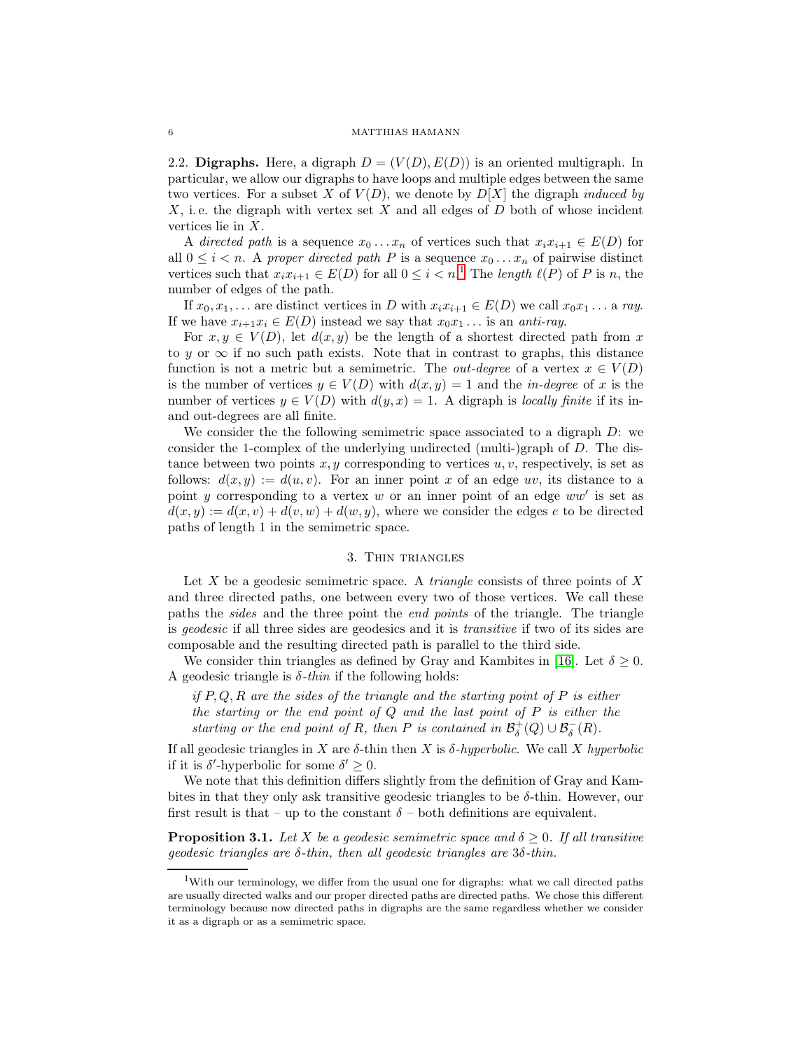**2.2. Digraphs.** Here, a digraph $D = (V(D), E(D))$ is an oriented multigraph. In particular, we allow our digraphs to have loops and multiple edges between the same two vertices. For a subset $X$ of $V(D)$, we denote by $D[X]$ the digraph *induced by* $X$, i. e. the digraph with vertex set $X$ and all edges of $D$ both of whose incident vertices lie in $X$.

A *directed path* is a sequence $x_0 \ldots x_n$ of vertices such that $x_i x_{i+1} \in E(D)$ for all $0 \le i < n$. A *proper directed path* $P$ is a sequence $x_0 \ldots x_n$ of pairwise distinct vertices such that $x_i x_{i+1} \in E(D)$ for all $0 \le i < n$.[1] The *length* $\ell(P)$ of $P$ is $n$, the number of edges of the path.

If $x_0, x_1, \ldots$ are distinct vertices in $D$ with $x_i x_{i+1} \in E(D)$ we call $x_0 x_1 \ldots$ a *ray*. If we have $x_{i+1} x_i \in E(D)$ instead we say that $x_0 x_1 \ldots$ is an *anti-ray*.

For $x, y \in V(D)$, let $d(x, y)$ be the length of a shortest directed path from $x$ to $y$ or $\infty$ if no such path exists. Note that in contrast to graphs, this distance function is not a metric but a semimetric. The *out-degree* of a vertex $x \in V(D)$ is the number of vertices $y \in V(D)$ with $d(x, y) = 1$ and the *in-degree* of $x$ is the number of vertices $y \in V(D)$ with $d(y, x) = 1$. A digraph is *locally finite* if its in- and out-degrees are all finite.

We consider the the following semimetric space associated to a digraph $D$: we consider the 1-complex of the underlying undirected (multi-)graph of $D$. The distance between two points $x, y$ corresponding to vertices $u, v$, respectively, is set as follows: $d(x, y) := d(u, v)$. For an inner point $x$ of an edge $uv$, its distance to a point $y$ corresponding to a vertex $w$ or an inner point of an edge $ww'$ is set as $d(x, y) := d(x, v) + d(v, w) + d(w, y)$, where we consider the edges $e$ to be directed paths of length 1 in the semimetric space.

## 3. Thin triangles

Let $X$ be a geodesic semimetric space. A *triangle* consists of three points of $X$ and three directed paths, one between every two of those vertices. We call these paths the *sides* and the three point the *end points* of the triangle. The triangle is *geodesic* if all three sides are geodesics and it is *transitive* if two of its sides are composable and the resulting directed path is parallel to the third side.

We consider thin triangles as defined by Gray and Kambites in [16]. Let $\delta \ge 0$. A geodesic triangle is *$\delta$-thin* if the following holds:

> *if $P, Q, R$ are the sides of the triangle and the starting point of $P$ is either the starting or the end point of $Q$ and the last point of $P$ is either the starting or the end point of $R$, then $P$ is contained in $\mathcal{B}^+_\delta(Q) \cup \mathcal{B}^-_\delta(R)$.*

If all geodesic triangles in $X$ are $\delta$-thin then $X$ is *$\delta$-hyperbolic*. We call $X$ *hyperbolic* if it is $\delta'$-hyperbolic for some $\delta' \ge 0$.

We note that this definition differs slightly from the definition of Gray and Kambites in that they only ask transitive geodesic triangles to be $\delta$-thin. However, our first result is that – up to the constant $\delta$ – both definitions are equivalent.

**Proposition 3.1.** *Let $X$ be a geodesic semimetric space and $\delta \ge 0$. If all transitive geodesic triangles are $\delta$-thin, then all geodesic triangles are $3\delta$-thin.*

[1] With our terminology, we differ from the usual one for digraphs: what we call directed paths are usually directed walks and our proper directed paths are directed paths. We chose this different terminology because now directed paths in digraphs are the same regardless whether we consider it as a digraph or as a semimetric space.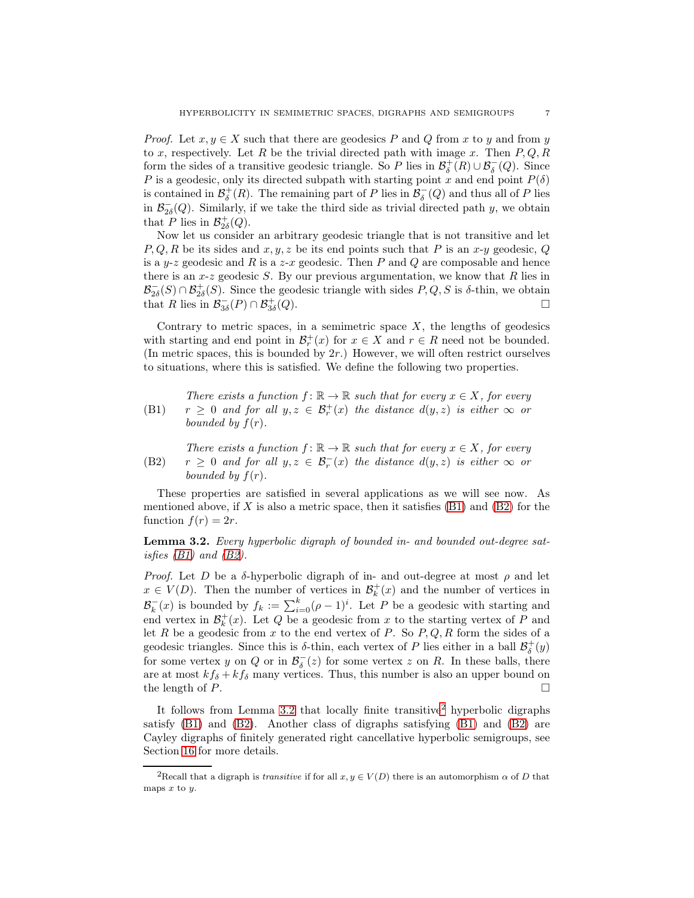*Proof.* Let $x, y \in X$ such that there are geodesics $P$ and $Q$ from $x$ to $y$ and from $y$ to $x$, respectively. Let $R$ be the trivial directed path with image $x$. Then $P, Q, R$ form the sides of a transitive geodesic triangle. So $P$ lies in $\mathcal{B}^+_\delta(R) \cup \mathcal{B}^-_\delta(Q)$. Since $P$ is a geodesic, only its directed subpath with starting point $x$ and end point $P(\delta)$ is contained in $\mathcal{B}^+_\delta(R)$. The remaining part of $P$ lies in $\mathcal{B}^-_\delta(Q)$ and thus all of $P$ lies in $\mathcal{B}^-_{2\delta}(Q)$. Similarly, if we take the third side as trivial directed path $y$, we obtain that $P$ lies in $\mathcal{B}^+_{2\delta}(Q)$.

Now let us consider an arbitrary geodesic triangle that is not transitive and let $P, Q, R$ be its sides and $x, y, z$ be its end points such that $P$ is an $x$-$y$ geodesic, $Q$ is a $y$-$z$ geodesic and $R$ is a $z$-$x$ geodesic. Then $P$ and $Q$ are composable and hence there is an $x$-$z$ geodesic $S$. By our previous argumentation, we know that $R$ lies in $\mathcal{B}^-_{2\delta}(S) \cap \mathcal{B}^+_{2\delta}(S)$. Since the geodesic triangle with sides $P, Q, S$ is $\delta$-thin, we obtain that $R$ lies in $\mathcal{B}^-_{3\delta}(P) \cap \mathcal{B}^+_{3\delta}(Q)$. $\square$

Contrary to metric spaces, in a semimetric space $X$, the lengths of geodesics with starting and end point in $\mathcal{B}^+_r(x)$ for $x \in X$ and $r \in R$ need not be bounded. (In metric spaces, this is bounded by $2r$.) However, we will often restrict ourselves to situations, where this is satisfied. We define the following two properties.

(B1) *There exists a function $f\colon \mathbb{R} \to \mathbb{R}$ such that for every $x \in X$, for every $r \geq 0$ and for all $y, z \in \mathcal{B}^+_r(x)$ the distance $d(y, z)$ is either $\infty$ or bounded by $f(r)$.*

(B2) *There exists a function $f\colon \mathbb{R} \to \mathbb{R}$ such that for every $x \in X$, for every $r \geq 0$ and for all $y, z \in \mathcal{B}^-_r(x)$ the distance $d(y, z)$ is either $\infty$ or bounded by $f(r)$.*

These properties are satisfied in several applications as we will see now. As mentioned above, if $X$ is also a metric space, then it satisfies (B1) and (B2) for the function $f(r) = 2r$.

**Lemma 3.2.** *Every hyperbolic digraph of bounded in- and bounded out-degree satisfies (B1) and (B2).*

*Proof.* Let $D$ be a $\delta$-hyperbolic digraph of in- and out-degree at most $\rho$ and let $x \in V(D)$. Then the number of vertices in $\mathcal{B}^+_k(x)$ and the number of vertices in $\mathcal{B}^-_k(x)$ is bounded by $f_k := \sum_{i=0}^{k}(\rho - 1)^i$. Let $P$ be a geodesic with starting and end vertex in $\mathcal{B}^+_k(x)$. Let $Q$ be a geodesic from $x$ to the starting vertex of $P$ and let $R$ be a geodesic from $x$ to the end vertex of $P$. So $P, Q, R$ form the sides of a geodesic triangles. Since this is $\delta$-thin, each vertex of $P$ lies either in a ball $\mathcal{B}^+_\delta(y)$ for some vertex $y$ on $Q$ or in $\mathcal{B}^-_\delta(z)$ for some vertex $z$ on $R$. In these balls, there are at most $kf_\delta + kf_\delta$ many vertices. Thus, this number is also an upper bound on the length of $P$. $\square$

It follows from Lemma 3.2 that locally finite transitive[2] hyperbolic digraphs satisfy (B1) and (B2). Another class of digraphs satisfying (B1) and (B2) are Cayley digraphs of finitely generated right cancellative hyperbolic semigroups, see Section 16 for more details.

[2] Recall that a digraph is *transitive* if for all $x, y \in V(D)$ there is an automorphism $\alpha$ of $D$ that maps $x$ to $y$.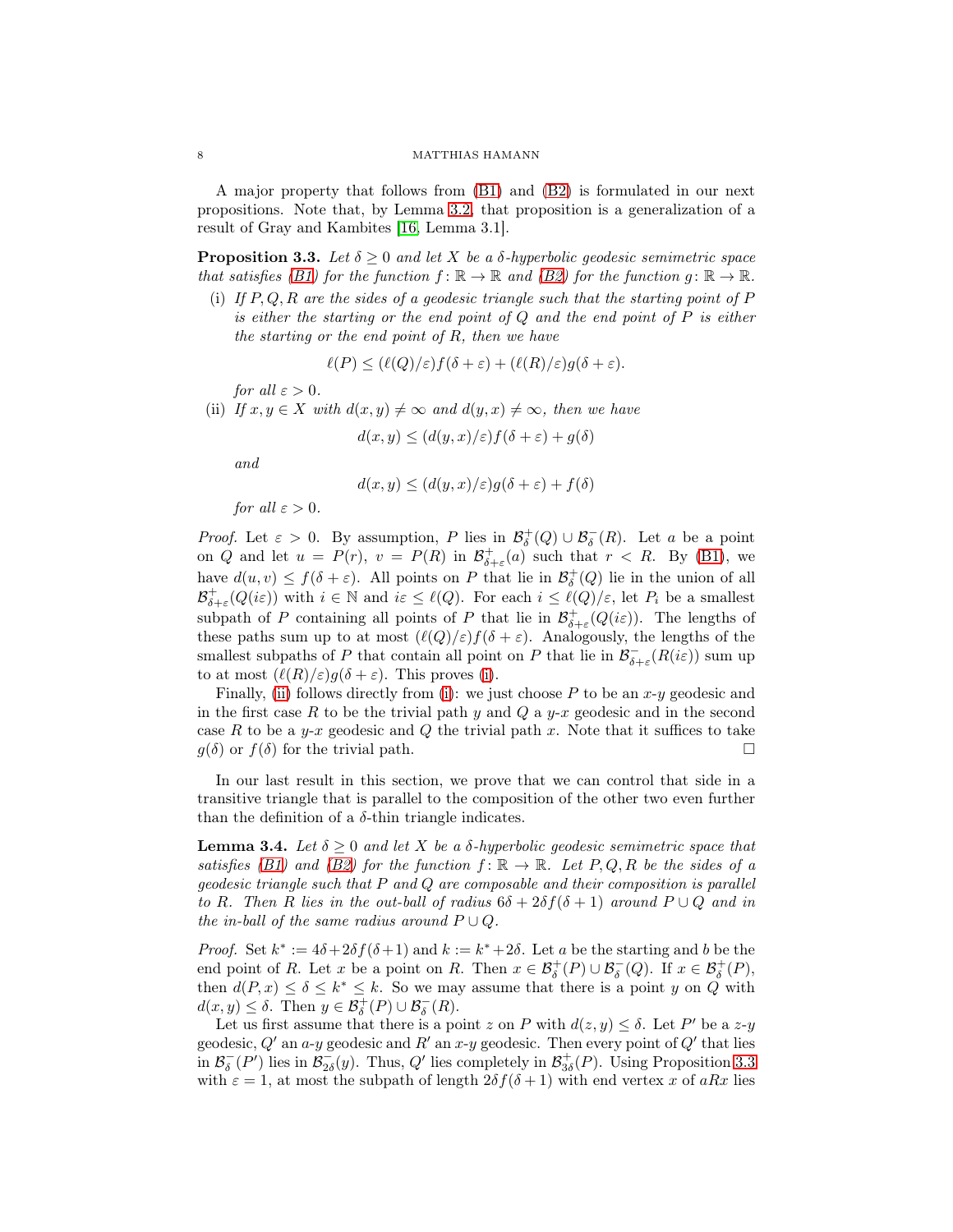A major property that follows from (B1) and (B2) is formulated in our next propositions. Note that, by Lemma 3.2, that proposition is a generalization of a result of Gray and Kambites [16, Lemma 3.1].

**Proposition 3.3.** *Let $\delta \geq 0$ and let $X$ be a $\delta$-hyperbolic geodesic semimetric space that satisfies (B1) for the function $f\colon \mathbb{R} \to \mathbb{R}$ and (B2) for the function $g\colon \mathbb{R} \to \mathbb{R}$.*

(i) *If $P, Q, R$ are the sides of a geodesic triangle such that the starting point of $P$ is either the starting or the end point of $Q$ and the end point of $P$ is either the starting or the end point of $R$, then we have*

$$\ell(P) \leq (\ell(Q)/\varepsilon) f(\delta + \varepsilon) + (\ell(R)/\varepsilon) g(\delta + \varepsilon).$$

*for all $\varepsilon > 0$.*

(ii) *If $x, y \in X$ with $d(x, y) \neq \infty$ and $d(y, x) \neq \infty$, then we have*

$$d(x, y) \leq (d(y, x)/\varepsilon) f(\delta + \varepsilon) + g(\delta)$$

*and*

$$d(x, y) \leq (d(y, x)/\varepsilon) g(\delta + \varepsilon) + f(\delta)$$

*for all $\varepsilon > 0$.*

*Proof.* Let $\varepsilon > 0$. By assumption, $P$ lies in $\mathcal{B}^+_\delta(Q) \cup \mathcal{B}^-_\delta(R)$. Let $a$ be a point on $Q$ and let $u = P(r)$, $v = P(R)$ in $\mathcal{B}^+_{\delta+\varepsilon}(a)$ such that $r < R$. By (B1), we have $d(u, v) \leq f(\delta + \varepsilon)$. All points on $P$ that lie in $\mathcal{B}^+_\delta(Q)$ lie in the union of all $\mathcal{B}^+_{\delta+\varepsilon}(Q(i\varepsilon))$ with $i \in \mathbb{N}$ and $i\varepsilon \leq \ell(Q)$. For each $i \leq \ell(Q)/\varepsilon$, let $P_i$ be a smallest subpath of $P$ containing all points of $P$ that lie in $\mathcal{B}^+_{\delta+\varepsilon}(Q(i\varepsilon))$. The lengths of these paths sum up to at most $(\ell(Q)/\varepsilon) f(\delta + \varepsilon)$. Analogously, the lengths of the smallest subpaths of $P$ that contain all point on $P$ that lie in $\mathcal{B}^-_{\delta+\varepsilon}(R(i\varepsilon))$ sum up to at most $(\ell(R)/\varepsilon) g(\delta + \varepsilon)$. This proves (i).

Finally, (ii) follows directly from (i): we just choose $P$ to be an $x$-$y$ geodesic and in the first case $R$ to be the trivial path $y$ and $Q$ a $y$-$x$ geodesic and in the second case $R$ to be a $y$-$x$ geodesic and $Q$ the trivial path $x$. Note that it suffices to take $g(\delta)$ or $f(\delta)$ for the trivial path. □

In our last result in this section, we prove that we can control that side in a transitive triangle that is parallel to the composition of the other two even further than the definition of a $\delta$-thin triangle indicates.

**Lemma 3.4.** *Let $\delta \geq 0$ and let $X$ be a $\delta$-hyperbolic geodesic semimetric space that satisfies (B1) and (B2) for the function $f\colon \mathbb{R} \to \mathbb{R}$. Let $P, Q, R$ be the sides of a geodesic triangle such that $P$ and $Q$ are composable and their composition is parallel to $R$. Then $R$ lies in the out-ball of radius $6\delta + 2\delta f(\delta + 1)$ around $P \cup Q$ and in the in-ball of the same radius around $P \cup Q$.*

*Proof.* Set $k^* := 4\delta + 2\delta f(\delta+1)$ and $k := k^* + 2\delta$. Let $a$ be the starting and $b$ be the end point of $R$. Let $x$ be a point on $R$. Then $x \in \mathcal{B}^+_\delta(P) \cup \mathcal{B}^-_\delta(Q)$. If $x \in \mathcal{B}^+_\delta(P)$, then $d(P, x) \leq \delta \leq k^* \leq k$. So we may assume that there is a point $y$ on $Q$ with $d(x, y) \leq \delta$. Then $y \in \mathcal{B}^+_\delta(P) \cup \mathcal{B}^-_\delta(R)$.

Let us first assume that there is a point $z$ on $P$ with $d(z, y) \leq \delta$. Let $P'$ be a $z$-$y$ geodesic, $Q'$ an $a$-$y$ geodesic and $R'$ an $x$-$y$ geodesic. Then every point of $Q'$ that lies in $\mathcal{B}^-_\delta(P')$ lies in $\mathcal{B}^-_{2\delta}(y)$. Thus, $Q'$ lies completely in $\mathcal{B}^+_{3\delta}(P)$. Using Proposition 3.3 with $\varepsilon = 1$, at most the subpath of length $2\delta f(\delta + 1)$ with end vertex $x$ of $aRx$ lies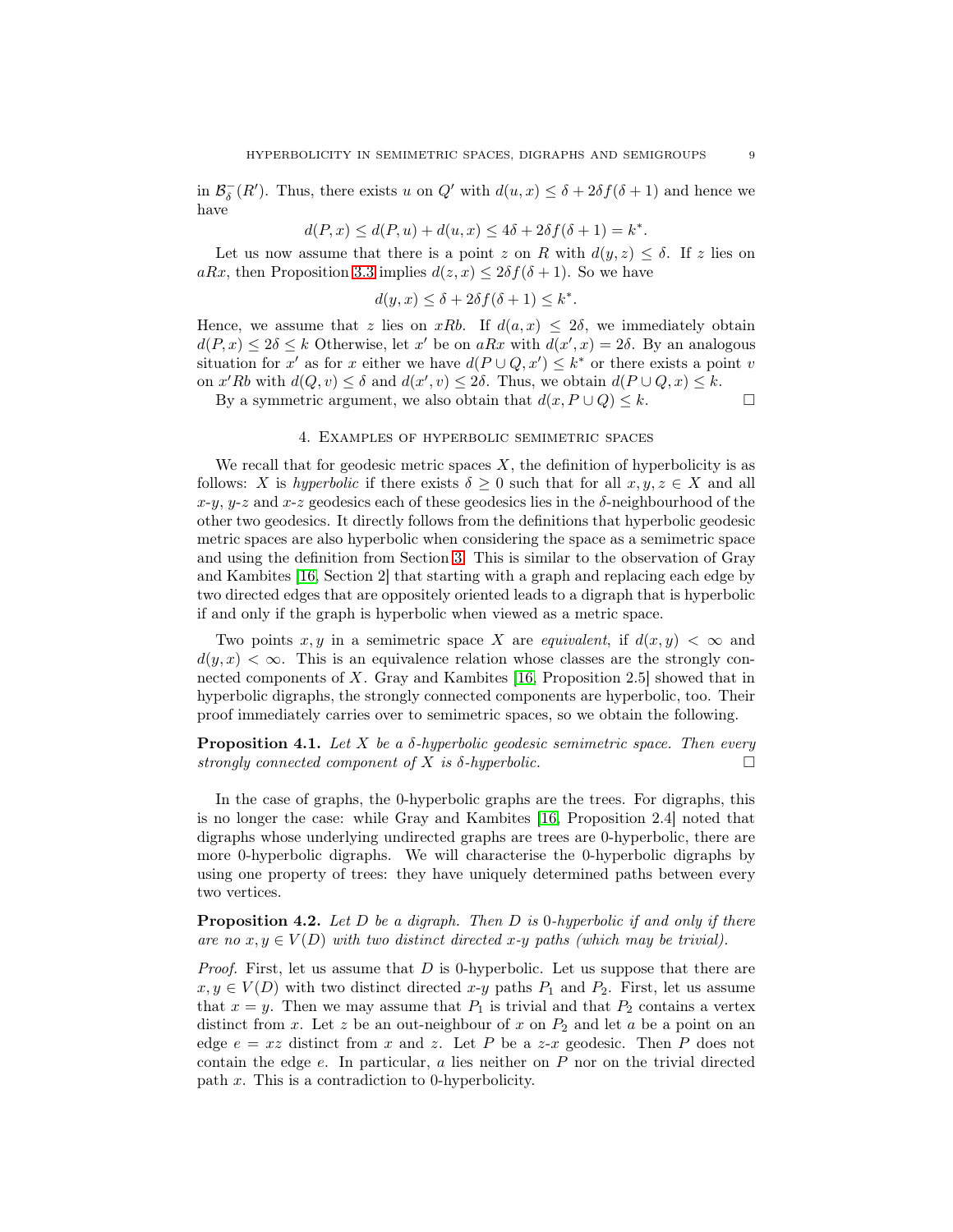in $\mathcal{B}^-_\delta(R')$. Thus, there exists $u$ on $Q'$ with $d(u,x) \leq \delta + 2\delta f(\delta+1)$ and hence we have

$$d(P,x) \leq d(P,u) + d(u,x) \leq 4\delta + 2\delta f(\delta+1) = k^*.$$

Let us now assume that there is a point $z$ on $R$ with $d(y,z) \leq \delta$. If $z$ lies on $aRx$, then Proposition 3.3 implies $d(z,x) \leq 2\delta f(\delta+1)$. So we have

$$d(y,x) \leq \delta + 2\delta f(\delta+1) \leq k^*.$$

Hence, we assume that $z$ lies on $xRb$. If $d(a,x) \leq 2\delta$, we immediately obtain $d(P,x) \leq 2\delta \leq k$ Otherwise, let $x'$ be on $aRx$ with $d(x',x) = 2\delta$. By an analogous situation for $x'$ as for $x$ either we have $d(P \cup Q, x') \leq k^*$ or there exists a point $v$ on $x'Rb$ with $d(Q,v) \leq \delta$ and $d(x',v) \leq 2\delta$. Thus, we obtain $d(P \cup Q, x) \leq k$.

By a symmetric argument, we also obtain that $d(x, P \cup Q) \leq k$. □

## 4. Examples of hyperbolic semimetric spaces

We recall that for geodesic metric spaces $X$, the definition of hyperbolicity is as follows: $X$ is *hyperbolic* if there exists $\delta \geq 0$ such that for all $x,y,z \in X$ and all $x$-$y$, $y$-$z$ and $x$-$z$ geodesics each of these geodesics lies in the $\delta$-neighbourhood of the other two geodesics. It directly follows from the definitions that hyperbolic geodesic metric spaces are also hyperbolic when considering the space as a semimetric space and using the definition from Section 3. This is similar to the observation of Gray and Kambites [16, Section 2] that starting with a graph and replacing each edge by two directed edges that are oppositely oriented leads to a digraph that is hyperbolic if and only if the graph is hyperbolic when viewed as a metric space.

Two points $x,y$ in a semimetric space $X$ are *equivalent*, if $d(x,y) < \infty$ and $d(y,x) < \infty$. This is an equivalence relation whose classes are the strongly connected components of $X$. Gray and Kambites [16, Proposition 2.5] showed that in hyperbolic digraphs, the strongly connected components are hyperbolic, too. Their proof immediately carries over to semimetric spaces, so we obtain the following.

**Proposition 4.1.** *Let $X$ be a $\delta$-hyperbolic geodesic semimetric space. Then every strongly connected component of $X$ is $\delta$-hyperbolic.* □

In the case of graphs, the 0-hyperbolic graphs are the trees. For digraphs, this is no longer the case: while Gray and Kambites [16, Proposition 2.4] noted that digraphs whose underlying undirected graphs are trees are 0-hyperbolic, there are more 0-hyperbolic digraphs. We will characterise the 0-hyperbolic digraphs by using one property of trees: they have uniquely determined paths between every two vertices.

**Proposition 4.2.** *Let $D$ be a digraph. Then $D$ is 0-hyperbolic if and only if there are no $x,y \in V(D)$ with two distinct directed $x$-$y$ paths (which may be trivial).*

*Proof.* First, let us assume that $D$ is 0-hyperbolic. Let us suppose that there are $x,y \in V(D)$ with two distinct directed $x$-$y$ paths $P_1$ and $P_2$. First, let us assume that $x = y$. Then we may assume that $P_1$ is trivial and that $P_2$ contains a vertex distinct from $x$. Let $z$ be an out-neighbour of $x$ on $P_2$ and let $a$ be a point on an edge $e = xz$ distinct from $x$ and $z$. Let $P$ be a $z$-$x$ geodesic. Then $P$ does not contain the edge $e$. In particular, $a$ lies neither on $P$ nor on the trivial directed path $x$. This is a contradiction to 0-hyperbolicity.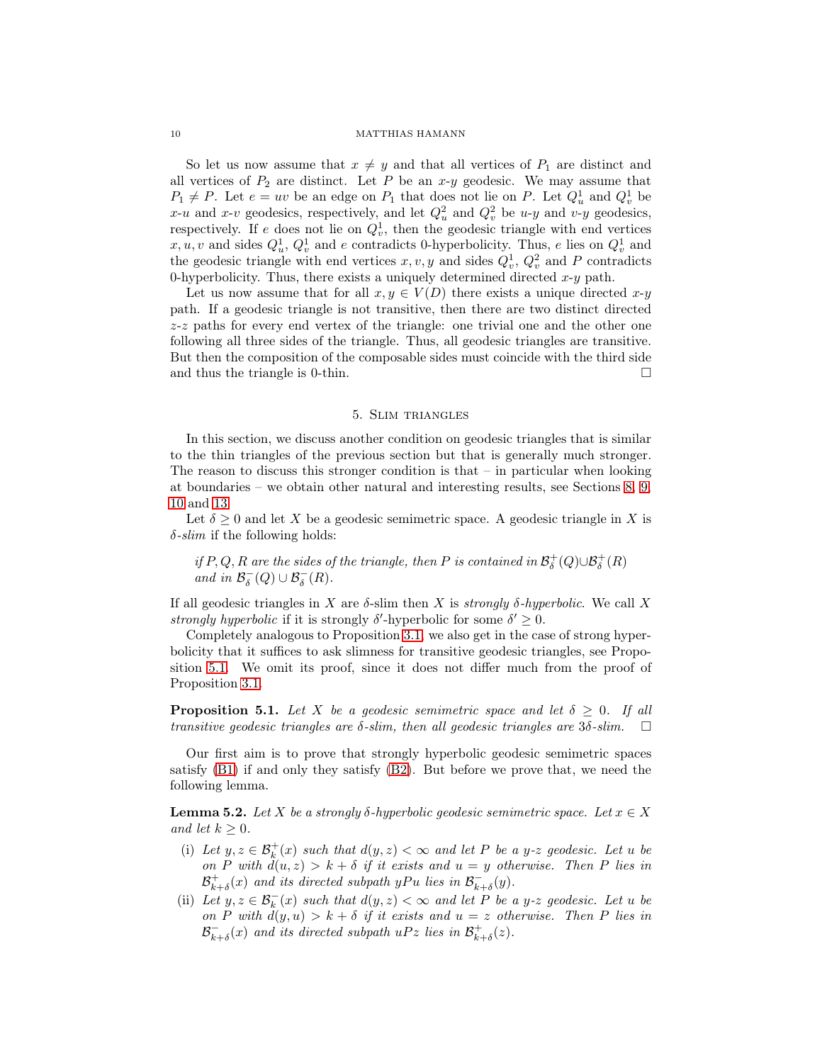So let us now assume that $x \neq y$ and that all vertices of $P_1$ are distinct and all vertices of $P_2$ are distinct. Let $P$ be an $x$-$y$ geodesic. We may assume that $P_1 \neq P$. Let $e = uv$ be an edge on $P_1$ that does not lie on $P$. Let $Q_u^1$ and $Q_v^1$ be $x$-$u$ and $x$-$v$ geodesics, respectively, and let $Q_u^2$ and $Q_v^2$ be $u$-$y$ and $v$-$y$ geodesics, respectively. If $e$ does not lie on $Q_v^1$, then the geodesic triangle with end vertices $x, u, v$ and sides $Q_u^1$, $Q_v^1$ and $e$ contradicts 0-hyperbolicity. Thus, $e$ lies on $Q_v^1$ and the geodesic triangle with end vertices $x, v, y$ and sides $Q_v^1$, $Q_v^2$ and $P$ contradicts 0-hyperbolicity. Thus, there exists a uniquely determined directed $x$-$y$ path.

Let us now assume that for all $x, y \in V(D)$ there exists a unique directed $x$-$y$ path. If a geodesic triangle is not transitive, then there are two distinct directed $z$-$z$ paths for every end vertex of the triangle: one trivial one and the other one following all three sides of the triangle. Thus, all geodesic triangles are transitive. But then the composition of the composable sides must coincide with the third side and thus the triangle is 0-thin. $\square$

## 5. Slim triangles

In this section, we discuss another condition on geodesic triangles that is similar to the thin triangles of the previous section but that is generally much stronger. The reason to discuss this stronger condition is that – in particular when looking at boundaries – we obtain other natural and interesting results, see Sections 8, 9, 10 and 13.

Let $\delta \geq 0$ and let $X$ be a geodesic semimetric space. A geodesic triangle in $X$ is *$\delta$-slim* if the following holds:

> *if $P, Q, R$ are the sides of the triangle, then $P$ is contained in $\mathcal{B}^+_\delta(Q) \cup \mathcal{B}^+_\delta(R)$ and in $\mathcal{B}^-_\delta(Q) \cup \mathcal{B}^-_\delta(R)$.*

If all geodesic triangles in $X$ are $\delta$-slim then $X$ is *strongly $\delta$-hyperbolic*. We call $X$ *strongly hyperbolic* if it is strongly $\delta'$-hyperbolic for some $\delta' \geq 0$.

Completely analogous to Proposition 3.1, we also get in the case of strong hyperbolicity that it suffices to ask slimness for transitive geodesic triangles, see Proposition 5.1. We omit its proof, since it does not differ much from the proof of Proposition 3.1.

**Proposition 5.1.** *Let $X$ be a geodesic semimetric space and let $\delta \geq 0$. If all transitive geodesic triangles are $\delta$-slim, then all geodesic triangles are $3\delta$-slim.* $\square$

Our first aim is to prove that strongly hyperbolic geodesic semimetric spaces satisfy (B1) if and only they satisfy (B2). But before we prove that, we need the following lemma.

**Lemma 5.2.** *Let $X$ be a strongly $\delta$-hyperbolic geodesic semimetric space. Let $x \in X$ and let $k \geq 0$.*

(i) *Let $y, z \in \mathcal{B}^+_k(x)$ such that $d(y, z) < \infty$ and let $P$ be a $y$-$z$ geodesic. Let $u$ be on $P$ with $d(u, z) > k + \delta$ if it exists and $u = y$ otherwise. Then $P$ lies in $\mathcal{B}^+_{k+\delta}(x)$ and its directed subpath $yPu$ lies in $\mathcal{B}^-_{k+\delta}(y)$.*

(ii) *Let $y, z \in \mathcal{B}^-_k(x)$ such that $d(y, z) < \infty$ and let $P$ be a $y$-$z$ geodesic. Let $u$ be on $P$ with $d(y, u) > k + \delta$ if it exists and $u = z$ otherwise. Then $P$ lies in $\mathcal{B}^-_{k+\delta}(x)$ and its directed subpath $uPz$ lies in $\mathcal{B}^+_{k+\delta}(z)$.*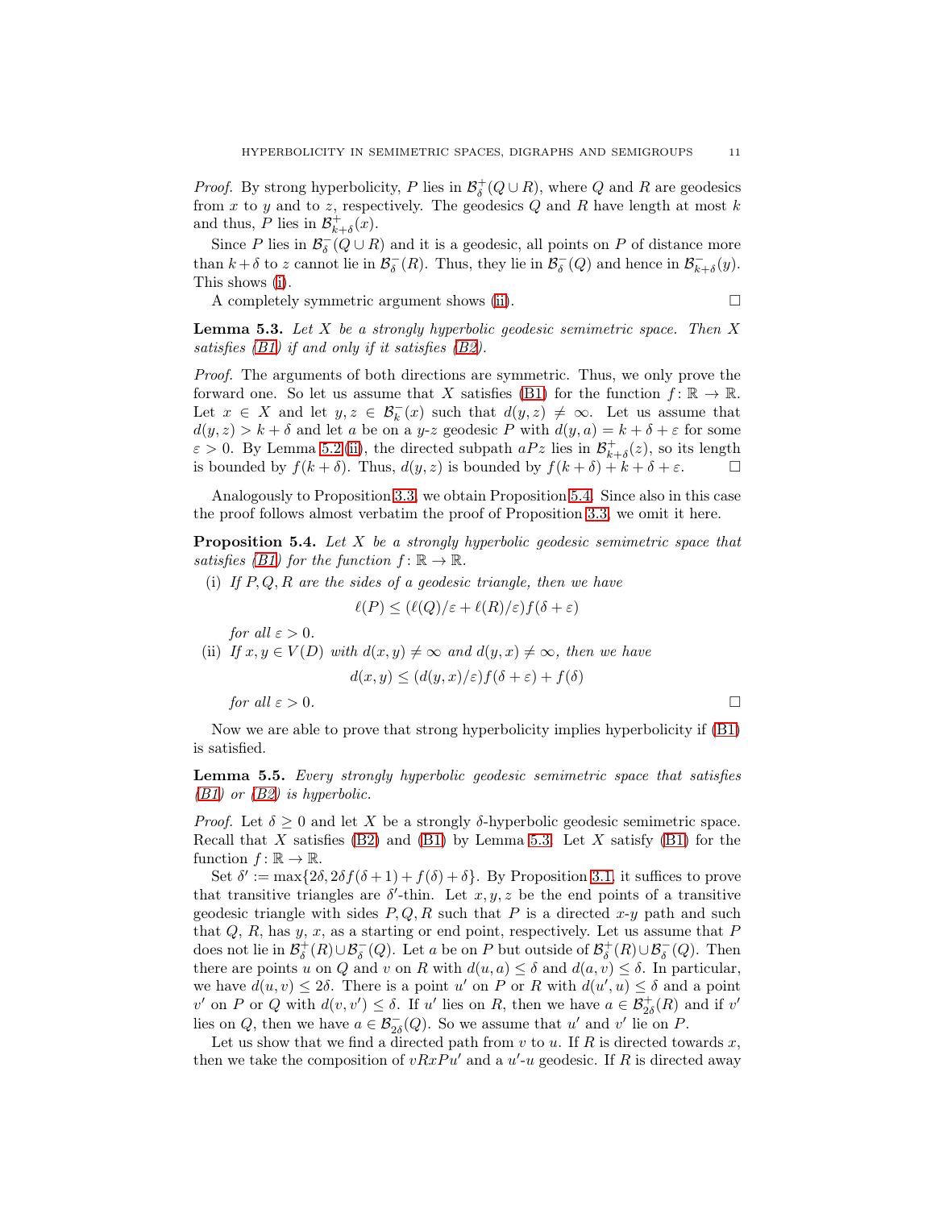*Proof.* By strong hyperbolicity, $P$ lies in $\mathcal{B}^+_\delta(Q \cup R)$, where $Q$ and $R$ are geodesics from $x$ to $y$ and to $z$, respectively. The geodesics $Q$ and $R$ have length at most $k$ and thus, $P$ lies in $\mathcal{B}^+_{k+\delta}(x)$.

Since $P$ lies in $\mathcal{B}^-_\delta(Q \cup R)$ and it is a geodesic, all points on $P$ of distance more than $k+\delta$ to $z$ cannot lie in $\mathcal{B}^-_\delta(R)$. Thus, they lie in $\mathcal{B}^-_\delta(Q)$ and hence in $\mathcal{B}^-_{k+\delta}(y)$. This shows (i).

A completely symmetric argument shows (ii). □

**Lemma 5.3.** *Let $X$ be a strongly hyperbolic geodesic semimetric space. Then $X$ satisfies (B1) if and only if it satisfies (B2).*

*Proof.* The arguments of both directions are symmetric. Thus, we only prove the forward one. So let us assume that $X$ satisfies (B1) for the function $f : \mathbb{R} \to \mathbb{R}$. Let $x \in X$ and let $y, z \in \mathcal{B}^-_k(x)$ such that $d(y, z) \neq \infty$. Let us assume that $d(y, z) > k + \delta$ and let $a$ be on a $y$-$z$ geodesic $P$ with $d(y, a) = k + \delta + \varepsilon$ for some $\varepsilon > 0$. By Lemma 5.2 (ii), the directed subpath $aPz$ lies in $\mathcal{B}^+_{k+\delta}(z)$, so its length is bounded by $f(k + \delta)$. Thus, $d(y, z)$ is bounded by $f(k + \delta) + k + \delta + \varepsilon$. □

Analogously to Proposition 3.3, we obtain Proposition 5.4. Since also in this case the proof follows almost verbatim the proof of Proposition 3.3, we omit it here.

**Proposition 5.4.** *Let $X$ be a strongly hyperbolic geodesic semimetric space that satisfies (B1) for the function $f : \mathbb{R} \to \mathbb{R}$.*

(i) *If $P, Q, R$ are the sides of a geodesic triangle, then we have*
$$\ell(P) \leq (\ell(Q)/\varepsilon + \ell(R)/\varepsilon) f(\delta + \varepsilon)$$
*for all $\varepsilon > 0$.*

(ii) *If $x, y \in V(D)$ with $d(x, y) \neq \infty$ and $d(y, x) \neq \infty$, then we have*
$$d(x, y) \leq (d(y, x)/\varepsilon) f(\delta + \varepsilon) + f(\delta)$$
*for all $\varepsilon > 0$.* □

Now we are able to prove that strong hyperbolicity implies hyperbolicity if (B1) is satisfied.

**Lemma 5.5.** *Every strongly hyperbolic geodesic semimetric space that satisfies (B1) or (B2) is hyperbolic.*

*Proof.* Let $\delta \geq 0$ and let $X$ be a strongly $\delta$-hyperbolic geodesic semimetric space. Recall that $X$ satisfies (B2) and (B1) by Lemma 5.3. Let $X$ satisfy (B1) for the function $f : \mathbb{R} \to \mathbb{R}$.

Set $\delta' := \max\{2\delta, 2\delta f(\delta + 1) + f(\delta) + \delta\}$. By Proposition 3.1, it suffices to prove that transitive triangles are $\delta'$-thin. Let $x, y, z$ be the end points of a transitive geodesic triangle with sides $P, Q, R$ such that $P$ is a directed $x$-$y$ path and such that $Q$, $R$, has $y$, $x$, as a starting or end point, respectively. Let us assume that $P$ does not lie in $\mathcal{B}^+_\delta(R) \cup \mathcal{B}^-_\delta(Q)$. Let $a$ be on $P$ but outside of $\mathcal{B}^+_\delta(R) \cup \mathcal{B}^-_\delta(Q)$. Then there are points $u$ on $Q$ and $v$ on $R$ with $d(u, a) \leq \delta$ and $d(a, v) \leq \delta$. In particular, we have $d(u, v) \leq 2\delta$. There is a point $u'$ on $P$ or $R$ with $d(u', u) \leq \delta$ and a point $v'$ on $P$ or $Q$ with $d(v, v') \leq \delta$. If $u'$ lies on $R$, then we have $a \in \mathcal{B}^+_{2\delta}(R)$ and if $v'$ lies on $Q$, then we have $a \in \mathcal{B}^-_{2\delta}(Q)$. So we assume that $u'$ and $v'$ lie on $P$.

Let us show that we find a directed path from $v$ to $u$. If $R$ is directed towards $x$, then we take the composition of $vRxPu'$ and a $u'$-$u$ geodesic. If $R$ is directed away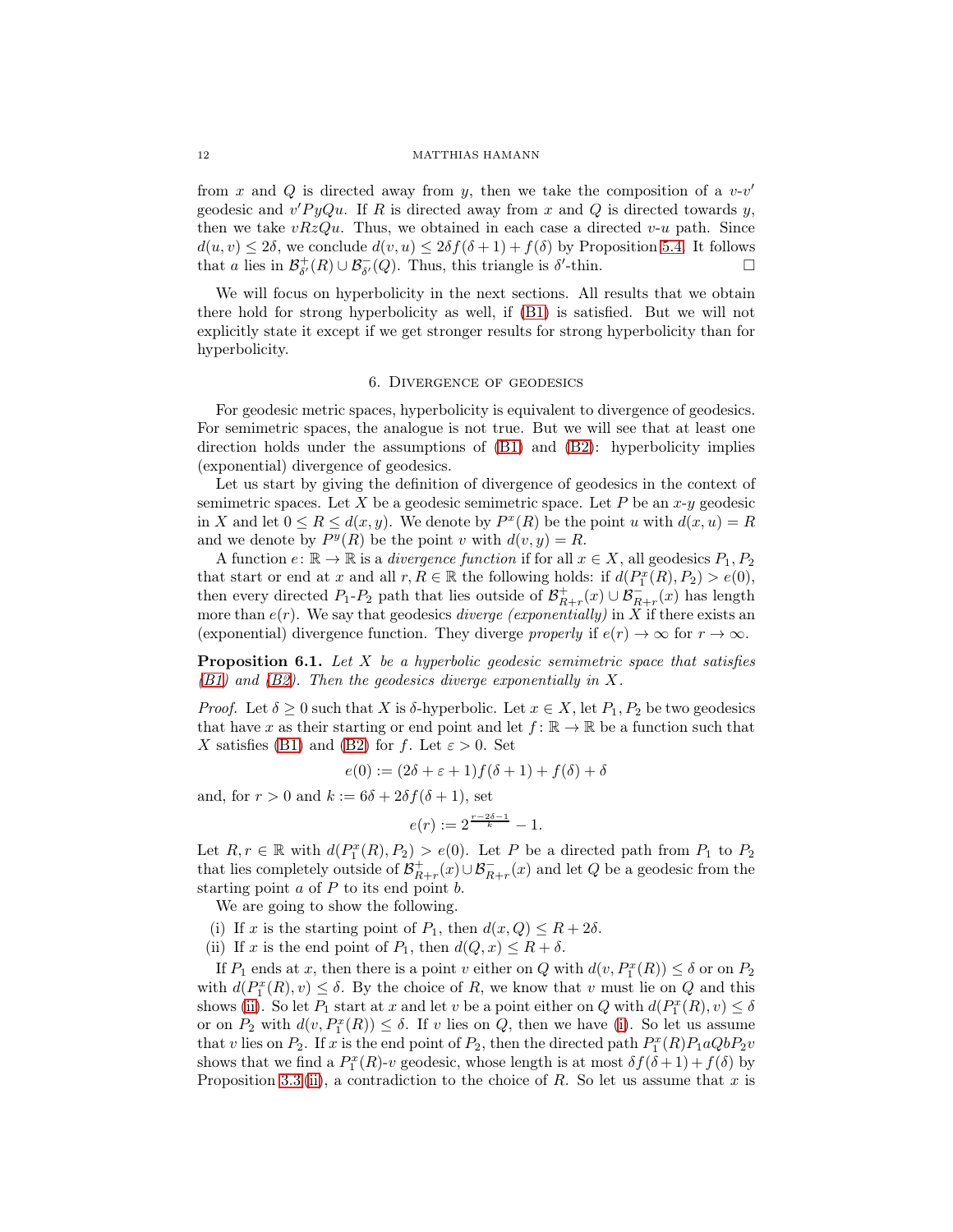from $x$ and $Q$ is directed away from $y$, then we take the composition of a $v$-$v'$ geodesic and $v'PyQu$. If $R$ is directed away from $x$ and $Q$ is directed towards $y$, then we take $vRzQu$. Thus, we obtained in each case a directed $v$-$u$ path. Since $d(u,v) \le 2\delta$, we conclude $d(v,u) \le 2\delta f(\delta+1) + f(\delta)$ by Proposition 5.4. It follows that $a$ lies in $\mathcal{B}^+_{\delta'}(R) \cup \mathcal{B}^-_{\delta'}(Q)$. Thus, this triangle is $\delta'$-thin. □

We will focus on hyperbolicity in the next sections. All results that we obtain there hold for strong hyperbolicity as well, if (B1) is satisfied. But we will not explicitly state it except if we get stronger results for strong hyperbolicity than for hyperbolicity.

## 6. Divergence of geodesics

For geodesic metric spaces, hyperbolicity is equivalent to divergence of geodesics. For semimetric spaces, the analogue is not true. But we will see that at least one direction holds under the assumptions of (B1) and (B2): hyperbolicity implies (exponential) divergence of geodesics.

Let us start by giving the definition of divergence of geodesics in the context of semimetric spaces. Let $X$ be a geodesic semimetric space. Let $P$ be an $x$-$y$ geodesic in $X$ and let $0 \le R \le d(x,y)$. We denote by $P^x(R)$ the point $u$ with $d(x,u) = R$ and we denote by $P^y(R)$ the point $v$ with $d(v,y) = R$.

A function $e\colon \mathbb{R} \to \mathbb{R}$ is a *divergence function* if for all $x \in X$, all geodesics $P_1, P_2$ that start or end at $x$ and all $r, R \in \mathbb{R}$ the following holds: if $d(P_1^x(R), P_2) > e(0)$, then every directed $P_1$-$P_2$ path that lies outside of $\mathcal{B}^+_{R+r}(x) \cup \mathcal{B}^-_{R+r}(x)$ has length more than $e(r)$. We say that geodesics *diverge (exponentially)* in $X$ if there exists an (exponential) divergence function. They diverge *properly* if $e(r) \to \infty$ for $r \to \infty$.

**Proposition 6.1.** *Let $X$ be a hyperbolic geodesic semimetric space that satisfies (B1) and (B2). Then the geodesics diverge exponentially in $X$.*

*Proof.* Let $\delta \ge 0$ such that $X$ is $\delta$-hyperbolic. Let $x \in X$, let $P_1, P_2$ be two geodesics that have $x$ as their starting or end point and let $f\colon \mathbb{R} \to \mathbb{R}$ be a function such that $X$ satisfies (B1) and (B2) for $f$. Let $\varepsilon > 0$. Set

$$e(0) := (2\delta + \varepsilon + 1) f(\delta+1) + f(\delta) + \delta$$

and, for $r > 0$ and $k := 6\delta + 2\delta f(\delta+1)$, set

$$e(r) := 2^{\frac{r-2\delta-1}{k}} - 1.$$

Let $R, r \in \mathbb{R}$ with $d(P_1^x(R), P_2) > e(0)$. Let $P$ be a directed path from $P_1$ to $P_2$ that lies completely outside of $\mathcal{B}^+_{R+r}(x) \cup \mathcal{B}^-_{R+r}(x)$ and let $Q$ be a geodesic from the starting point $a$ of $P$ to its end point $b$.

We are going to show the following.

(i) If $x$ is the starting point of $P_1$, then $d(x,Q) \le R + 2\delta$.
(ii) If $x$ is the end point of $P_1$, then $d(Q,x) \le R + \delta$.

If $P_1$ ends at $x$, then there is a point $v$ either on $Q$ with $d(v, P_1^x(R)) \le \delta$ or on $P_2$ with $d(P_1^x(R), v) \le \delta$. By the choice of $R$, we know that $v$ must lie on $Q$ and this shows (ii). So let $P_1$ start at $x$ and let $v$ be a point either on $Q$ with $d(P_1^x(R), v) \le \delta$ or on $P_2$ with $d(v, P_1^x(R)) \le \delta$. If $v$ lies on $Q$, then we have (i). So let us assume that $v$ lies on $P_2$. If $x$ is the end point of $P_2$, then the directed path $P_1^x(R)P_1aQbP_2v$ shows that we find a $P_1^x(R)$-$v$ geodesic, whose length is at most $\delta f(\delta+1) + f(\delta)$ by Proposition 3.3(ii), a contradiction to the choice of $R$. So let us assume that $x$ is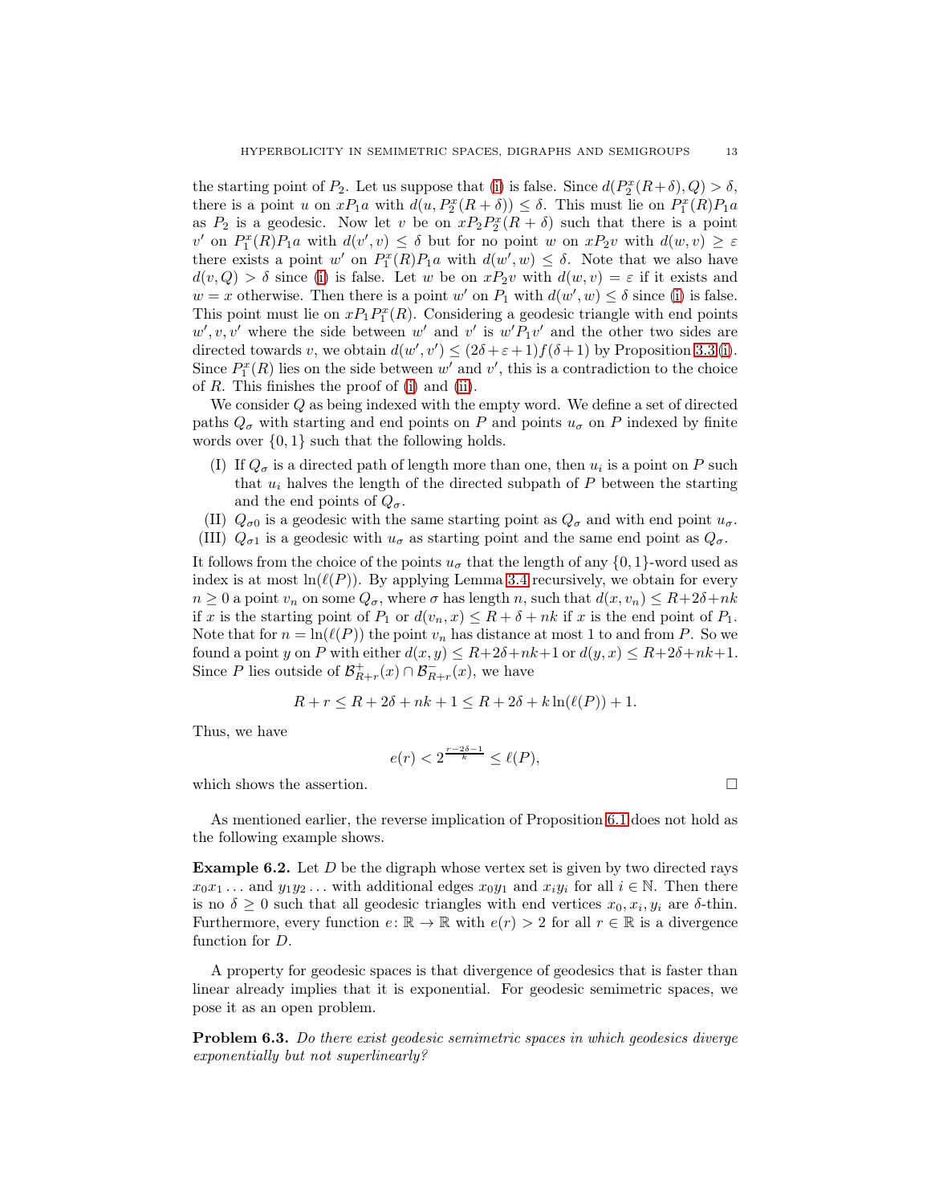the starting point of $P_2$. Let us suppose that (i) is false. Since $d(P_2^x(R+\delta), Q) > \delta$, there is a point $u$ on $xP_1a$ with $d(u, P_2^x(R+\delta)) \leq \delta$. This must lie on $P_1^x(R)P_1a$ as $P_2$ is a geodesic. Now let $v$ be on $xP_2P_2^x(R+\delta)$ such that there is a point $v'$ on $P_1^x(R)P_1a$ with $d(v', v) \leq \delta$ but for no point $w$ on $xP_2v$ with $d(w, v) \geq \varepsilon$ there exists a point $w'$ on $P_1^x(R)P_1a$ with $d(w', w) \leq \delta$. Note that we also have $d(v, Q) > \delta$ since (i) is false. Let $w$ be on $xP_2v$ with $d(w, v) = \varepsilon$ if it exists and $w = x$ otherwise. Then there is a point $w'$ on $P_1$ with $d(w', w) \leq \delta$ since (i) is false. This point must lie on $xP_1P_1^x(R)$. Considering a geodesic triangle with end points $w', v, v'$ where the side between $w'$ and $v'$ is $w'P_1v'$ and the other two sides are directed towards $v$, we obtain $d(w', v') \leq (2\delta+\varepsilon+1)f(\delta+1)$ by Proposition 3.3 (i). Since $P_1^x(R)$ lies on the side between $w'$ and $v'$, this is a contradiction to the choice of $R$. This finishes the proof of (i) and (ii).

We consider $Q$ as being indexed with the empty word. We define a set of directed paths $Q_\sigma$ with starting and end points on $P$ and points $u_\sigma$ on $P$ indexed by finite words over $\{0, 1\}$ such that the following holds.

(I) If $Q_\sigma$ is a directed path of length more than one, then $u_i$ is a point on $P$ such that $u_i$ halves the length of the directed subpath of $P$ between the starting and the end points of $Q_\sigma$.

(II) $Q_{\sigma 0}$ is a geodesic with the same starting point as $Q_\sigma$ and with end point $u_\sigma$.

(III) $Q_{\sigma 1}$ is a geodesic with $u_\sigma$ as starting point and the same end point as $Q_\sigma$.

It follows from the choice of the points $u_\sigma$ that the length of any $\{0, 1\}$-word used as index is at most $\ln(\ell(P))$. By applying Lemma 3.4 recursively, we obtain for every $n \geq 0$ a point $v_n$ on some $Q_\sigma$, where $\sigma$ has length $n$, such that $d(x, v_n) \leq R+2\delta+nk$ if $x$ is the starting point of $P_1$ or $d(v_n, x) \leq R+\delta+nk$ if $x$ is the end point of $P_1$. Note that for $n = \ln(\ell(P))$ the point $v_n$ has distance at most 1 to and from $P$. So we found a point $y$ on $P$ with either $d(x, y) \leq R+2\delta+nk+1$ or $d(y, x) \leq R+2\delta+nk+1$. Since $P$ lies outside of $\mathcal{B}^+_{R+r}(x) \cap \mathcal{B}^-_{R+r}(x)$, we have

$$R + r \leq R + 2\delta + nk + 1 \leq R + 2\delta + k\ln(\ell(P)) + 1.$$

Thus, we have

$$e(r) < 2^{\frac{r-2\delta-1}{k}} \leq \ell(P),$$

which shows the assertion. □

As mentioned earlier, the reverse implication of Proposition 6.1 does not hold as the following example shows.

**Example 6.2.** Let $D$ be the digraph whose vertex set is given by two directed rays $x_0x_1\ldots$ and $y_1y_2\ldots$ with additional edges $x_0y_1$ and $x_iy_i$ for all $i \in \mathbb{N}$. Then there is no $\delta \geq 0$ such that all geodesic triangles with end vertices $x_0, x_i, y_i$ are $\delta$-thin. Furthermore, every function $e\colon \mathbb{R} \to \mathbb{R}$ with $e(r) > 2$ for all $r \in \mathbb{R}$ is a divergence function for $D$.

A property for geodesic spaces is that divergence of geodesics that is faster than linear already implies that it is exponential. For geodesic semimetric spaces, we pose it as an open problem.

**Problem 6.3.** *Do there exist geodesic semimetric spaces in which geodesics diverge exponentially but not superlinearly?*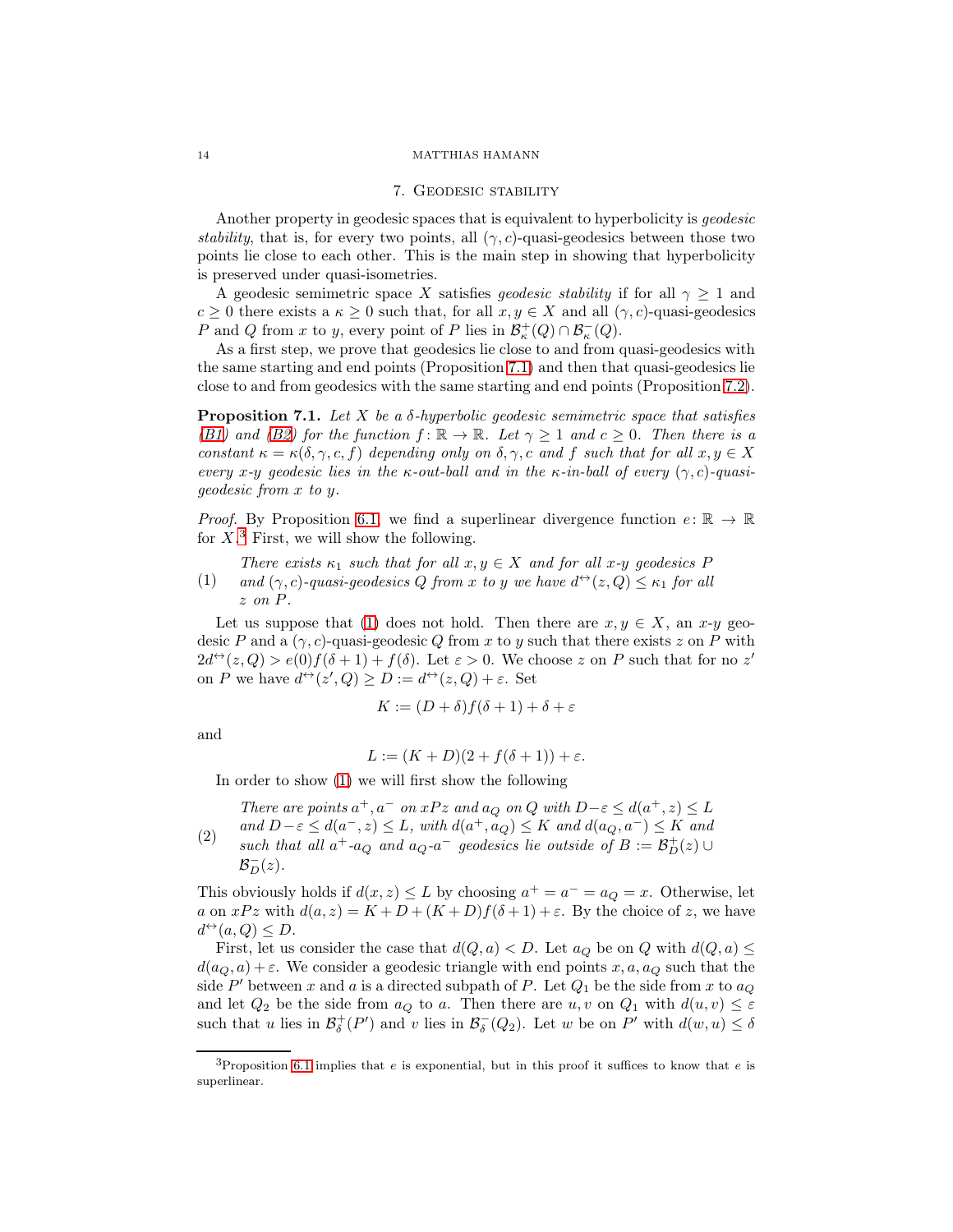## 7. Geodesic stability

Another property in geodesic spaces that is equivalent to hyperbolicity is *geodesic stability*, that is, for every two points, all $(\gamma, c)$-quasi-geodesics between those two points lie close to each other. This is the main step in showing that hyperbolicity is preserved under quasi-isometries.

A geodesic semimetric space $X$ satisfies *geodesic stability* if for all $\gamma \geq 1$ and $c \geq 0$ there exists a $\kappa \geq 0$ such that, for all $x, y \in X$ and all $(\gamma, c)$-quasi-geodesics $P$ and $Q$ from $x$ to $y$, every point of $P$ lies in $\mathcal{B}^+_\kappa(Q) \cap \mathcal{B}^-_\kappa(Q)$.

As a first step, we prove that geodesics lie close to and from quasi-geodesics with the same starting and end points (Proposition 7.1) and then that quasi-geodesics lie close to and from geodesics with the same starting and end points (Proposition 7.2).

**Proposition 7.1.** *Let $X$ be a $\delta$-hyperbolic geodesic semimetric space that satisfies (B1) and (B2) for the function $f\colon \mathbb{R} \to \mathbb{R}$. Let $\gamma \geq 1$ and $c \geq 0$. Then there is a constant $\kappa = \kappa(\delta, \gamma, c, f)$ depending only on $\delta, \gamma, c$ and $f$ such that for all $x, y \in X$ every $x$-$y$ geodesic lies in the $\kappa$-out-ball and in the $\kappa$-in-ball of every $(\gamma, c)$-quasi-geodesic from $x$ to $y$.*

*Proof.* By Proposition 6.1, we find a superlinear divergence function $e\colon \mathbb{R} \to \mathbb{R}$ for $X$.[3] First, we will show the following.

(1) *There exists $\kappa_1$ such that for all $x, y \in X$ and for all $x$-$y$ geodesics $P$ and $(\gamma, c)$-quasi-geodesics $Q$ from $x$ to $y$ we have $d^\leftrightarrow(z, Q) \leq \kappa_1$ for all $z$ on $P$.*

Let us suppose that (1) does not hold. Then there are $x, y \in X$, an $x$-$y$ geodesic $P$ and a $(\gamma, c)$-quasi-geodesic $Q$ from $x$ to $y$ such that there exists $z$ on $P$ with $2d^\leftrightarrow(z, Q) > e(0)f(\delta + 1) + f(\delta)$. Let $\varepsilon > 0$. We choose $z$ on $P$ such that for no $z'$ on $P$ we have $d^\leftrightarrow(z', Q) \geq D := d^\leftrightarrow(z, Q) + \varepsilon$. Set

$$K := (D + \delta)f(\delta + 1) + \delta + \varepsilon$$

and

$$L := (K + D)(2 + f(\delta + 1)) + \varepsilon.$$

In order to show (1) we will first show the following

(2) *There are points $a^+, a^-$ on $xPz$ and $a_Q$ on $Q$ with $D - \varepsilon \leq d(a^+, z) \leq L$ and $D - \varepsilon \leq d(a^-, z) \leq L$, with $d(a^+, a_Q) \leq K$ and $d(a_Q, a^-) \leq K$ and such that all $a^+$-$a_Q$ and $a_Q$-$a^-$ geodesics lie outside of $B := \mathcal{B}^+_D(z) \cup \mathcal{B}^-_D(z)$.*

This obviously holds if $d(x, z) \leq L$ by choosing $a^+ = a^- = a_Q = x$. Otherwise, let $a$ on $xPz$ with $d(a, z) = K + D + (K + D)f(\delta + 1) + \varepsilon$. By the choice of $z$, we have $d^\leftrightarrow(a, Q) \leq D$.

First, let us consider the case that $d(Q, a) < D$. Let $a_Q$ be on $Q$ with $d(Q, a) \leq d(a_Q, a) + \varepsilon$. We consider a geodesic triangle with end points $x, a, a_Q$ such that the side $P'$ between $x$ and $a$ is a directed subpath of $P$. Let $Q_1$ be the side from $x$ to $a_Q$ and let $Q_2$ be the side from $a_Q$ to $a$. Then there are $u, v$ on $Q_1$ with $d(u, v) \leq \varepsilon$ such that $u$ lies in $\mathcal{B}^+_\delta(P')$ and $v$ lies in $\mathcal{B}^-_\delta(Q_2)$. Let $w$ be on $P'$ with $d(w, u) \leq \delta$

[3] Proposition 6.1 implies that $e$ is exponential, but in this proof it suffices to know that $e$ is superlinear.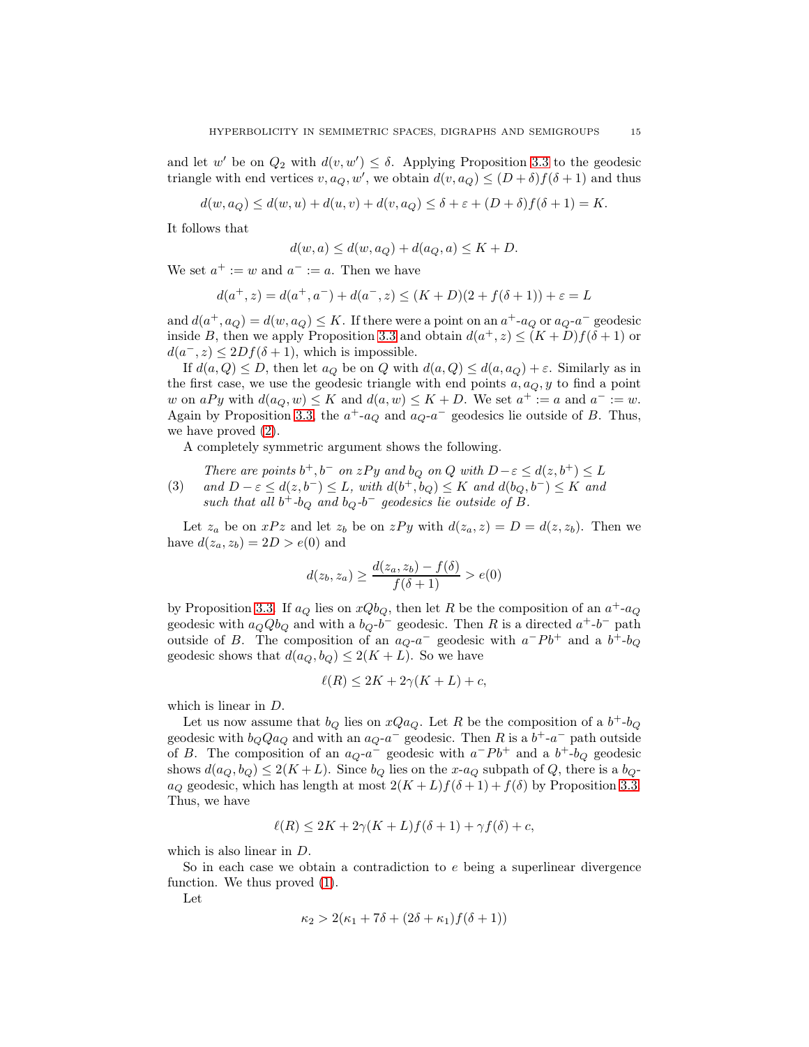and let $w'$ be on $Q_2$ with $d(v, w') \le \delta$. Applying Proposition 3.3 to the geodesic triangle with end vertices $v, a_Q, w'$, we obtain $d(v, a_Q) \le (D + \delta) f(\delta + 1)$ and thus

$$d(w, a_Q) \le d(w, u) + d(u, v) + d(v, a_Q) \le \delta + \varepsilon + (D + \delta) f(\delta + 1) = K.$$

It follows that

$$d(w, a) \le d(w, a_Q) + d(a_Q, a) \le K + D.$$

We set $a^+ := w$ and $a^- := a$. Then we have

$$d(a^+, z) = d(a^+, a^-) + d(a^-, z) \le (K + D)(2 + f(\delta + 1)) + \varepsilon = L$$

and $d(a^+, a_Q) = d(w, a_Q) \le K$. If there were a point on an $a^+$-$a_Q$ or $a_Q$-$a^-$ geodesic inside $B$, then we apply Proposition 3.3 and obtain $d(a^+, z) \le (K + D) f(\delta + 1)$ or $d(a^-, z) \le 2Df(\delta + 1)$, which is impossible.

If $d(a, Q) \le D$, then let $a_Q$ be on $Q$ with $d(a, Q) \le d(a, a_Q) + \varepsilon$. Similarly as in the first case, we use the geodesic triangle with end points $a, a_Q, y$ to find a point $w$ on $aPy$ with $d(a_Q, w) \le K$ and $d(a, w) \le K + D$. We set $a^+ := a$ and $a^- := w$. Again by Proposition 3.3, the $a^+$-$a_Q$ and $a_Q$-$a^-$ geodesics lie outside of $B$. Thus, we have proved (2).

A completely symmetric argument shows the following.

(3) *There are points $b^+, b^-$ on $zPy$ and $b_Q$ on $Q$ with $D - \varepsilon \le d(z, b^+) \le L$ and $D - \varepsilon \le d(z, b^-) \le L$, with $d(b^+, b_Q) \le K$ and $d(b_Q, b^-) \le K$ and such that all $b^+$-$b_Q$ and $b_Q$-$b^-$ geodesics lie outside of $B$.*

Let $z_a$ be on $xPz$ and let $z_b$ be on $zPy$ with $d(z_a, z) = D = d(z, z_b)$. Then we have $d(z_a, z_b) = 2D > e(0)$ and

$$d(z_b, z_a) \ge \frac{d(z_a, z_b) - f(\delta)}{f(\delta + 1)} > e(0)$$

by Proposition 3.3. If $a_Q$ lies on $xQb_Q$, then let $R$ be the composition of an $a^+$-$a_Q$ geodesic with $a_Q Q b_Q$ and with a $b_Q$-$b^-$ geodesic. Then $R$ is a directed $a^+$-$b^-$ path outside of $B$. The composition of an $a_Q$-$a^-$ geodesic with $a^- P b^+$ and a $b^+$-$b_Q$ geodesic shows that $d(a_Q, b_Q) \le 2(K + L)$. So we have

$$\ell(R) \le 2K + 2\gamma(K + L) + c,$$

which is linear in $D$.

Let us now assume that $b_Q$ lies on $xQa_Q$. Let $R$ be the composition of a $b^+$-$b_Q$ geodesic with $b_Q Q a_Q$ and with an $a_Q$-$a^-$ geodesic. Then $R$ is a $b^+$-$a^-$ path outside of $B$. The composition of an $a_Q$-$a^-$ geodesic with $a^- P b^+$ and a $b^+$-$b_Q$ geodesic shows $d(a_Q, b_Q) \le 2(K + L)$. Since $b_Q$ lies on the $x$-$a_Q$ subpath of $Q$, there is a $b_Q$-$a_Q$ geodesic, which has length at most $2(K + L) f(\delta + 1) + f(\delta)$ by Proposition 3.3. Thus, we have

$$\ell(R) \le 2K + 2\gamma(K + L) f(\delta + 1) + \gamma f(\delta) + c,$$

which is also linear in $D$.

So in each case we obtain a contradiction to $e$ being a superlinear divergence function. We thus proved (1).

Let

$$\kappa_2 > 2(\kappa_1 + 7\delta + (2\delta + \kappa_1) f(\delta + 1))$$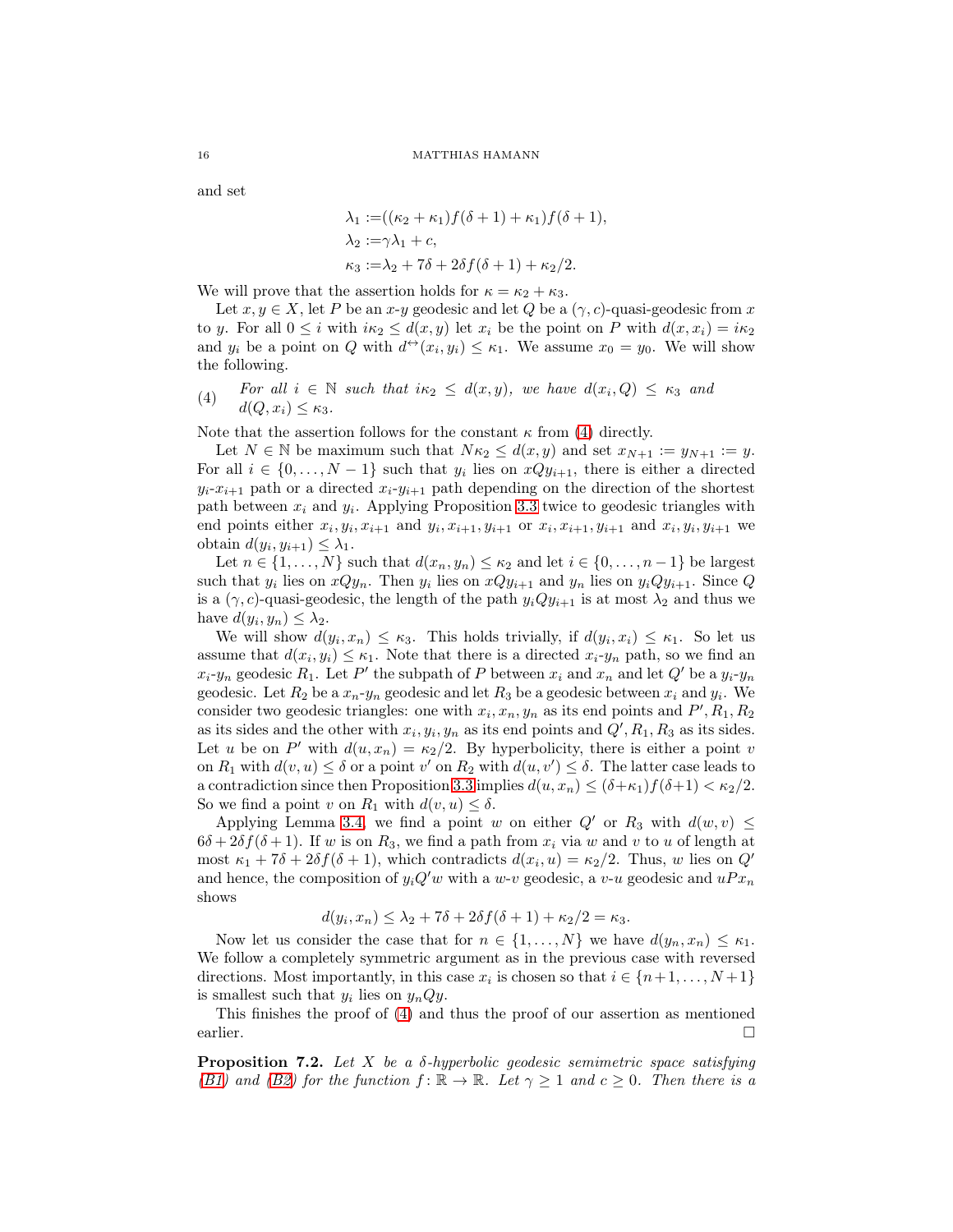and set

$$\begin{aligned}
\lambda_1 &:= ((\kappa_2 + \kappa_1) f(\delta + 1) + \kappa_1) f(\delta + 1),\\
\lambda_2 &:= \gamma\lambda_1 + c,\\
\kappa_3 &:= \lambda_2 + 7\delta + 2\delta f(\delta + 1) + \kappa_2/2.
\end{aligned}$$

We will prove that the assertion holds for $\kappa = \kappa_2 + \kappa_3$.

Let $x, y \in X$, let $P$ be an $x$-$y$ geodesic and let $Q$ be a $(\gamma, c)$-quasi-geodesic from $x$ to $y$. For all $0 \leq i$ with $i\kappa_2 \leq d(x, y)$ let $x_i$ be the point on $P$ with $d(x, x_i) = i\kappa_2$ and $y_i$ be a point on $Q$ with $d^{\leftrightarrow}(x_i, y_i) \leq \kappa_1$. We assume $x_0 = y_0$. We will show the following.

(4) *For all $i \in \mathbb{N}$ such that $i\kappa_2 \leq d(x, y)$, we have $d(x_i, Q) \leq \kappa_3$ and $d(Q, x_i) \leq \kappa_3$.*

Note that the assertion follows for the constant $\kappa$ from (4) directly.

Let $N \in \mathbb{N}$ be maximum such that $N\kappa_2 \leq d(x, y)$ and set $x_{N+1} := y_{N+1} := y$. For all $i \in \{0, \ldots, N-1\}$ such that $y_i$ lies on $xQy_{i+1}$, there is either a directed $y_i$-$x_{i+1}$ path or a directed $x_i$-$y_{i+1}$ path depending on the direction of the shortest path between $x_i$ and $y_i$. Applying Proposition 3.3 twice to geodesic triangles with end points either $x_i, y_i, x_{i+1}$ and $y_i, x_{i+1}, y_{i+1}$ or $x_i, x_{i+1}, y_{i+1}$ and $x_i, y_i, y_{i+1}$ we obtain $d(y_i, y_{i+1}) \leq \lambda_1$.

Let $n \in \{1, \ldots, N\}$ such that $d(x_n, y_n) \leq \kappa_2$ and let $i \in \{0, \ldots, n-1\}$ be largest such that $y_i$ lies on $xQy_n$. Then $y_i$ lies on $xQy_{i+1}$ and $y_n$ lies on $y_iQy_{i+1}$. Since $Q$ is a $(\gamma, c)$-quasi-geodesic, the length of the path $y_iQy_{i+1}$ is at most $\lambda_2$ and thus we have $d(y_i, y_n) \leq \lambda_2$.

We will show $d(y_i, x_n) \leq \kappa_3$. This holds trivially, if $d(y_i, x_i) \leq \kappa_1$. So let us assume that $d(x_i, y_i) \leq \kappa_1$. Note that there is a directed $x_i$-$y_n$ path, so we find an $x_i$-$y_n$ geodesic $R_1$. Let $P'$ the subpath of $P$ between $x_i$ and $x_n$ and let $Q'$ be a $y_i$-$y_n$ geodesic. Let $R_2$ be a $x_n$-$y_n$ geodesic and let $R_3$ be a geodesic between $x_i$ and $y_i$. We consider two geodesic triangles: one with $x_i, x_n, y_n$ as its end points and $P', R_1, R_2$ as its sides and the other with $x_i, y_i, y_n$ as its end points and $Q', R_1, R_3$ as its sides. Let $u$ be on $P'$ with $d(u, x_n) = \kappa_2/2$. By hyperbolicity, there is either a point $v$ on $R_1$ with $d(v, u) \leq \delta$ or a point $v'$ on $R_2$ with $d(u, v') \leq \delta$. The latter case leads to a contradiction since then Proposition 3.3 implies $d(u, x_n) \leq (\delta+\kappa_1)f(\delta+1) < \kappa_2/2$. So we find a point $v$ on $R_1$ with $d(v, u) \leq \delta$.

Applying Lemma 3.4, we find a point $w$ on either $Q'$ or $R_3$ with $d(w, v) \leq 6\delta + 2\delta f(\delta + 1)$. If $w$ is on $R_3$, we find a path from $x_i$ via $w$ and $v$ to $u$ of length at most $\kappa_1 + 7\delta + 2\delta f(\delta + 1)$, which contradicts $d(x_i, u) = \kappa_2/2$. Thus, $w$ lies on $Q'$ and hence, the composition of $y_iQ'w$ with a $w$-$v$ geodesic, a $v$-$u$ geodesic and $uPx_n$ shows

$$d(y_i, x_n) \leq \lambda_2 + 7\delta + 2\delta f(\delta + 1) + \kappa_2/2 = \kappa_3.$$

Now let us consider the case that for $n \in \{1, \ldots, N\}$ we have $d(y_n, x_n) \leq \kappa_1$. We follow a completely symmetric argument as in the previous case with reversed directions. Most importantly, in this case $x_i$ is chosen so that $i \in \{n+1, \ldots, N+1\}$ is smallest such that $y_i$ lies on $y_nQy$.

This finishes the proof of (4) and thus the proof of our assertion as mentioned earlier. $\square$

**Proposition 7.2.** *Let $X$ be a $\delta$-hyperbolic geodesic semimetric space satisfying (B1) and (B2) for the function $f\colon \mathbb{R} \to \mathbb{R}$. Let $\gamma \geq 1$ and $c \geq 0$. Then there is a*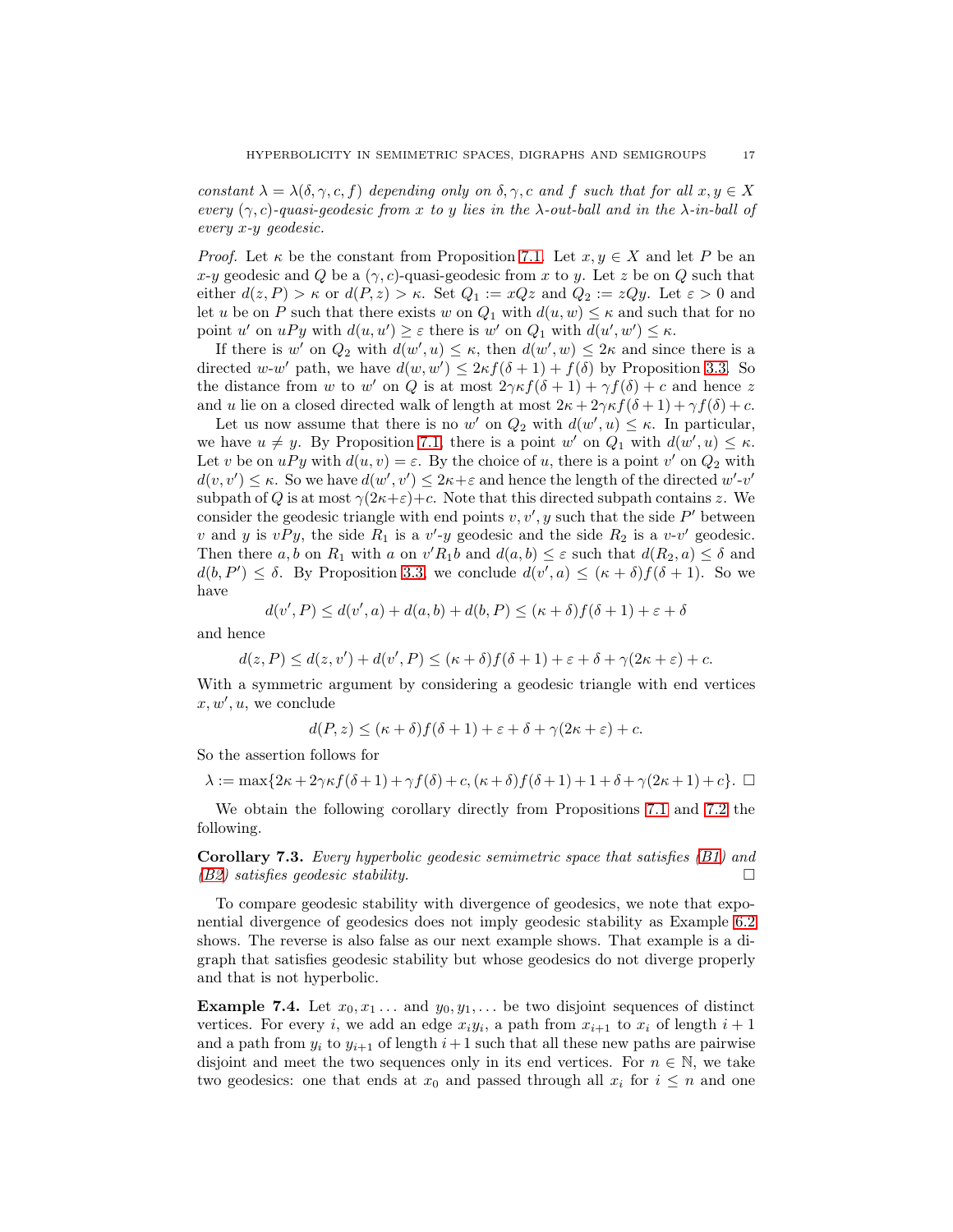*constant $\lambda = \lambda(\delta, \gamma, c, f)$ depending only on $\delta, \gamma, c$ and $f$ such that for all $x, y \in X$ every $(\gamma, c)$-quasi-geodesic from $x$ to $y$ lies in the $\lambda$-out-ball and in the $\lambda$-in-ball of every $x$-$y$ geodesic.*

*Proof.* Let $\kappa$ be the constant from Proposition 7.1. Let $x, y \in X$ and let $P$ be an $x$-$y$ geodesic and $Q$ be a $(\gamma, c)$-quasi-geodesic from $x$ to $y$. Let $z$ be on $Q$ such that either $d(z, P) > \kappa$ or $d(P, z) > \kappa$. Set $Q_1 := xQz$ and $Q_2 := zQy$. Let $\varepsilon > 0$ and let $u$ be on $P$ such that there exists $w$ on $Q_1$ with $d(u, w) \leq \kappa$ and such that for no point $u'$ on $uPy$ with $d(u, u') \geq \varepsilon$ there is $w'$ on $Q_1$ with $d(u', w') \leq \kappa$.

If there is $w'$ on $Q_2$ with $d(w', u) \leq \kappa$, then $d(w', w) \leq 2\kappa$ and since there is a directed $w$-$w'$ path, we have $d(w, w') \leq 2\kappa f(\delta + 1) + f(\delta)$ by Proposition 3.3. So the distance from $w$ to $w'$ on $Q$ is at most $2\gamma\kappa f(\delta + 1) + \gamma f(\delta) + c$ and hence $z$ and $u$ lie on a closed directed walk of length at most $2\kappa + 2\gamma\kappa f(\delta + 1) + \gamma f(\delta) + c$.

Let us now assume that there is no $w'$ on $Q_2$ with $d(w', u) \leq \kappa$. In particular, we have $u \neq y$. By Proposition 7.1, there is a point $w'$ on $Q_1$ with $d(w', u) \leq \kappa$. Let $v$ be on $uPy$ with $d(u, v) = \varepsilon$. By the choice of $u$, there is a point $v'$ on $Q_2$ with $d(v, v') \leq \kappa$. So we have $d(w', v') \leq 2\kappa + \varepsilon$ and hence the length of the directed $w'$-$v'$ subpath of $Q$ is at most $\gamma(2\kappa + \varepsilon) + c$. Note that this directed subpath contains $z$. We consider the geodesic triangle with end points $v, v', y$ such that the side $P'$ between $v$ and $y$ is $vPy$, the side $R_1$ is a $v'$-$y$ geodesic and the side $R_2$ is a $v$-$v'$ geodesic. Then there $a, b$ on $R_1$ with $a$ on $v'R_1b$ and $d(a, b) \leq \varepsilon$ such that $d(R_2, a) \leq \delta$ and $d(b, P') \leq \delta$. By Proposition 3.3, we conclude $d(v', a) \leq (\kappa + \delta)f(\delta + 1)$. So we have

$$d(v', P) \leq d(v', a) + d(a, b) + d(b, P) \leq (\kappa + \delta)f(\delta + 1) + \varepsilon + \delta$$

and hence

$$d(z, P) \leq d(z, v') + d(v', P) \leq (\kappa + \delta)f(\delta + 1) + \varepsilon + \delta + \gamma(2\kappa + \varepsilon) + c.$$

With a symmetric argument by considering a geodesic triangle with end vertices $x, w', u$, we conclude

$$d(P, z) \leq (\kappa + \delta)f(\delta + 1) + \varepsilon + \delta + \gamma(2\kappa + \varepsilon) + c.$$

So the assertion follows for

$$\lambda := \max\{2\kappa + 2\gamma\kappa f(\delta + 1) + \gamma f(\delta) + c, (\kappa + \delta)f(\delta + 1) + 1 + \delta + \gamma(2\kappa + 1) + c\}. \; \square$$

We obtain the following corollary directly from Propositions 7.1 and 7.2 the following.

**Corollary 7.3.** *Every hyperbolic geodesic semimetric space that satisfies (B1) and (B2) satisfies geodesic stability.* $\square$

To compare geodesic stability with divergence of geodesics, we note that exponential divergence of geodesics does not imply geodesic stability as Example 6.2 shows. The reverse is also false as our next example shows. That example is a digraph that satisfies geodesic stability but whose geodesics do not diverge properly and that is not hyperbolic.

**Example 7.4.** Let $x_0, x_1 \ldots$ and $y_0, y_1, \ldots$ be two disjoint sequences of distinct vertices. For every $i$, we add an edge $x_iy_i$, a path from $x_{i+1}$ to $x_i$ of length $i + 1$ and a path from $y_i$ to $y_{i+1}$ of length $i + 1$ such that all these new paths are pairwise disjoint and meet the two sequences only in its end vertices. For $n \in \mathbb{N}$, we take two geodesics: one that ends at $x_0$ and passed through all $x_i$ for $i \leq n$ and one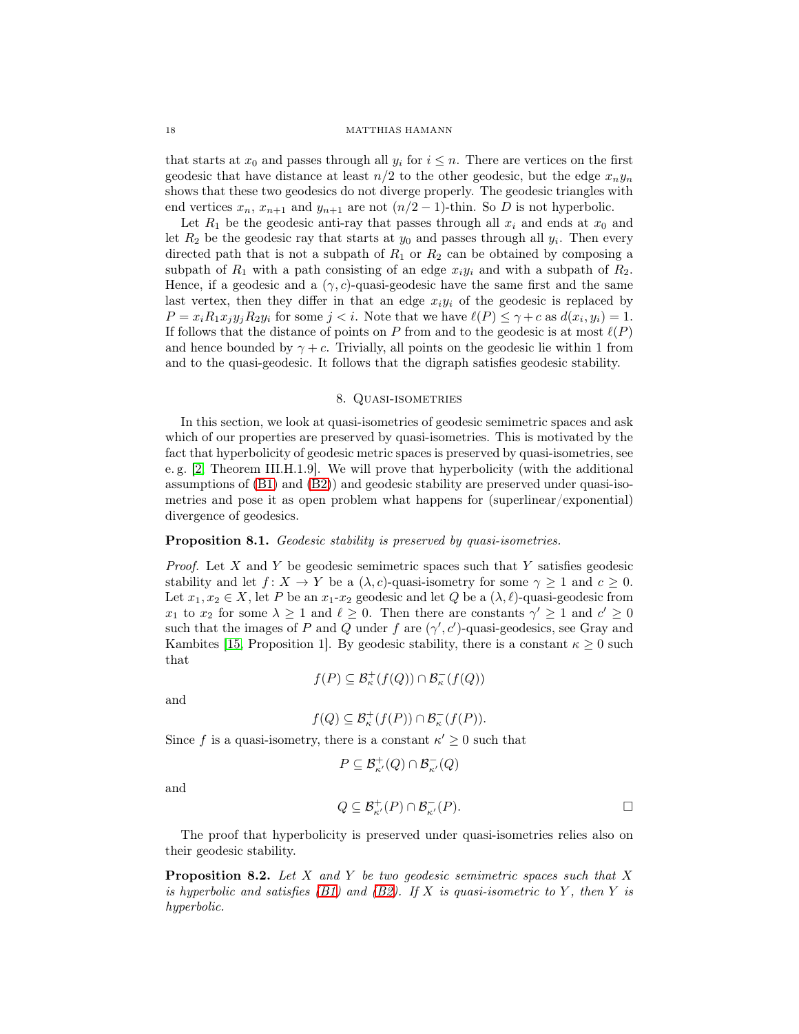that starts at $x_0$ and passes through all $y_i$ for $i \leq n$. There are vertices on the first geodesic that have distance at least $n/2$ to the other geodesic, but the edge $x_n y_n$ shows that these two geodesics do not diverge properly. The geodesic triangles with end vertices $x_n$, $x_{n+1}$ and $y_{n+1}$ are not $(n/2-1)$-thin. So $D$ is not hyperbolic.

Let $R_1$ be the geodesic anti-ray that passes through all $x_i$ and ends at $x_0$ and let $R_2$ be the geodesic ray that starts at $y_0$ and passes through all $y_i$. Then every directed path that is not a subpath of $R_1$ or $R_2$ can be obtained by composing a subpath of $R_1$ with a path consisting of an edge $x_i y_i$ and with a subpath of $R_2$. Hence, if a geodesic and a $(\gamma, c)$-quasi-geodesic have the same first and the same last vertex, then they differ in that an edge $x_i y_i$ of the geodesic is replaced by $P = x_i R_1 x_j y_j R_2 y_i$ for some $j < i$. Note that we have $\ell(P) \leq \gamma + c$ as $d(x_i, y_i) = 1$. If follows that the distance of points on $P$ from and to the geodesic is at most $\ell(P)$ and hence bounded by $\gamma + c$. Trivially, all points on the geodesic lie within 1 from and to the quasi-geodesic. It follows that the digraph satisfies geodesic stability.

## 8. Quasi-isometries

In this section, we look at quasi-isometries of geodesic semimetric spaces and ask which of our properties are preserved by quasi-isometries. This is motivated by the fact that hyperbolicity of geodesic metric spaces is preserved by quasi-isometries, see e. g. [2, Theorem III.H.1.9]. We will prove that hyperbolicity (with the additional assumptions of (B1) and (B2)) and geodesic stability are preserved under quasi-isometries and pose it as open problem what happens for (superlinear/exponential) divergence of geodesics.

**Proposition 8.1.** *Geodesic stability is preserved by quasi-isometries.*

*Proof.* Let $X$ and $Y$ be geodesic semimetric spaces such that $Y$ satisfies geodesic stability and let $f\colon X \to Y$ be a $(\lambda, c)$-quasi-isometry for some $\gamma \geq 1$ and $c \geq 0$. Let $x_1, x_2 \in X$, let $P$ be an $x_1$-$x_2$ geodesic and let $Q$ be a $(\lambda, \ell)$-quasi-geodesic from $x_1$ to $x_2$ for some $\lambda \geq 1$ and $\ell \geq 0$. Then there are constants $\gamma' \geq 1$ and $c' \geq 0$ such that the images of $P$ and $Q$ under $f$ are $(\gamma', c')$-quasi-geodesics, see Gray and Kambites [15, Proposition 1]. By geodesic stability, there is a constant $\kappa \geq 0$ such that

$$f(P) \subseteq \mathcal{B}^+_\kappa(f(Q)) \cap \mathcal{B}^-_\kappa(f(Q))$$

and

$$f(Q) \subseteq \mathcal{B}^+_\kappa(f(P)) \cap \mathcal{B}^-_\kappa(f(P)).$$

Since $f$ is a quasi-isometry, there is a constant $\kappa' \geq 0$ such that

$$P \subseteq \mathcal{B}^+_{\kappa'}(Q) \cap \mathcal{B}^-_{\kappa'}(Q)$$

and

$$Q \subseteq \mathcal{B}^+_{\kappa'}(P) \cap \mathcal{B}^-_{\kappa'}(P). \qquad \square$$

The proof that hyperbolicity is preserved under quasi-isometries relies also on their geodesic stability.

**Proposition 8.2.** *Let $X$ and $Y$ be two geodesic semimetric spaces such that $X$ is hyperbolic and satisfies (B1) and (B2). If $X$ is quasi-isometric to $Y$, then $Y$ is hyperbolic.*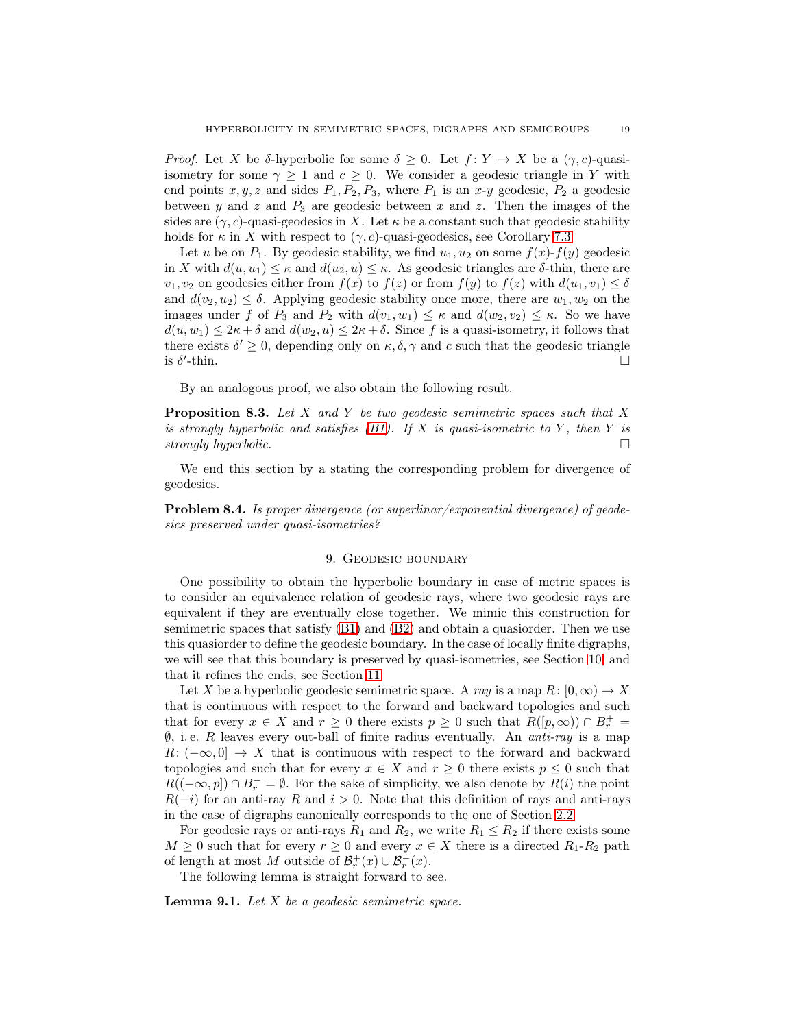*Proof.* Let $X$ be $\delta$-hyperbolic for some $\delta \geq 0$. Let $f: Y \to X$ be a $(\gamma, c)$-quasi-isometry for some $\gamma \geq 1$ and $c \geq 0$. We consider a geodesic triangle in $Y$ with end points $x, y, z$ and sides $P_1, P_2, P_3$, where $P_1$ is an $x$-$y$ geodesic, $P_2$ a geodesic between $y$ and $z$ and $P_3$ are geodesic between $x$ and $z$. Then the images of the sides are $(\gamma, c)$-quasi-geodesics in $X$. Let $\kappa$ be a constant such that geodesic stability holds for $\kappa$ in $X$ with respect to $(\gamma, c)$-quasi-geodesics, see Corollary 7.3.

Let $u$ be on $P_1$. By geodesic stability, we find $u_1, u_2$ on some $f(x)$-$f(y)$ geodesic in $X$ with $d(u, u_1) \leq \kappa$ and $d(u_2, u) \leq \kappa$. As geodesic triangles are $\delta$-thin, there are $v_1, v_2$ on geodesics either from $f(x)$ to $f(z)$ or from $f(y)$ to $f(z)$ with $d(u_1, v_1) \leq \delta$ and $d(v_2, u_2) \leq \delta$. Applying geodesic stability once more, there are $w_1, w_2$ on the images under $f$ of $P_3$ and $P_2$ with $d(v_1, w_1) \leq \kappa$ and $d(w_2, v_2) \leq \kappa$. So we have $d(u, w_1) \leq 2\kappa + \delta$ and $d(w_2, u) \leq 2\kappa + \delta$. Since $f$ is a quasi-isometry, it follows that there exists $\delta' \geq 0$, depending only on $\kappa, \delta, \gamma$ and $c$ such that the geodesic triangle is $\delta'$-thin. □

By an analogous proof, we also obtain the following result.

**Proposition 8.3.** *Let $X$ and $Y$ be two geodesic semimetric spaces such that $X$ is strongly hyperbolic and satisfies (B1). If $X$ is quasi-isometric to $Y$, then $Y$ is strongly hyperbolic.* □

We end this section by a stating the corresponding problem for divergence of geodesics.

**Problem 8.4.** *Is proper divergence (or superlinar/exponential divergence) of geodesics preserved under quasi-isometries?*

## 9. Geodesic boundary

One possibility to obtain the hyperbolic boundary in case of metric spaces is to consider an equivalence relation of geodesic rays, where two geodesic rays are equivalent if they are eventually close together. We mimic this construction for semimetric spaces that satisfy (B1) and (B2) and obtain a quasiorder. Then we use this quasiorder to define the geodesic boundary. In the case of locally finite digraphs, we will see that this boundary is preserved by quasi-isometries, see Section 10, and that it refines the ends, see Section 11.

Let $X$ be a hyperbolic geodesic semimetric space. A *ray* is a map $R: [0, \infty) \to X$ that is continuous with respect to the forward and backward topologies and such that for every $x \in X$ and $r \geq 0$ there exists $p \geq 0$ such that $R([p, \infty)) \cap B_r^+ = \emptyset$, i. e. $R$ leaves every out-ball of finite radius eventually. An *anti-ray* is a map $R: (-\infty, 0] \to X$ that is continuous with respect to the forward and backward topologies and such that for every $x \in X$ and $r \geq 0$ there exists $p \leq 0$ such that $R((-\infty, p]) \cap B_r^- = \emptyset$. For the sake of simplicity, we also denote by $R(i)$ the point $R(-i)$ for an anti-ray $R$ and $i > 0$. Note that this definition of rays and anti-rays in the case of digraphs canonically corresponds to the one of Section 2.2.

For geodesic rays or anti-rays $R_1$ and $R_2$, we write $R_1 \leq R_2$ if there exists some $M \geq 0$ such that for every $r \geq 0$ and every $x \in X$ there is a directed $R_1$-$R_2$ path of length at most $M$ outside of $\mathcal{B}_r^+(x) \cup \mathcal{B}_r^-(x)$.

The following lemma is straight forward to see.

**Lemma 9.1.** *Let $X$ be a geodesic semimetric space.*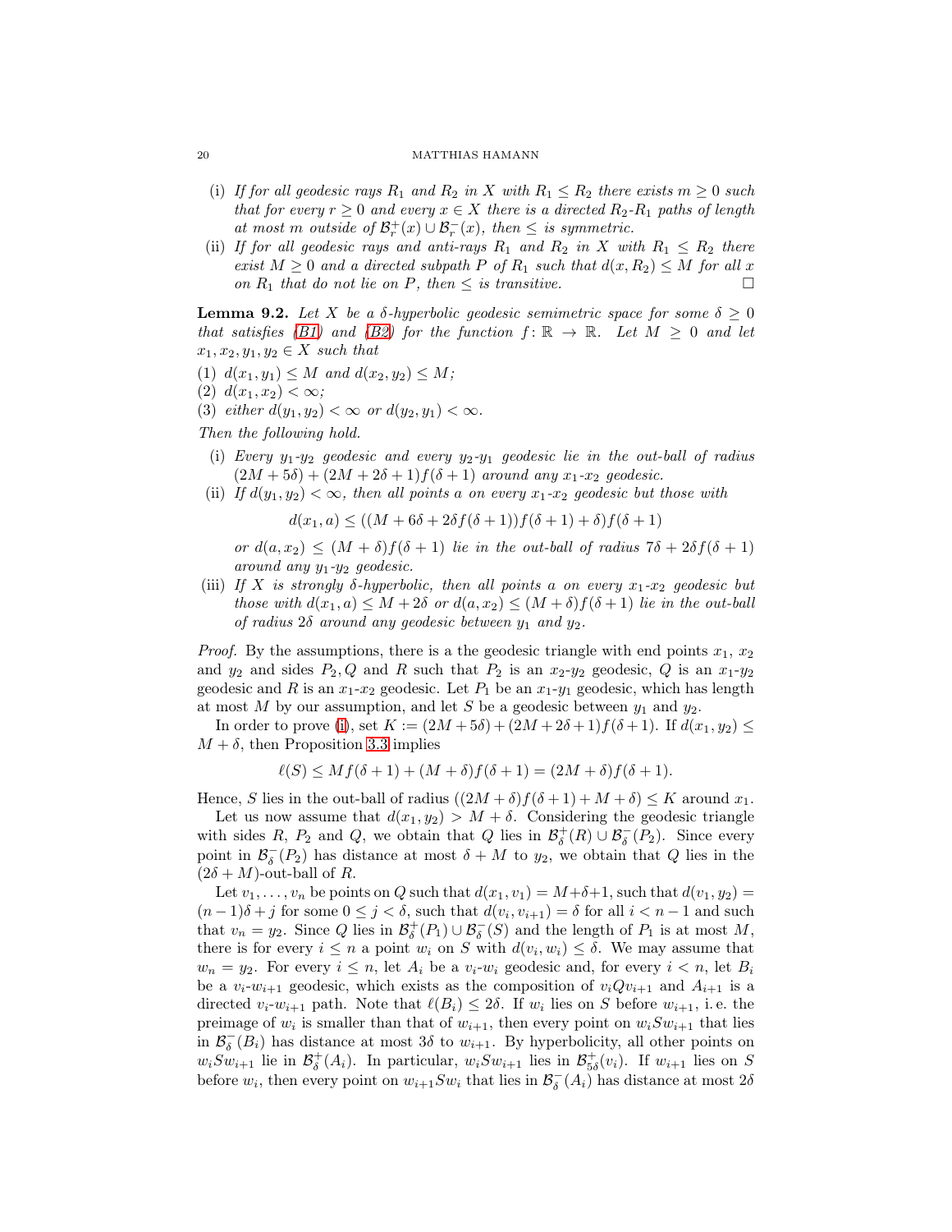(i) *If for all geodesic rays $R_1$ and $R_2$ in $X$ with $R_1 \leq R_2$ there exists $m \geq 0$ such that for every $r \geq 0$ and every $x \in X$ there is a directed $R_2$-$R_1$ paths of length at most $m$ outside of $\mathcal{B}^+_r(x) \cup \mathcal{B}^-_r(x)$, then $\leq$ is symmetric.*

(ii) *If for all geodesic rays and anti-rays $R_1$ and $R_2$ in $X$ with $R_1 \leq R_2$ there exist $M \geq 0$ and a directed subpath $P$ of $R_1$ such that $d(x, R_2) \leq M$ for all $x$ on $R_1$ that do not lie on $P$, then $\leq$ is transitive.* □

**Lemma 9.2.** *Let $X$ be a $\delta$-hyperbolic geodesic semimetric space for some $\delta \geq 0$ that satisfies (B1) and (B2) for the function $f\colon \mathbb{R} \to \mathbb{R}$. Let $M \geq 0$ and let $x_1, x_2, y_1, y_2 \in X$ such that*

(1) *$d(x_1, y_1) \leq M$ and $d(x_2, y_2) \leq M$;*
(2) *$d(x_1, x_2) < \infty$;*
(3) *either $d(y_1, y_2) < \infty$ or $d(y_2, y_1) < \infty$.*

*Then the following hold.*

(i) *Every $y_1$-$y_2$ geodesic and every $y_2$-$y_1$ geodesic lie in the out-ball of radius $(2M + 5\delta) + (2M + 2\delta + 1)f(\delta + 1)$ around any $x_1$-$x_2$ geodesic.*

(ii) *If $d(y_1, y_2) < \infty$, then all points $a$ on every $x_1$-$x_2$ geodesic but those with*
$$d(x_1, a) \leq ((M + 6\delta + 2\delta f(\delta + 1))f(\delta + 1) + \delta)f(\delta + 1)$$
*or $d(a, x_2) \leq (M + \delta)f(\delta + 1)$ lie in the out-ball of radius $7\delta + 2\delta f(\delta + 1)$ around any $y_1$-$y_2$ geodesic.*

(iii) *If $X$ is strongly $\delta$-hyperbolic, then all points $a$ on every $x_1$-$x_2$ geodesic but those with $d(x_1, a) \leq M + 2\delta$ or $d(a, x_2) \leq (M + \delta)f(\delta + 1)$ lie in the out-ball of radius $2\delta$ around any geodesic between $y_1$ and $y_2$.*

*Proof.* By the assumptions, there is a the geodesic triangle with end points $x_1$, $x_2$ and $y_2$ and sides $P_2, Q$ and $R$ such that $P_2$ is an $x_2$-$y_2$ geodesic, $Q$ is an $x_1$-$y_2$ geodesic and $R$ is an $x_1$-$x_2$ geodesic. Let $P_1$ be an $x_1$-$y_1$ geodesic, which has length at most $M$ by our assumption, and let $S$ be a geodesic between $y_1$ and $y_2$.

In order to prove (i), set $K := (2M + 5\delta) + (2M + 2\delta + 1)f(\delta + 1)$. If $d(x_1, y_2) \leq M + \delta$, then Proposition 3.3 implies
$$\ell(S) \leq Mf(\delta + 1) + (M + \delta)f(\delta + 1) = (2M + \delta)f(\delta + 1).$$
Hence, $S$ lies in the out-ball of radius $((2M + \delta)f(\delta + 1) + M + \delta) \leq K$ around $x_1$.

Let us now assume that $d(x_1, y_2) > M + \delta$. Considering the geodesic triangle with sides $R$, $P_2$ and $Q$, we obtain that $Q$ lies in $\mathcal{B}^+_\delta(R) \cup \mathcal{B}^-_\delta(P_2)$. Since every point in $\mathcal{B}^-_\delta(P_2)$ has distance at most $\delta + M$ to $y_2$, we obtain that $Q$ lies in the $(2\delta + M)$-out-ball of $R$.

Let $v_1, \ldots, v_n$ be points on $Q$ such that $d(x_1, v_1) = M + \delta + 1$, such that $d(v_1, y_2) = (n-1)\delta + j$ for some $0 \leq j < \delta$, such that $d(v_i, v_{i+1}) = \delta$ for all $i < n-1$ and such that $v_n = y_2$. Since $Q$ lies in $\mathcal{B}^+_\delta(P_1) \cup \mathcal{B}^-_\delta(S)$ and the length of $P_1$ is at most $M$, there is for every $i \leq n$ a point $w_i$ on $S$ with $d(v_i, w_i) \leq \delta$. We may assume that $w_n = y_2$. For every $i \leq n$, let $A_i$ be a $v_i$-$w_i$ geodesic and, for every $i < n$, let $B_i$ be a $v_i$-$w_{i+1}$ geodesic, which exists as the composition of $v_iQv_{i+1}$ and $A_{i+1}$ is a directed $v_i$-$w_{i+1}$ path. Note that $\ell(B_i) \leq 2\delta$. If $w_i$ lies on $S$ before $w_{i+1}$, i. e. the preimage of $w_i$ is smaller than that of $w_{i+1}$, then every point on $w_iSw_{i+1}$ that lies in $\mathcal{B}^-_\delta(B_i)$ has distance at most $3\delta$ to $w_{i+1}$. By hyperbolicity, all other points on $w_iSw_{i+1}$ lie in $\mathcal{B}^+_\delta(A_i)$. In particular, $w_iSw_{i+1}$ lies in $\mathcal{B}^+_{5\delta}(v_i)$. If $w_{i+1}$ lies on $S$ before $w_i$, then every point on $w_{i+1}Sw_i$ that lies in $\mathcal{B}^-_\delta(A_i)$ has distance at most $2\delta$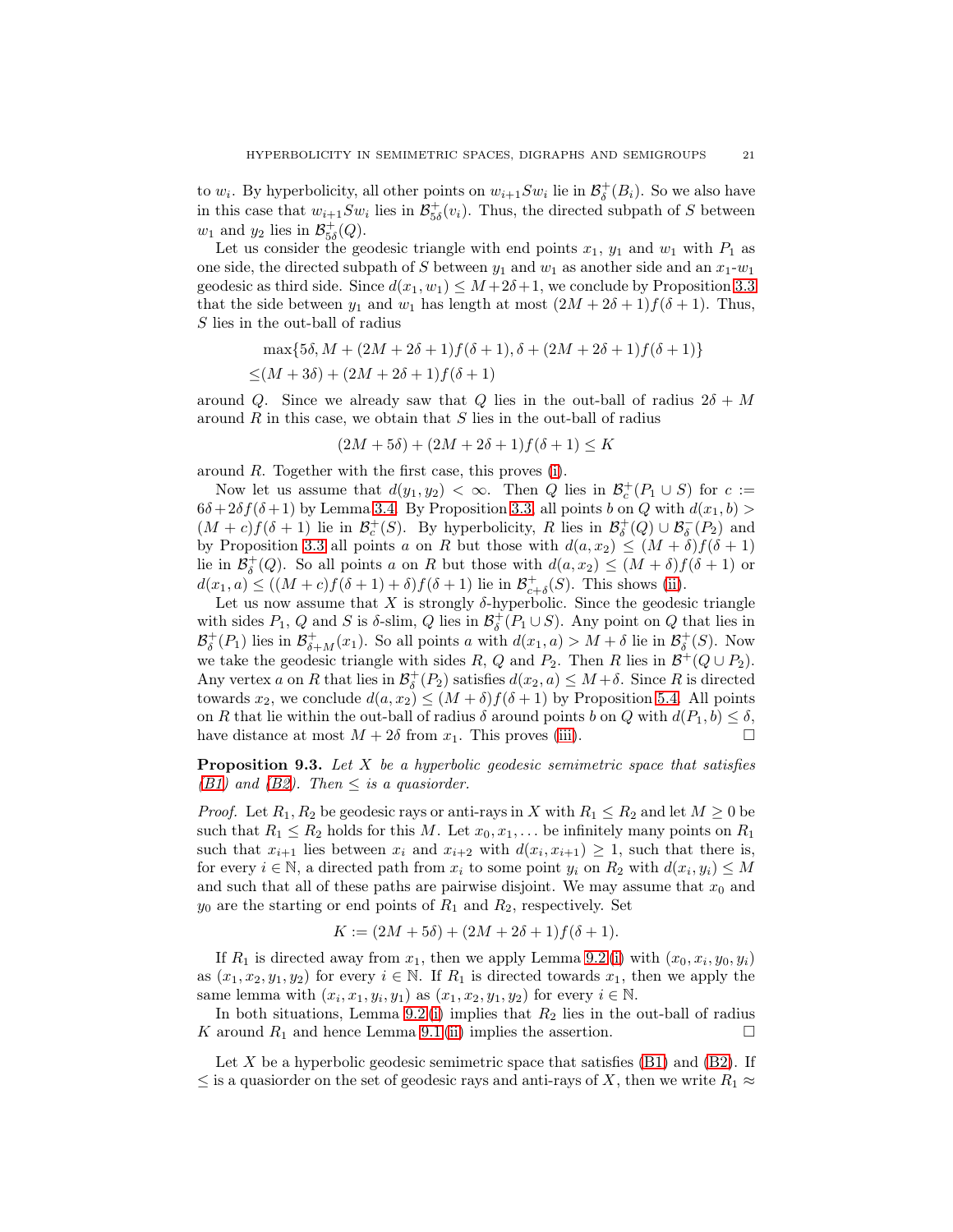to $w_i$. By hyperbolicity, all other points on $w_{i+1}Sw_i$ lie in $\mathcal{B}^+_\delta(B_i)$. So we also have in this case that $w_{i+1}Sw_i$ lies in $\mathcal{B}^+_{5\delta}(v_i)$. Thus, the directed subpath of $S$ between $w_1$ and $y_2$ lies in $\mathcal{B}^+_{5\delta}(Q)$.

Let us consider the geodesic triangle with end points $x_1$, $y_1$ and $w_1$ with $P_1$ as one side, the directed subpath of $S$ between $y_1$ and $w_1$ as another side and an $x_1$-$w_1$ geodesic as third side. Since $d(x_1, w_1) \leq M+2\delta+1$, we conclude by Proposition 3.3 that the side between $y_1$ and $w_1$ has length at most $(2M + 2\delta + 1)f(\delta + 1)$. Thus, $S$ lies in the out-ball of radius

$$\begin{aligned}
&\max\{5\delta, M + (2M + 2\delta + 1)f(\delta + 1), \delta + (2M + 2\delta + 1)f(\delta + 1)\}\\
\leq &(M + 3\delta) + (2M + 2\delta + 1)f(\delta + 1)
\end{aligned}$$

around $Q$. Since we already saw that $Q$ lies in the out-ball of radius $2\delta + M$ around $R$ in this case, we obtain that $S$ lies in the out-ball of radius

$$(2M + 5\delta) + (2M + 2\delta + 1)f(\delta + 1) \leq K$$

around $R$. Together with the first case, this proves (i).

Now let us assume that $d(y_1, y_2) < \infty$. Then $Q$ lies in $\mathcal{B}^+_c(P_1 \cup S)$ for $c := 6\delta + 2\delta f(\delta+1)$ by Lemma 3.4. By Proposition 3.3, all points $b$ on $Q$ with $d(x_1, b) > (M + c)f(\delta + 1)$ lie in $\mathcal{B}^+_c(S)$. By hyperbolicity, $R$ lies in $\mathcal{B}^+_\delta(Q) \cup \mathcal{B}^-_\delta(P_2)$ and by Proposition 3.3 all points $a$ on $R$ but those with $d(a, x_2) \leq (M + \delta)f(\delta + 1)$ lie in $\mathcal{B}^+_\delta(Q)$. So all points $a$ on $R$ but those with $d(a, x_2) \leq (M + \delta)f(\delta + 1)$ or $d(x_1, a) \leq ((M + c)f(\delta + 1) + \delta)f(\delta + 1)$ lie in $\mathcal{B}^+_{c+\delta}(S)$. This shows (ii).

Let us now assume that $X$ is strongly $\delta$-hyperbolic. Since the geodesic triangle with sides $P_1$, $Q$ and $S$ is $\delta$-slim, $Q$ lies in $\mathcal{B}^+_\delta(P_1 \cup S)$. Any point on $Q$ that lies in $\mathcal{B}^+_\delta(P_1)$ lies in $\mathcal{B}^+_{\delta+M}(x_1)$. So all points $a$ with $d(x_1, a) > M + \delta$ lie in $\mathcal{B}^+_\delta(S)$. Now we take the geodesic triangle with sides $R$, $Q$ and $P_2$. Then $R$ lies in $\mathcal{B}^+(Q \cup P_2)$. Any vertex $a$ on $R$ that lies in $\mathcal{B}^+_\delta(P_2)$ satisfies $d(x_2, a) \leq M+\delta$. Since $R$ is directed towards $x_2$, we conclude $d(a, x_2) \leq (M + \delta)f(\delta + 1)$ by Proposition 5.4. All points on $R$ that lie within the out-ball of radius $\delta$ around points $b$ on $Q$ with $d(P_1, b) \leq \delta$, have distance at most $M + 2\delta$ from $x_1$. This proves (iii). □

**Proposition 9.3.** *Let $X$ be a hyperbolic geodesic semimetric space that satisfies (B1) and (B2). Then $\leq$ is a quasiorder.*

*Proof.* Let $R_1, R_2$ be geodesic rays or anti-rays in $X$ with $R_1 \leq R_2$ and let $M \geq 0$ be such that $R_1 \leq R_2$ holds for this $M$. Let $x_0, x_1, \ldots$ be infinitely many points on $R_1$ such that $x_{i+1}$ lies between $x_i$ and $x_{i+2}$ with $d(x_i, x_{i+1}) \geq 1$, such that there is, for every $i \in \mathbb{N}$, a directed path from $x_i$ to some point $y_i$ on $R_2$ with $d(x_i, y_i) \leq M$ and such that all of these paths are pairwise disjoint. We may assume that $x_0$ and $y_0$ are the starting or end points of $R_1$ and $R_2$, respectively. Set

$$K := (2M + 5\delta) + (2M + 2\delta + 1)f(\delta + 1).$$

If $R_1$ is directed away from $x_1$, then we apply Lemma 9.2(i) with $(x_0, x_i, y_0, y_i)$ as $(x_1, x_2, y_1, y_2)$ for every $i \in \mathbb{N}$. If $R_1$ is directed towards $x_1$, then we apply the same lemma with $(x_i, x_1, y_i, y_1)$ as $(x_1, x_2, y_1, y_2)$ for every $i \in \mathbb{N}$.

In both situations, Lemma 9.2(i) implies that $R_2$ lies in the out-ball of radius $K$ around $R_1$ and hence Lemma 9.1(ii) implies the assertion. □

Let $X$ be a hyperbolic geodesic semimetric space that satisfies (B1) and (B2). If $\leq$ is a quasiorder on the set of geodesic rays and anti-rays of $X$, then we write $R_1 \approx$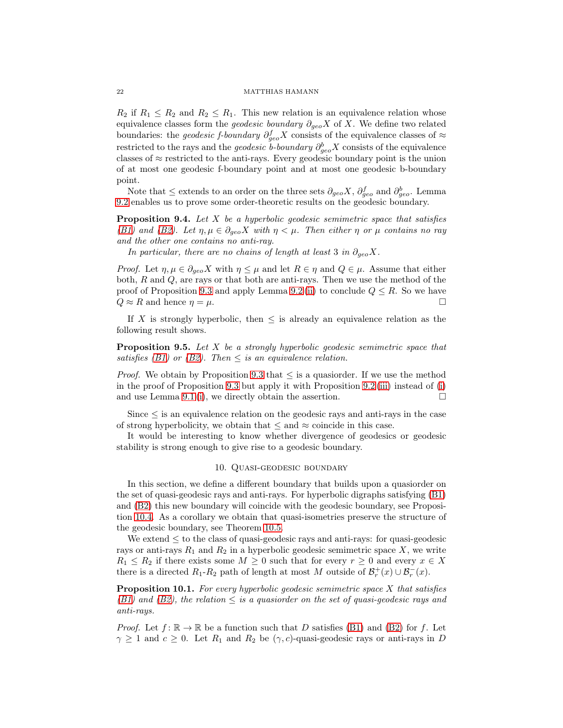$R_2$ if $R_1 \leq R_2$ and $R_2 \leq R_1$. This new relation is an equivalence relation whose equivalence classes form the *geodesic boundary* $\partial_{geo}X$ of $X$. We define two related boundaries: the *geodesic f-boundary* $\partial^f_{geo}X$ consists of the equivalence classes of $\approx$ restricted to the rays and the *geodesic b-boundary* $\partial^b_{geo}X$ consists of the equivalence classes of $\approx$ restricted to the anti-rays. Every geodesic boundary point is the union of at most one geodesic f-boundary point and at most one geodesic b-boundary point.

Note that $\leq$ extends to an order on the three sets $\partial_{geo}X$, $\partial^f_{geo}$ and $\partial^b_{geo}$. Lemma 9.2 enables us to prove some order-theoretic results on the geodesic boundary.

**Proposition 9.4.** *Let $X$ be a hyperbolic geodesic semimetric space that satisfies (B1) and (B2). Let $\eta, \mu \in \partial_{geo}X$ with $\eta < \mu$. Then either $\eta$ or $\mu$ contains no ray and the other one contains no anti-ray.*

*In particular, there are no chains of length at least 3 in $\partial_{geo}X$.*

*Proof.* Let $\eta, \mu \in \partial_{geo}X$ with $\eta \leq \mu$ and let $R \in \eta$ and $Q \in \mu$. Assume that either both, $R$ and $Q$, are rays or that both are anti-rays. Then we use the method of the proof of Proposition 9.3 and apply Lemma 9.2(ii) to conclude $Q \leq R$. So we have $Q \approx R$ and hence $\eta = \mu$. □

If $X$ is strongly hyperbolic, then $\leq$ is already an equivalence relation as the following result shows.

**Proposition 9.5.** *Let $X$ be a strongly hyperbolic geodesic semimetric space that satisfies (B1) or (B2). Then $\leq$ is an equivalence relation.*

*Proof.* We obtain by Proposition 9.3 that $\leq$ is a quasiorder. If we use the method in the proof of Proposition 9.3 but apply it with Proposition 9.2(iii) instead of (i) and use Lemma 9.1(i), we directly obtain the assertion. □

Since $\leq$ is an equivalence relation on the geodesic rays and anti-rays in the case of strong hyperbolicity, we obtain that $\leq$ and $\approx$ coincide in this case.

It would be interesting to know whether divergence of geodesics or geodesic stability is strong enough to give rise to a geodesic boundary.

## 10. Quasi-geodesic boundary

In this section, we define a different boundary that builds upon a quasiorder on the set of quasi-geodesic rays and anti-rays. For hyperbolic digraphs satisfying (B1) and (B2) this new boundary will coincide with the geodesic boundary, see Proposition 10.4. As a corollary we obtain that quasi-isometries preserve the structure of the geodesic boundary, see Theorem 10.5.

We extend $\leq$ to the class of quasi-geodesic rays and anti-rays: for quasi-geodesic rays or anti-rays $R_1$ and $R_2$ in a hyperbolic geodesic semimetric space $X$, we write $R_1 \leq R_2$ if there exists some $M \geq 0$ such that for every $r \geq 0$ and every $x \in X$ there is a directed $R_1$-$R_2$ path of length at most $M$ outside of $\mathcal{B}^+_r(x) \cup \mathcal{B}^-_r(x)$.

**Proposition 10.1.** *For every hyperbolic geodesic semimetric space $X$ that satisfies (B1) and (B2), the relation $\leq$ is a quasiorder on the set of quasi-geodesic rays and anti-rays.*

*Proof.* Let $f\colon \mathbb{R} \to \mathbb{R}$ be a function such that $D$ satisfies (B1) and (B2) for $f$. Let $\gamma \geq 1$ and $c \geq 0$. Let $R_1$ and $R_2$ be $(\gamma, c)$-quasi-geodesic rays or anti-rays in $D$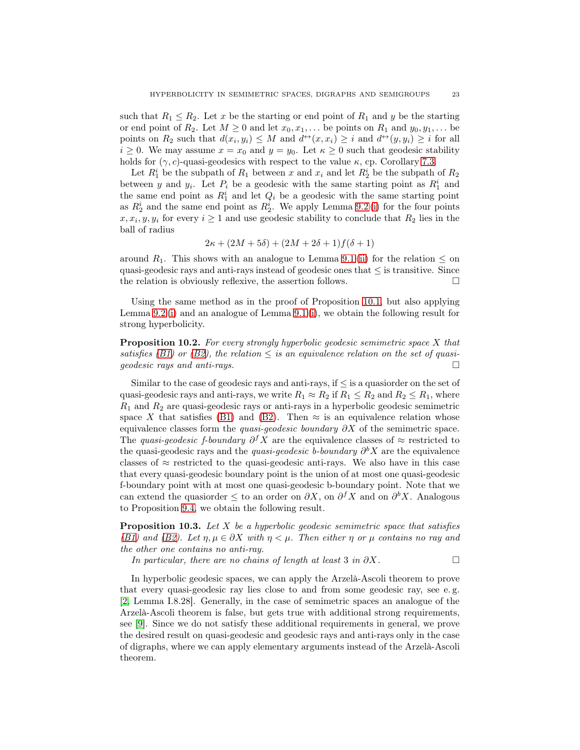such that $R_1 \leq R_2$. Let $x$ be the starting or end point of $R_1$ and $y$ be the starting or end point of $R_2$. Let $M \geq 0$ and let $x_0, x_1, \dots$ be points on $R_1$ and $y_0, y_1, \dots$ be points on $R_2$ such that $d(x_i, y_i) \leq M$ and $d^{\leftrightarrow}(x, x_i) \geq i$ and $d^{\leftrightarrow}(y, y_i) \geq i$ for all $i \geq 0$. We may assume $x = x_0$ and $y = y_0$. Let $\kappa \geq 0$ such that geodesic stability holds for $(\gamma, c)$-quasi-geodesics with respect to the value $\kappa$, cp. Corollary 7.3.

Let $R_1^i$ be the subpath of $R_1$ between $x$ and $x_i$ and let $R_2^i$ be the subpath of $R_2$ between $y$ and $y_i$. Let $P_i$ be a geodesic with the same starting point as $R_1^i$ and the same end point as $R_1^i$ and let $Q_i$ be a geodesic with the same starting point as $R_2^i$ and the same end point as $R_2^i$. We apply Lemma 9.2 (i) for the four points $x, x_i, y, y_i$ for every $i \geq 1$ and use geodesic stability to conclude that $R_2$ lies in the ball of radius

$$2\kappa + (2M + 5\delta) + (2M + 2\delta + 1)f(\delta + 1)$$

around $R_1$. This shows with an analogue to Lemma 9.1 (ii) for the relation $\leq$ on quasi-geodesic rays and anti-rays instead of geodesic ones that $\leq$ is transitive. Since the relation is obviously reflexive, the assertion follows. □

Using the same method as in the proof of Proposition 10.1, but also applying Lemma 9.2 (i) and an analogue of Lemma 9.1 (i), we obtain the following result for strong hyperbolicity.

**Proposition 10.2.** *For every strongly hyperbolic geodesic semimetric space $X$ that satisfies (B1) or (B2), the relation $\leq$ is an equivalence relation on the set of quasi-geodesic rays and anti-rays.* □

Similar to the case of geodesic rays and anti-rays, if $\leq$ is a quasiorder on the set of quasi-geodesic rays and anti-rays, we write $R_1 \approx R_2$ if $R_1 \leq R_2$ and $R_2 \leq R_1$, where $R_1$ and $R_2$ are quasi-geodesic rays or anti-rays in a hyperbolic geodesic semimetric space $X$ that satisfies (B1) and (B2). Then $\approx$ is an equivalence relation whose equivalence classes form the *quasi-geodesic boundary* $\partial X$ of the semimetric space. The *quasi-geodesic f-boundary* $\partial^f X$ are the equivalence classes of $\approx$ restricted to the quasi-geodesic rays and the *quasi-geodesic b-boundary* $\partial^b X$ are the equivalence classes of $\approx$ restricted to the quasi-geodesic anti-rays. We also have in this case that every quasi-geodesic boundary point is the union of at most one quasi-geodesic f-boundary point with at most one quasi-geodesic b-boundary point. Note that we can extend the quasiorder $\leq$ to an order on $\partial X$, on $\partial^f X$ and on $\partial^b X$. Analogous to Proposition 9.4, we obtain the following result.

**Proposition 10.3.** *Let $X$ be a hyperbolic geodesic semimetric space that satisfies (B1) and (B2). Let $\eta, \mu \in \partial X$ with $\eta < \mu$. Then either $\eta$ or $\mu$ contains no ray and the other one contains no anti-ray.*

*In particular, there are no chains of length at least 3 in $\partial X$.* □

In hyperbolic geodesic spaces, we can apply the Arzelà-Ascoli theorem to prove that every quasi-geodesic ray lies close to and from some geodesic ray, see e. g. [2, Lemma I.8.28]. Generally, in the case of semimetric spaces an analogue of the Arzelà-Ascoli theorem is false, but gets true with additional strong requirements, see [9]. Since we do not satisfy these additional requirements in general, we prove the desired result on quasi-geodesic and geodesic rays and anti-rays only in the case of digraphs, where we can apply elementary arguments instead of the Arzelà-Ascoli theorem.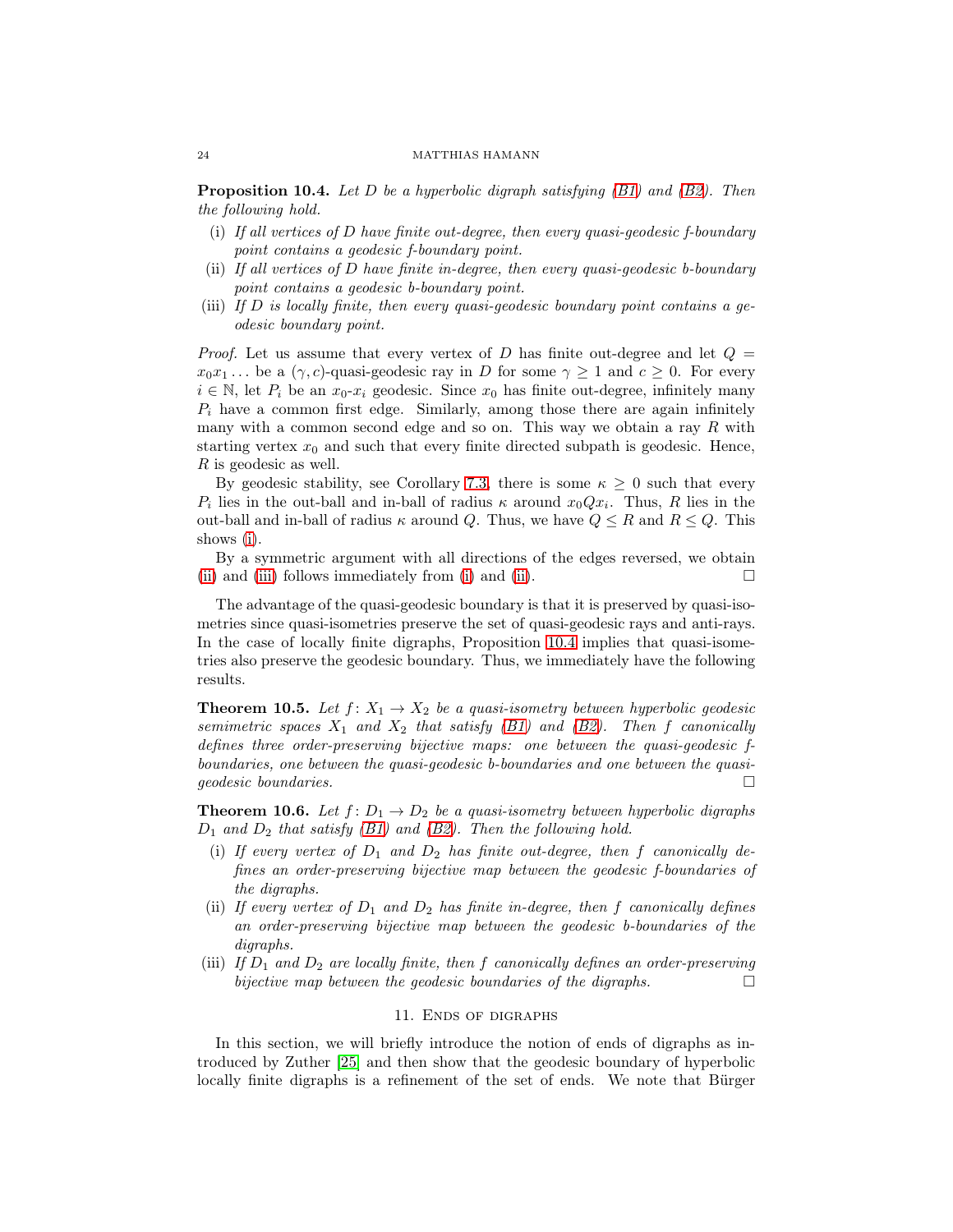**Proposition 10.4.** *Let $D$ be a hyperbolic digraph satisfying (B1) and (B2). Then the following hold.*

(i) *If all vertices of $D$ have finite out-degree, then every quasi-geodesic f-boundary point contains a geodesic f-boundary point.*

(ii) *If all vertices of $D$ have finite in-degree, then every quasi-geodesic b-boundary point contains a geodesic b-boundary point.*

(iii) *If $D$ is locally finite, then every quasi-geodesic boundary point contains a geodesic boundary point.*

*Proof.* Let us assume that every vertex of $D$ has finite out-degree and let $Q = x_0x_1\ldots$ be a $(\gamma, c)$-quasi-geodesic ray in $D$ for some $\gamma \geq 1$ and $c \geq 0$. For every $i \in \mathbb{N}$, let $P_i$ be an $x_0$-$x_i$ geodesic. Since $x_0$ has finite out-degree, infinitely many $P_i$ have a common first edge. Similarly, among those there are again infinitely many with a common second edge and so on. This way we obtain a ray $R$ with starting vertex $x_0$ and such that every finite directed subpath is geodesic. Hence, $R$ is geodesic as well.

By geodesic stability, see Corollary 7.3, there is some $\kappa \geq 0$ such that every $P_i$ lies in the out-ball and in-ball of radius $\kappa$ around $x_0Qx_i$. Thus, $R$ lies in the out-ball and in-ball of radius $\kappa$ around $Q$. Thus, we have $Q \leq R$ and $R \leq Q$. This shows (i).

By a symmetric argument with all directions of the edges reversed, we obtain (ii) and (iii) follows immediately from (i) and (ii). □

The advantage of the quasi-geodesic boundary is that it is preserved by quasi-isometries since quasi-isometries preserve the set of quasi-geodesic rays and anti-rays. In the case of locally finite digraphs, Proposition 10.4 implies that quasi-isometries also preserve the geodesic boundary. Thus, we immediately have the following results.

**Theorem 10.5.** *Let $f\colon X_1 \to X_2$ be a quasi-isometry between hyperbolic geodesic semimetric spaces $X_1$ and $X_2$ that satisfy (B1) and (B2). Then $f$ canonically defines three order-preserving bijective maps: one between the quasi-geodesic f-boundaries, one between the quasi-geodesic b-boundaries and one between the quasi-geodesic boundaries.* □

**Theorem 10.6.** *Let $f\colon D_1 \to D_2$ be a quasi-isometry between hyperbolic digraphs $D_1$ and $D_2$ that satisfy (B1) and (B2). Then the following hold.*

(i) *If every vertex of $D_1$ and $D_2$ has finite out-degree, then $f$ canonically defines an order-preserving bijective map between the geodesic f-boundaries of the digraphs.*

(ii) *If every vertex of $D_1$ and $D_2$ has finite in-degree, then $f$ canonically defines an order-preserving bijective map between the geodesic b-boundaries of the digraphs.*

(iii) *If $D_1$ and $D_2$ are locally finite, then $f$ canonically defines an order-preserving bijective map between the geodesic boundaries of the digraphs.* □

## 11. Ends of digraphs

In this section, we will briefly introduce the notion of ends of digraphs as introduced by Zuther [25] and then show that the geodesic boundary of hyperbolic locally finite digraphs is a refinement of the set of ends. We note that Bürger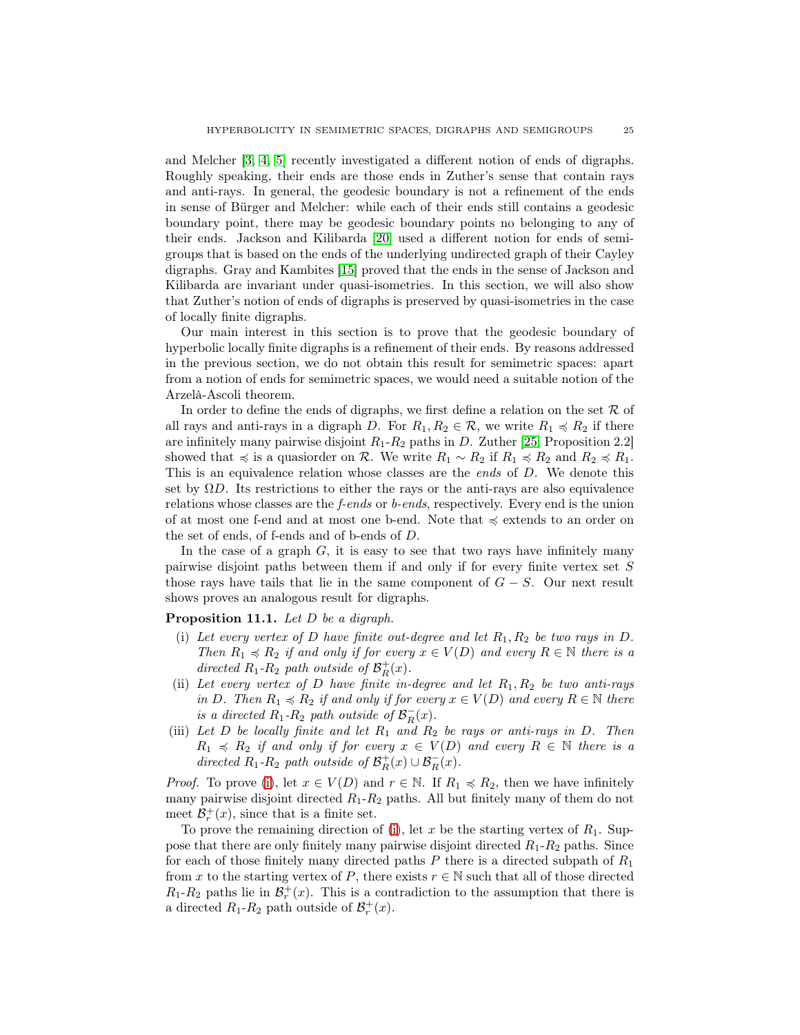and Melcher [3, 4, 5] recently investigated a different notion of ends of digraphs. Roughly speaking, their ends are those ends in Zuther's sense that contain rays and anti-rays. In general, the geodesic boundary is not a refinement of the ends in sense of Bürger and Melcher: while each of their ends still contains a geodesic boundary point, there may be geodesic boundary points no belonging to any of their ends. Jackson and Kilibarda [20] used a different notion for ends of semigroups that is based on the ends of the underlying undirected graph of their Cayley digraphs. Gray and Kambites [15] proved that the ends in the sense of Jackson and Kilibarda are invariant under quasi-isometries. In this section, we will also show that Zuther's notion of ends of digraphs is preserved by quasi-isometries in the case of locally finite digraphs.

Our main interest in this section is to prove that the geodesic boundary of hyperbolic locally finite digraphs is a refinement of their ends. By reasons addressed in the previous section, we do not obtain this result for semimetric spaces: apart from a notion of ends for semimetric spaces, we would need a suitable notion of the Arzelà-Ascoli theorem.

In order to define the ends of digraphs, we first define a relation on the set $\mathcal{R}$ of all rays and anti-rays in a digraph $D$. For $R_1, R_2 \in \mathcal{R}$, we write $R_1 \preccurlyeq R_2$ if there are infinitely many pairwise disjoint $R_1$-$R_2$ paths in $D$. Zuther [25, Proposition 2.2] showed that $\preccurlyeq$ is a quasiorder on $\mathcal{R}$. We write $R_1 \sim R_2$ if $R_1 \preccurlyeq R_2$ and $R_2 \preccurlyeq R_1$. This is an equivalence relation whose classes are the *ends* of $D$. We denote this set by $\Omega D$. Its restrictions to either the rays or the anti-rays are also equivalence relations whose classes are the *f-ends* or *b-ends*, respectively. Every end is the union of at most one f-end and at most one b-end. Note that $\preccurlyeq$ extends to an order on the set of ends, of f-ends and of b-ends of $D$.

In the case of a graph $G$, it is easy to see that two rays have infinitely many pairwise disjoint paths between them if and only if for every finite vertex set $S$ those rays have tails that lie in the same component of $G - S$. Our next result shows proves an analogous result for digraphs.

**Proposition 11.1.** *Let $D$ be a digraph.*

(i) *Let every vertex of $D$ have finite out-degree and let $R_1, R_2$ be two rays in $D$. Then $R_1 \preccurlyeq R_2$ if and only if for every $x \in V(D)$ and every $R \in \mathbb{N}$ there is a directed $R_1$-$R_2$ path outside of $\mathcal{B}^+_R(x)$.*

(ii) *Let every vertex of $D$ have finite in-degree and let $R_1, R_2$ be two anti-rays in $D$. Then $R_1 \preccurlyeq R_2$ if and only if for every $x \in V(D)$ and every $R \in \mathbb{N}$ there is a directed $R_1$-$R_2$ path outside of $\mathcal{B}^-_R(x)$.*

(iii) *Let $D$ be locally finite and let $R_1$ and $R_2$ be rays or anti-rays in $D$. Then $R_1 \preccurlyeq R_2$ if and only if for every $x \in V(D)$ and every $R \in \mathbb{N}$ there is a directed $R_1$-$R_2$ path outside of $\mathcal{B}^+_R(x) \cup \mathcal{B}^-_R(x)$.*

*Proof.* To prove (i), let $x \in V(D)$ and $r \in \mathbb{N}$. If $R_1 \preccurlyeq R_2$, then we have infinitely many pairwise disjoint directed $R_1$-$R_2$ paths. All but finitely many of them do not meet $\mathcal{B}^+_r(x)$, since that is a finite set.

To prove the remaining direction of (i), let $x$ be the starting vertex of $R_1$. Suppose that there are only finitely many pairwise disjoint directed $R_1$-$R_2$ paths. Since for each of those finitely many directed paths $P$ there is a directed subpath of $R_1$ from $x$ to the starting vertex of $P$, there exists $r \in \mathbb{N}$ such that all of those directed $R_1$-$R_2$ paths lie in $\mathcal{B}^+_r(x)$. This is a contradiction to the assumption that there is a directed $R_1$-$R_2$ path outside of $\mathcal{B}^+_r(x)$.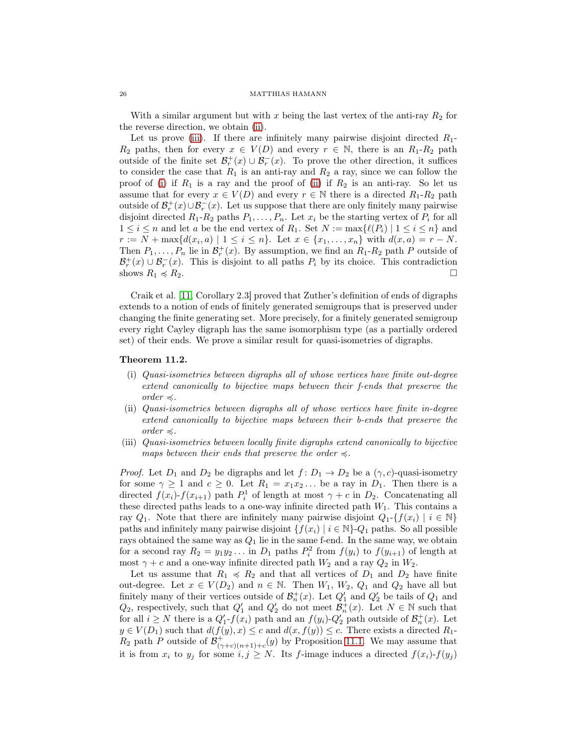With a similar argument but with $x$ being the last vertex of the anti-ray $R_2$ for the reverse direction, we obtain (ii).

Let us prove (iii). If there are infinitely many pairwise disjoint directed $R_1$-$R_2$ paths, then for every $x \in V(D)$ and every $r \in \mathbb{N}$, there is an $R_1$-$R_2$ path outside of the finite set $\mathcal{B}^+_r(x) \cup \mathcal{B}^-_r(x)$. To prove the other direction, it suffices to consider the case that $R_1$ is an anti-ray and $R_2$ a ray, since we can follow the proof of (i) if $R_1$ is a ray and the proof of (ii) if $R_2$ is an anti-ray. So let us assume that for every $x \in V(D)$ and every $r \in \mathbb{N}$ there is a directed $R_1$-$R_2$ path outside of $\mathcal{B}^+_r(x) \cup \mathcal{B}^-_r(x)$. Let us suppose that there are only finitely many pairwise disjoint directed $R_1$-$R_2$ paths $P_1, \ldots, P_n$. Let $x_i$ be the starting vertex of $P_i$ for all $1 \leq i \leq n$ and let $a$ be the end vertex of $R_1$. Set $N := \max\{\ell(P_i) \mid 1 \leq i \leq n\}$ and $r := N + \max\{d(x_i, a) \mid 1 \leq i \leq n\}$. Let $x \in \{x_1, \ldots, x_n\}$ with $d(x, a) = r - N$. Then $P_1, \ldots, P_n$ lie in $\mathcal{B}^+_r(x)$. By assumption, we find an $R_1$-$R_2$ path $P$ outside of $\mathcal{B}^+_r(x) \cup \mathcal{B}^-_r(x)$. This is disjoint to all paths $P_i$ by its choice. This contradiction shows $R_1 \preccurlyeq R_2$. □

Craik et al. [11, Corollary 2.3] proved that Zuther's definition of ends of digraphs extends to a notion of ends of finitely generated semigroups that is preserved under changing the finite generating set. More precisely, for a finitely generated semigroup every right Cayley digraph has the same isomorphism type (as a partially ordered set) of their ends. We prove a similar result for quasi-isometries of digraphs.

**Theorem 11.2.**

(i) *Quasi-isometries between digraphs all of whose vertices have finite out-degree extend canonically to bijective maps between their f-ends that preserve the order $\preccurlyeq$.*

(ii) *Quasi-isometries between digraphs all of whose vertices have finite in-degree extend canonically to bijective maps between their b-ends that preserve the order $\preccurlyeq$.*

(iii) *Quasi-isometries between locally finite digraphs extend canonically to bijective maps between their ends that preserve the order $\preccurlyeq$.*

*Proof.* Let $D_1$ and $D_2$ be digraphs and let $f\colon D_1 \to D_2$ be a $(\gamma, c)$-quasi-isometry for some $\gamma \geq 1$ and $c \geq 0$. Let $R_1 = x_1 x_2 \ldots$ be a ray in $D_1$. Then there is a directed $f(x_i)$-$f(x_{i+1})$ path $P^1_i$ of length at most $\gamma + c$ in $D_2$. Concatenating all these directed paths leads to a one-way infinite directed path $W_1$. This contains a ray $Q_1$. Note that there are infinitely many pairwise disjoint $Q_1$-$\{f(x_i) \mid i \in \mathbb{N}\}$ paths and infinitely many pairwise disjoint $\{f(x_i) \mid i \in \mathbb{N}\}$-$Q_1$ paths. So all possible rays obtained the same way as $Q_1$ lie in the same f-end. In the same way, we obtain for a second ray $R_2 = y_1 y_2 \ldots$ in $D_1$ paths $P^2_i$ from $f(y_i)$ to $f(y_{i+1})$ of length at most $\gamma + c$ and a one-way infinite directed path $W_2$ and a ray $Q_2$ in $W_2$.

Let us assume that $R_1 \preccurlyeq R_2$ and that all vertices of $D_1$ and $D_2$ have finite out-degree. Let $x \in V(D_2)$ and $n \in \mathbb{N}$. Then $W_1$, $W_2$, $Q_1$ and $Q_2$ have all but finitely many of their vertices outside of $\mathcal{B}^+_n(x)$. Let $Q'_1$ and $Q'_2$ be tails of $Q_1$ and $Q_2$, respectively, such that $Q'_1$ and $Q'_2$ do not meet $\mathcal{B}^+_n(x)$. Let $N \in \mathbb{N}$ such that for all $i \geq N$ there is a $Q'_1$-$f(x_i)$ path and an $f(y_i)$-$Q'_2$ path outside of $\mathcal{B}^+_n(x)$. Let $y \in V(D_1)$ such that $d(f(y), x) \leq c$ and $d(x, f(y)) \leq c$. There exists a directed $R_1$-$R_2$ path $P$ outside of $\mathcal{B}^+_{(\gamma+c)(n+1)+c}(y)$ by Proposition 11.1. We may assume that it is from $x_i$ to $y_j$ for some $i, j \geq N$. Its $f$-image induces a directed $f(x_i)$-$f(y_j)$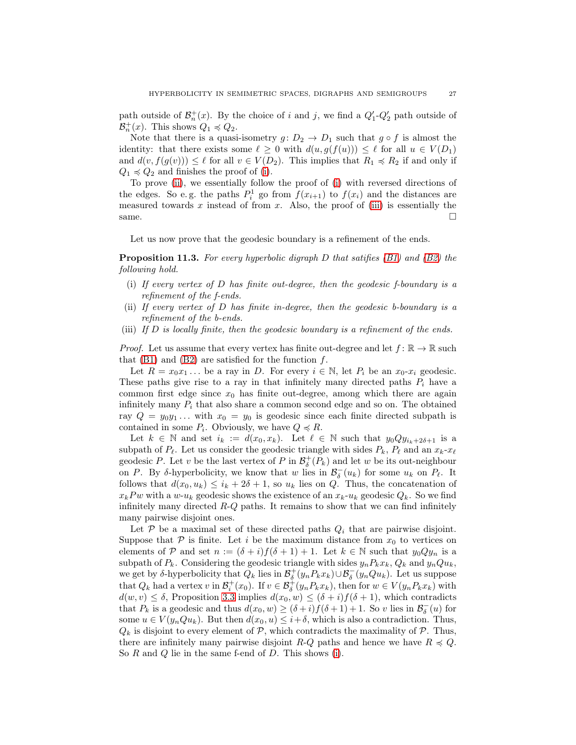path outside of $\mathcal{B}^+_n(x)$. By the choice of $i$ and $j$, we find a $Q'_1$-$Q'_2$ path outside of $\mathcal{B}^+_n(x)$. This shows $Q_1 \preccurlyeq Q_2$.

Note that there is a quasi-isometry $g\colon D_2 \to D_1$ such that $g \circ f$ is almost the identity: that there exists some $\ell \geq 0$ with $d(u, g(f(u))) \leq \ell$ for all $u \in V(D_1)$ and $d(v, f(g(v))) \leq \ell$ for all $v \in V(D_2)$. This implies that $R_1 \preccurlyeq R_2$ if and only if $Q_1 \preccurlyeq Q_2$ and finishes the proof of (i).

To prove (ii), we essentially follow the proof of (i) with reversed directions of the edges. So e. g. the paths $P^1_i$ go from $f(x_{i+1})$ to $f(x_i)$ and the distances are measured towards $x$ instead of from $x$. Also, the proof of (iii) is essentially the same. $\square$

Let us now prove that the geodesic boundary is a refinement of the ends.

**Proposition 11.3.** *For every hyperbolic digraph $D$ that satifies (B1) and (B2) the following hold.*

- (i) *If every vertex of $D$ has finite out-degree, then the geodesic f-boundary is a refinement of the f-ends.*
- (ii) *If every vertex of $D$ has finite in-degree, then the geodesic b-boundary is a refinement of the b-ends.*
- (iii) *If $D$ is locally finite, then the geodesic boundary is a refinement of the ends.*

*Proof.* Let us assume that every vertex has finite out-degree and let $f\colon \mathbb{R} \to \mathbb{R}$ such that (B1) and (B2) are satisfied for the function $f$.

Let $R = x_0x_1\ldots$ be a ray in $D$. For every $i \in \mathbb{N}$, let $P_i$ be an $x_0$-$x_i$ geodesic. These paths give rise to a ray in that infinitely many directed paths $P_i$ have a common first edge since $x_0$ has finite out-degree, among which there are again infinitely many $P_i$ that also share a common second edge and so on. The obtained ray $Q = y_0y_1\ldots$ with $x_0 = y_0$ is geodesic since each finite directed subpath is contained in some $P_i$. Obviously, we have $Q \preccurlyeq R$.

Let $k \in \mathbb{N}$ and set $i_k := d(x_0, x_k)$. Let $\ell \in \mathbb{N}$ such that $y_0Qy_{i_k+2\delta+1}$ is a subpath of $P_\ell$. Let us consider the geodesic triangle with sides $P_k$, $P_\ell$ and an $x_k$-$x_\ell$ geodesic $P$. Let $v$ be the last vertex of $P$ in $\mathcal{B}^+_\delta(P_k)$ and let $w$ be its out-neighbour on $P$. By $\delta$-hyperbolicity, we know that $w$ lies in $\mathcal{B}^-_\delta(u_k)$ for some $u_k$ on $P_\ell$. It follows that $d(x_0, u_k) \leq i_k + 2\delta + 1$, so $u_k$ lies on $Q$. Thus, the concatenation of $x_kPw$ with a $w$-$u_k$ geodesic shows the existence of an $x_k$-$u_k$ geodesic $Q_k$. So we find infinitely many directed $R$-$Q$ paths. It remains to show that we can find infinitely many pairwise disjoint ones.

Let $\mathcal{P}$ be a maximal set of these directed paths $Q_i$ that are pairwise disjoint. Suppose that $\mathcal{P}$ is finite. Let $i$ be the maximum distance from $x_0$ to vertices on elements of $\mathcal{P}$ and set $n := (\delta + i)f(\delta + 1) + 1$. Let $k \in \mathbb{N}$ such that $y_0Qy_n$ is a subpath of $P_k$. Considering the geodesic triangle with sides $y_nP_kx_k$, $Q_k$ and $y_nQu_k$, we get by $\delta$-hyperbolicity that $Q_k$ lies in $\mathcal{B}^+_\delta(y_nP_kx_k) \cup \mathcal{B}^-_\delta(y_nQu_k)$. Let us suppose that $Q_k$ had a vertex $v$ in $\mathcal{B}^+_i(x_0)$. If $v \in \mathcal{B}^+_\delta(y_nP_kx_k)$, then for $w \in V(y_nP_kx_k)$ with $d(w, v) \leq \delta$, Proposition 3.3 implies $d(x_0, w) \leq (\delta + i)f(\delta + 1)$, which contradicts that $P_k$ is a geodesic and thus $d(x_0, w) \geq (\delta + i)f(\delta + 1) + 1$. So $v$ lies in $\mathcal{B}^-_\delta(u)$ for some $u \in V(y_nQu_k)$. But then $d(x_0, u) \leq i + \delta$, which is also a contradiction. Thus, $Q_k$ is disjoint to every element of $\mathcal{P}$, which contradicts the maximality of $\mathcal{P}$. Thus, there are infinitely many pairwise disjoint $R$-$Q$ paths and hence we have $R \preccurlyeq Q$. So $R$ and $Q$ lie in the same f-end of $D$. This shows (i).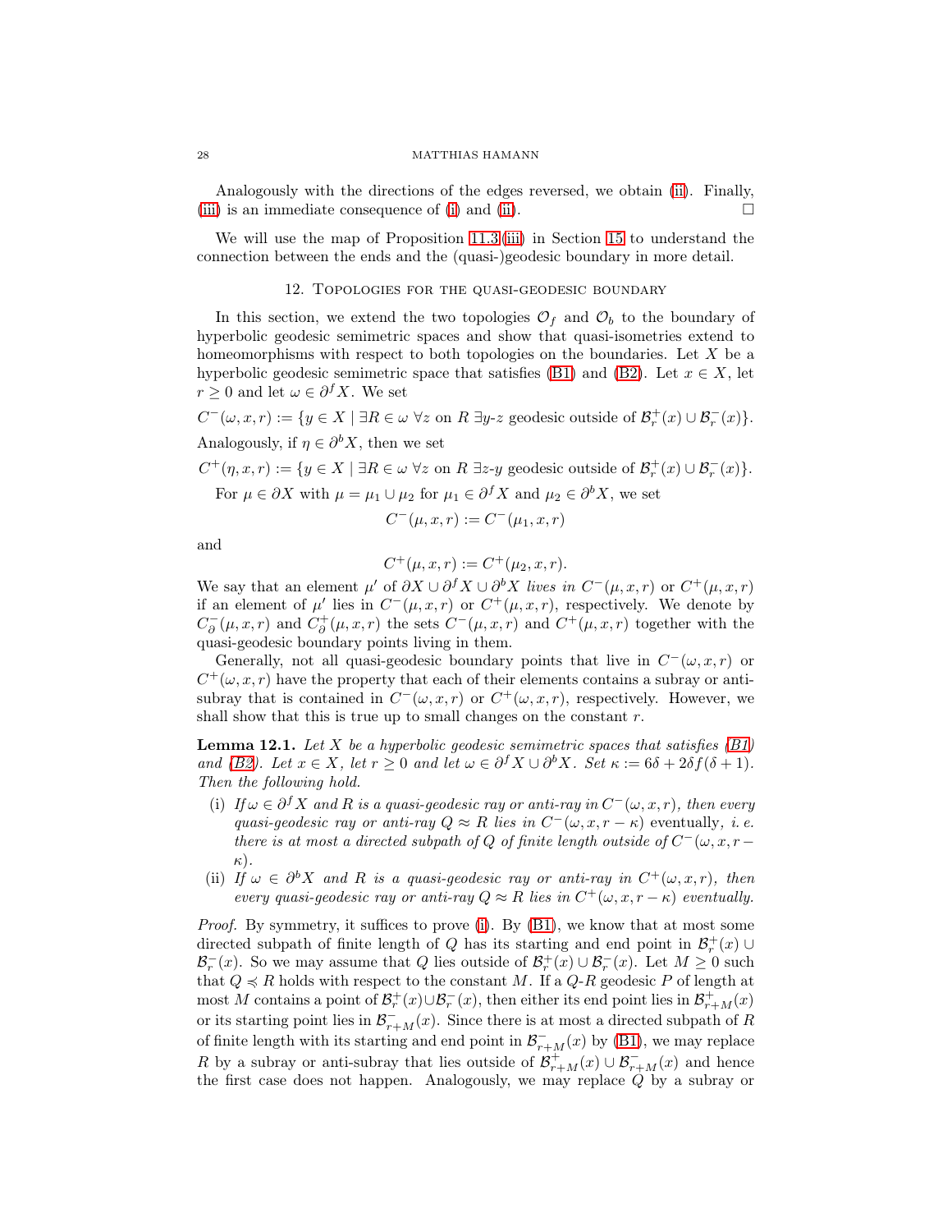Analogously with the directions of the edges reversed, we obtain (ii). Finally, (iii) is an immediate consequence of (i) and (ii). □

We will use the map of Proposition 11.3(iii) in Section 15 to understand the connection between the ends and the (quasi-)geodesic boundary in more detail.

## 12. Topologies for the quasi-geodesic boundary

In this section, we extend the two topologies $\mathcal{O}_f$ and $\mathcal{O}_b$ to the boundary of hyperbolic geodesic semimetric spaces and show that quasi-isometries extend to homeomorphisms with respect to both topologies on the boundaries. Let $X$ be a hyperbolic geodesic semimetric space that satisfies (B1) and (B2). Let $x \in X$, let $r \geq 0$ and let $\omega \in \partial^f X$. We set

$C^-(\omega, x, r) := \{y \in X \mid \exists R \in \omega \ \forall z \text{ on } R \ \exists y\text{-}z \text{ geodesic outside of } \mathcal{B}^+_r(x) \cup \mathcal{B}^-_r(x)\}.$

Analogously, if $\eta \in \partial^b X$, then we set

$C^+(\eta, x, r) := \{y \in X \mid \exists R \in \omega \ \forall z \text{ on } R \ \exists z\text{-}y \text{ geodesic outside of } \mathcal{B}^+_r(x) \cup \mathcal{B}^-_r(x)\}.$

For $\mu \in \partial X$ with $\mu = \mu_1 \cup \mu_2$ for $\mu_1 \in \partial^f X$ and $\mu_2 \in \partial^b X$, we set

$$C^-(\mu, x, r) := C^-(\mu_1, x, r)$$

and

$$C^+(\mu, x, r) := C^+(\mu_2, x, r).$$

We say that an element $\mu'$ of $\partial X \cup \partial^f X \cup \partial^b X$ *lives in* $C^-(\mu, x, r)$ or $C^+(\mu, x, r)$ if an element of $\mu'$ lies in $C^-(\mu, x, r)$ or $C^+(\mu, x, r)$, respectively. We denote by $C^-_\partial(\mu, x, r)$ and $C^+_\partial(\mu, x, r)$ the sets $C^-(\mu, x, r)$ and $C^+(\mu, x, r)$ together with the quasi-geodesic boundary points living in them.

Generally, not all quasi-geodesic boundary points that live in $C^-(\omega, x, r)$ or $C^+(\omega, x, r)$ have the property that each of their elements contains a subray or anti-subray that is contained in $C^-(\omega, x, r)$ or $C^+(\omega, x, r)$, respectively. However, we shall show that this is true up to small changes on the constant $r$.

**Lemma 12.1.** *Let $X$ be a hyperbolic geodesic semimetric spaces that satisfies (B1) and (B2). Let $x \in X$, let $r \geq 0$ and let $\omega \in \partial^f X \cup \partial^b X$. Set $\kappa := 6\delta + 2\delta f(\delta + 1)$. Then the following hold.*

(i) *If $\omega \in \partial^f X$ and $R$ is a quasi-geodesic ray or anti-ray in $C^-(\omega, x, r)$, then every quasi-geodesic ray or anti-ray $Q \approx R$ lies in $C^-(\omega, x, r - \kappa)$* eventually, *i. e. there is at most a directed subpath of $Q$ of finite length outside of $C^-(\omega, x, r - \kappa)$.*

(ii) *If $\omega \in \partial^b X$ and $R$ is a quasi-geodesic ray or anti-ray in $C^+(\omega, x, r)$, then every quasi-geodesic ray or anti-ray $Q \approx R$ lies in $C^+(\omega, x, r - \kappa)$ eventually.*

*Proof.* By symmetry, it suffices to prove (i). By (B1), we know that at most some directed subpath of finite length of $Q$ has its starting and end point in $\mathcal{B}^+_r(x) \cup \mathcal{B}^-_r(x)$. So we may assume that $Q$ lies outside of $\mathcal{B}^+_r(x) \cup \mathcal{B}^-_r(x)$. Let $M \geq 0$ such that $Q \preccurlyeq R$ holds with respect to the constant $M$. If a $Q$-$R$ geodesic $P$ of length at most $M$ contains a point of $\mathcal{B}^+_r(x) \cup \mathcal{B}^-_r(x)$, then either its end point lies in $\mathcal{B}^+_{r+M}(x)$ or its starting point lies in $\mathcal{B}^-_{r+M}(x)$. Since there is at most a directed subpath of $R$ of finite length with its starting and end point in $\mathcal{B}^-_{r+M}(x)$ by (B1), we may replace $R$ by a subray or anti-subray that lies outside of $\mathcal{B}^+_{r+M}(x) \cup \mathcal{B}^-_{r+M}(x)$ and hence the first case does not happen. Analogously, we may replace $Q$ by a subray or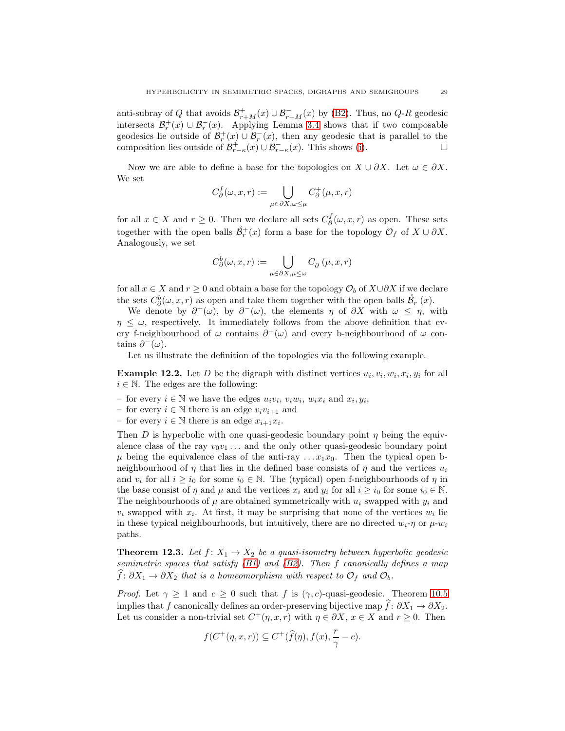anti-subray of $Q$ that avoids $\mathcal{B}^+_{r+M}(x) \cup \mathcal{B}^-_{r+M}(x)$ by (B2). Thus, no $Q$-$R$ geodesic intersects $\mathcal{B}^+_r(x) \cup \mathcal{B}^-_r(x)$. Applying Lemma 3.4 shows that if two composable geodesics lie outside of $\mathcal{B}^+_r(x) \cup \mathcal{B}^-_r(x)$, then any geodesic that is parallel to the composition lies outside of $\mathcal{B}^+_{r-\kappa}(x) \cup \mathcal{B}^-_{r-\kappa}(x)$. This shows (i). $\square$

Now we are able to define a base for the topologies on $X \cup \partial X$. Let $\omega \in \partial X$. We set

$$C^f_\partial(\omega, x, r) := \bigcup_{\mu \in \partial X, \omega \leq \mu} C^+_\partial(\mu, x, r)$$

for all $x \in X$ and $r \geq 0$. Then we declare all sets $C^f_\partial(\omega, x, r)$ as open. These sets together with the open balls $\mathring{\mathcal{B}}^+_r(x)$ form a base for the topology $\mathcal{O}_f$ of $X \cup \partial X$. Analogously, we set

$$C^b_\partial(\omega, x, r) := \bigcup_{\mu \in \partial X, \mu \leq \omega} C^-_\partial(\mu, x, r)$$

for all $x \in X$ and $r \geq 0$ and obtain a base for the topology $\mathcal{O}_b$ of $X \cup \partial X$ if we declare the sets $C^b_\partial(\omega, x, r)$ as open and take them together with the open balls $\mathring{\mathcal{B}}^-_r(x)$.

We denote by $\partial^+(\omega)$, by $\partial^-(\omega)$, the elements $\eta$ of $\partial X$ with $\omega \leq \eta$, with $\eta \leq \omega$, respectively. It immediately follows from the above definition that every f-neighbourhood of $\omega$ contains $\partial^+(\omega)$ and every b-neighbourhood of $\omega$ contains $\partial^-(\omega)$.

Let us illustrate the definition of the topologies via the following example.

**Example 12.2.** Let $D$ be the digraph with distinct vertices $u_i, v_i, w_i, x_i, y_i$ for all $i \in \mathbb{N}$. The edges are the following:

– for every $i \in \mathbb{N}$ we have the edges $u_iv_i$, $v_iw_i$, $w_ix_i$ and $x_i, y_i$,
– for every $i \in \mathbb{N}$ there is an edge $v_iv_{i+1}$ and
– for every $i \in \mathbb{N}$ there is an edge $x_{i+1}x_i$.

Then $D$ is hyperbolic with one quasi-geodesic boundary point $\eta$ being the equivalence class of the ray $v_0v_1\ldots$ and the only other quasi-geodesic boundary point $\mu$ being the equivalence class of the anti-ray $\ldots x_1x_0$. Then the typical open b-neighbourhood of $\eta$ that lies in the defined base consists of $\eta$ and the vertices $u_i$ and $v_i$ for all $i \geq i_0$ for some $i_0 \in \mathbb{N}$. The (typical) open f-neighbourhoods of $\eta$ in the base consist of $\eta$ and $\mu$ and the vertices $x_i$ and $y_i$ for all $i \geq i_0$ for some $i_0 \in \mathbb{N}$. The neighbourhoods of $\mu$ are obtained symmetrically with $u_i$ swapped with $y_i$ and $v_i$ swapped with $x_i$. At first, it may be surprising that none of the vertices $w_i$ lie in these typical neighbourhoods, but intuitively, there are no directed $w_i$-$\eta$ or $\mu$-$w_i$ paths.

**Theorem 12.3.** *Let $f\colon X_1 \to X_2$ be a quasi-isometry between hyperbolic geodesic semimetric spaces that satisfy (B1) and (B2). Then $f$ canonically defines a map $\widehat{f}\colon \partial X_1 \to \partial X_2$ that is a homeomorphism with respect to $\mathcal{O}_f$ and $\mathcal{O}_b$.*

*Proof.* Let $\gamma \geq 1$ and $c \geq 0$ such that $f$ is $(\gamma, c)$-quasi-geodesic. Theorem 10.5 implies that $f$ canonically defines an order-preserving bijective map $\widehat{f}\colon \partial X_1 \to \partial X_2$. Let us consider a non-trivial set $C^+(\eta, x, r)$ with $\eta \in \partial X$, $x \in X$ and $r \geq 0$. Then

$$f(C^+(\eta, x, r)) \subseteq C^+(\widehat{f}(\eta), f(x), \frac{r}{\gamma} - c).$$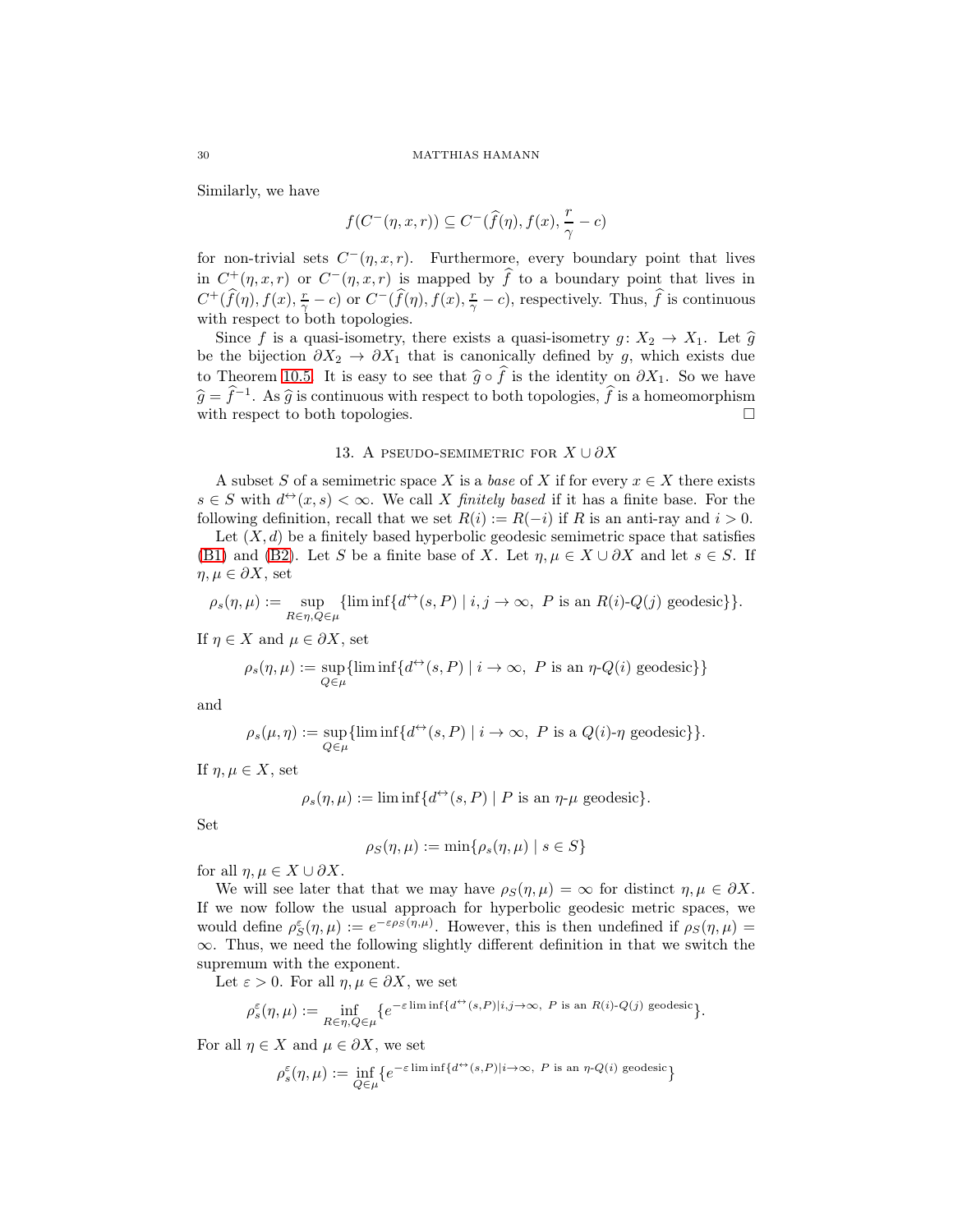Similarly, we have

$$f(C^-(\eta, x, r)) \subseteq C^-(\widehat{f}(\eta), f(x), \frac{r}{\gamma} - c)$$

for non-trivial sets $C^-(\eta, x, r)$. Furthermore, every boundary point that lives in $C^+(\eta, x, r)$ or $C^-(\eta, x, r)$ is mapped by $\widehat{f}$ to a boundary point that lives in $C^+(\widehat{f}(\eta), f(x), \frac{r}{\gamma} - c)$ or $C^-(\widehat{f}(\eta), f(x), \frac{r}{\gamma} - c)$, respectively. Thus, $\widehat{f}$ is continuous with respect to both topologies.

Since $f$ is a quasi-isometry, there exists a quasi-isometry $g\colon X_2 \to X_1$. Let $\widehat{g}$ be the bijection $\partial X_2 \to \partial X_1$ that is canonically defined by $g$, which exists due to Theorem 10.5. It is easy to see that $\widehat{g} \circ \widehat{f}$ is the identity on $\partial X_1$. So we have $\widehat{g} = \widehat{f}^{-1}$. As $\widehat{g}$ is continuous with respect to both topologies, $\widehat{f}$ is a homeomorphism with respect to both topologies. $\square$

## 13. A pseudo-semimetric for $X \cup \partial X$

A subset $S$ of a semimetric space $X$ is a *base* of $X$ if for every $x \in X$ there exists $s \in S$ with $d^{\leftrightarrow}(x, s) < \infty$. We call $X$ *finitely based* if it has a finite base. For the following definition, recall that we set $R(i) := R(-i)$ if $R$ is an anti-ray and $i > 0$.

Let $(X, d)$ be a finitely based hyperbolic geodesic semimetric space that satisfies (B1) and (B2). Let $S$ be a finite base of $X$. Let $\eta, \mu \in X \cup \partial X$ and let $s \in S$. If $\eta, \mu \in \partial X$, set

$$\rho_s(\eta, \mu) := \sup_{R \in \eta, Q \in \mu} \{\liminf\{d^{\leftrightarrow}(s, P) \mid i, j \to \infty,\ P \text{ is an } R(i)\text{-}Q(j) \text{ geodesic}\}\}.$$

If $\eta \in X$ and $\mu \in \partial X$, set

$$\rho_s(\eta, \mu) := \sup_{Q \in \mu} \{\liminf\{d^{\leftrightarrow}(s, P) \mid i \to \infty,\ P \text{ is an } \eta\text{-}Q(i) \text{ geodesic}\}\}$$

and

$$\rho_s(\mu, \eta) := \sup_{Q \in \mu} \{\liminf\{d^{\leftrightarrow}(s, P) \mid i \to \infty,\ P \text{ is a } Q(i)\text{-}\eta \text{ geodesic}\}\}.$$

If $\eta, \mu \in X$, set

$$\rho_s(\eta, \mu) := \liminf\{d^{\leftrightarrow}(s, P) \mid P \text{ is an } \eta\text{-}\mu \text{ geodesic}\}.$$

Set

$$\rho_S(\eta, \mu) := \min\{\rho_s(\eta, \mu) \mid s \in S\}$$

for all $\eta, \mu \in X \cup \partial X$.

We will see later that that we may have $\rho_S(\eta, \mu) = \infty$ for distinct $\eta, \mu \in \partial X$. If we now follow the usual approach for hyperbolic geodesic metric spaces, we would define $\rho_S^{\varepsilon}(\eta, \mu) := e^{-\varepsilon \rho_S(\eta, \mu)}$. However, this is then undefined if $\rho_S(\eta, \mu) = \infty$. Thus, we need the following slightly different definition in that we switch the supremum with the exponent.

Let $\varepsilon > 0$. For all $\eta, \mu \in \partial X$, we set

$$\rho_s^{\varepsilon}(\eta, \mu) := \inf_{R \in \eta, Q \in \mu} \{e^{-\varepsilon \liminf\{d^{\leftrightarrow}(s, P) \mid i, j \to \infty,\ P \text{ is an } R(i)\text{-}Q(j) \text{ geodesic}}\}.$$

For all $\eta \in X$ and $\mu \in \partial X$, we set

$$\rho_s^{\varepsilon}(\eta, \mu) := \inf_{Q \in \mu} \{e^{-\varepsilon \liminf\{d^{\leftrightarrow}(s, P) \mid i \to \infty,\ P \text{ is an } \eta\text{-}Q(i) \text{ geodesic}}\}$$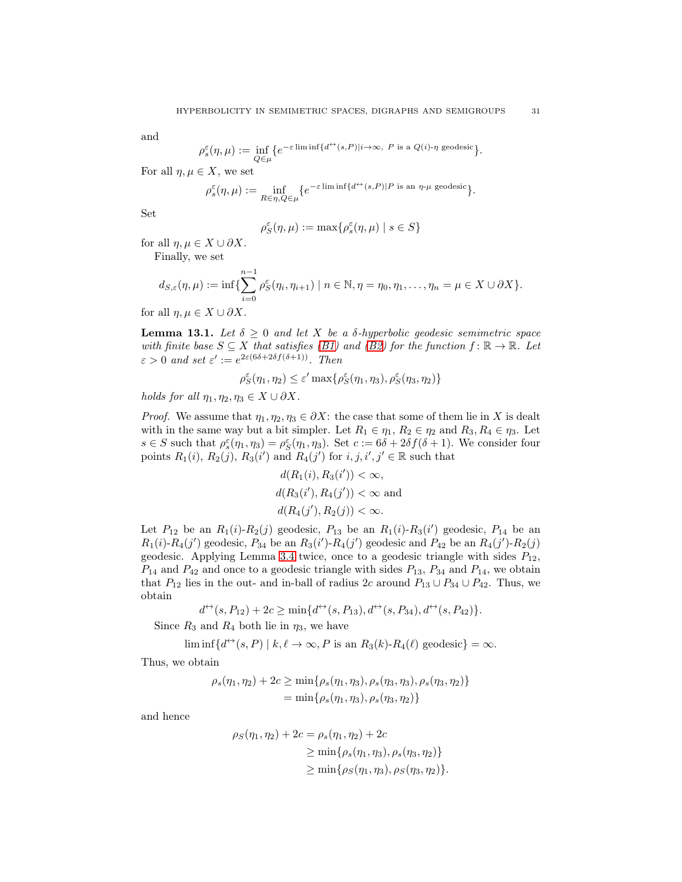and

$$\rho_s^\varepsilon(\eta,\mu) := \inf_{Q\in\mu}\{e^{-\varepsilon \liminf\{d^{\leftrightarrow}(s,P)\mid i\to\infty,\ P \text{ is a } Q(i)\text{-}\eta \text{ geodesic}}\}.$$

For all $\eta,\mu \in X$, we set

$$\rho_s^\varepsilon(\eta,\mu) := \inf_{R\in\eta, Q\in\mu}\{e^{-\varepsilon \liminf\{d^{\leftrightarrow}(s,P)\mid P \text{ is an } \eta\text{-}\mu \text{ geodesic}}\}.$$

Set

$$\rho_S^\varepsilon(\eta,\mu) := \max\{\rho_s^\varepsilon(\eta,\mu) \mid s\in S\}$$

for all $\eta,\mu\in X\cup\partial X$.

Finally, we set

$$d_{S,\varepsilon}(\eta,\mu) := \inf\{\sum_{i=0}^{n-1}\rho_S^\varepsilon(\eta_i,\eta_{i+1}) \mid n\in\mathbb{N}, \eta=\eta_0,\eta_1,\ldots,\eta_n=\mu\in X\cup\partial X\}.$$

for all $\eta,\mu\in X\cup\partial X$.

**Lemma 13.1.** *Let $\delta\geq 0$ and let $X$ be a $\delta$-hyperbolic geodesic semimetric space with finite base $S\subseteq X$ that satisfies (B1) and (B2) for the function $f\colon\mathbb{R}\to\mathbb{R}$. Let $\varepsilon>0$ and set $\varepsilon' := e^{2\varepsilon(6\delta+2\delta f(\delta+1))}$. Then*

$$\rho_S^\varepsilon(\eta_1,\eta_2)\leq \varepsilon' \max\{\rho_S^\varepsilon(\eta_1,\eta_3),\rho_S^\varepsilon(\eta_3,\eta_2)\}$$

*holds for all $\eta_1,\eta_2,\eta_3\in X\cup\partial X$.*

*Proof.* We assume that $\eta_1,\eta_2,\eta_3\in\partial X$: the case that some of them lie in $X$ is dealt with in the same way but a bit simpler. Let $R_1\in\eta_1$, $R_2\in\eta_2$ and $R_3,R_4\in\eta_3$. Let $s\in S$ such that $\rho_s^\varepsilon(\eta_1,\eta_3)=\rho_S^\varepsilon(\eta_1,\eta_3)$. Set $c:=6\delta+2\delta f(\delta+1)$. We consider four points $R_1(i)$, $R_2(j)$, $R_3(i')$ and $R_4(j')$ for $i,j,i',j'\in\mathbb{R}$ such that

$$d(R_1(i),R_3(i'))<\infty,$$
$$d(R_3(i'),R_4(j'))<\infty \text{ and}$$
$$d(R_4(j'),R_2(j))<\infty.$$

Let $P_{12}$ be an $R_1(i)$-$R_2(j)$ geodesic, $P_{13}$ be an $R_1(i)$-$R_3(i')$ geodesic, $P_{14}$ be an $R_1(i)$-$R_4(j')$ geodesic, $P_{34}$ be an $R_3(i')$-$R_4(j')$ geodesic and $P_{42}$ be an $R_4(j')$-$R_2(j)$ geodesic. Applying Lemma 3.4 twice, once to a geodesic triangle with sides $P_{12}$, $P_{14}$ and $P_{42}$ and once to a geodesic triangle with sides $P_{13}$, $P_{34}$ and $P_{14}$, we obtain that $P_{12}$ lies in the out- and in-ball of radius $2c$ around $P_{13}\cup P_{34}\cup P_{42}$. Thus, we obtain

$$d^{\leftrightarrow}(s,P_{12})+2c\geq \min\{d^{\leftrightarrow}(s,P_{13}),d^{\leftrightarrow}(s,P_{34}),d^{\leftrightarrow}(s,P_{42})\}.$$

Since $R_3$ and $R_4$ both lie in $\eta_3$, we have

$$\liminf\{d^{\leftrightarrow}(s,P)\mid k,\ell\to\infty, P \text{ is an } R_3(k)\text{-}R_4(\ell) \text{ geodesic}\}=\infty.$$

Thus, we obtain

$$\begin{aligned}\rho_s(\eta_1,\eta_2)+2c &\geq \min\{\rho_s(\eta_1,\eta_3),\rho_s(\eta_3,\eta_3),\rho_s(\eta_3,\eta_2)\}\\ &= \min\{\rho_s(\eta_1,\eta_3),\rho_s(\eta_3,\eta_2)\}\end{aligned}$$

and hence

$$\begin{aligned}\rho_S(\eta_1,\eta_2)+2c &= \rho_s(\eta_1,\eta_2)+2c\\ &\geq \min\{\rho_s(\eta_1,\eta_3),\rho_s(\eta_3,\eta_2)\}\\ &\geq \min\{\rho_S(\eta_1,\eta_3),\rho_S(\eta_3,\eta_2)\}.\end{aligned}$$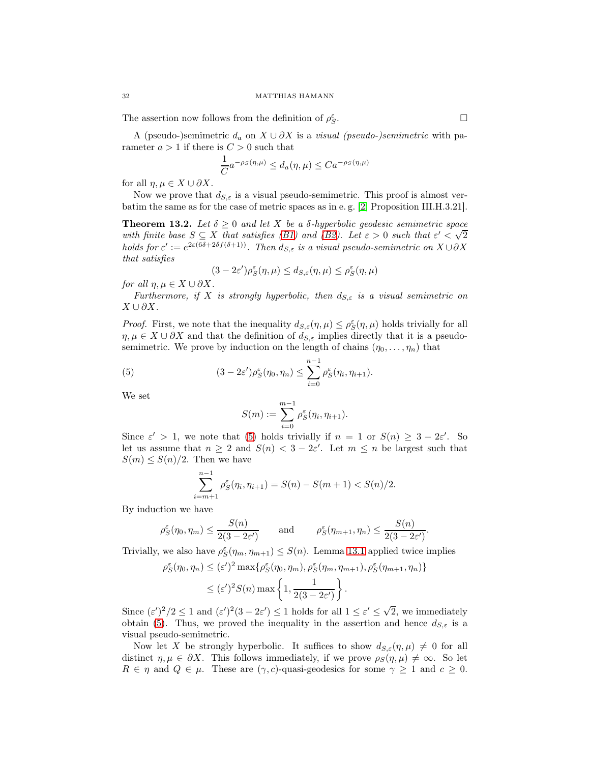The assertion now follows from the definition of $\rho_S^\varepsilon$. $\square$

A (pseudo-)semimetric $d_a$ on $X \cup \partial X$ is a *visual (pseudo-)semimetric* with parameter $a > 1$ if there is $C > 0$ such that

$$\frac{1}{C} a^{-\rho_S(\eta,\mu)} \leq d_a(\eta,\mu) \leq C a^{-\rho_S(\eta,\mu)}$$

for all $\eta, \mu \in X \cup \partial X$.

Now we prove that $d_{S,\varepsilon}$ is a visual pseudo-semimetric. This proof is almost verbatim the same as for the case of metric spaces as in e. g. [2, Proposition III.H.3.21].

**Theorem 13.2.** *Let $\delta \geq 0$ and let $X$ be a $\delta$-hyperbolic geodesic semimetric space with finite base $S \subseteq X$ that satisfies (B1) and (B2). Let $\varepsilon > 0$ such that $\varepsilon' < \sqrt{2}$ holds for $\varepsilon' := e^{2\varepsilon(6\delta + 2\delta f(\delta+1))}$. Then $d_{S,\varepsilon}$ is a visual pseudo-semimetric on $X \cup \partial X$ that satisfies*

$$(3 - 2\varepsilon')\rho_S^\varepsilon(\eta,\mu) \leq d_{S,\varepsilon}(\eta,\mu) \leq \rho_S^\varepsilon(\eta,\mu)$$

*for all $\eta, \mu \in X \cup \partial X$.*

*Furthermore, if $X$ is strongly hyperbolic, then $d_{S,\varepsilon}$ is a visual semimetric on $X \cup \partial X$.*

*Proof.* First, we note that the inequality $d_{S,\varepsilon}(\eta,\mu) \leq \rho_S^\varepsilon(\eta,\mu)$ holds trivially for all $\eta, \mu \in X \cup \partial X$ and that the definition of $d_{S,\varepsilon}$ implies directly that it is a pseudo-semimetric. We prove by induction on the length of chains $(\eta_0, \ldots, \eta_n)$ that

$$(3 - 2\varepsilon')\rho_S^\varepsilon(\eta_0,\eta_n) \leq \sum_{i=0}^{n-1} \rho_S^\varepsilon(\eta_i,\eta_{i+1}). \tag{5}$$

We set

$$S(m) := \sum_{i=0}^{m-1} \rho_S^\varepsilon(\eta_i,\eta_{i+1}).$$

Since $\varepsilon' > 1$, we note that (5) holds trivially if $n = 1$ or $S(n) \geq 3 - 2\varepsilon'$. So let us assume that $n \geq 2$ and $S(n) < 3 - 2\varepsilon'$. Let $m \leq n$ be largest such that $S(m) \leq S(n)/2$. Then we have

$$\sum_{i=m+1}^{n-1} \rho_S^\varepsilon(\eta_i,\eta_{i+1}) = S(n) - S(m+1) < S(n)/2.$$

By induction we have

$$\rho_S^\varepsilon(\eta_0,\eta_m) \leq \frac{S(n)}{2(3-2\varepsilon')} \qquad \text{and} \qquad \rho_S^\varepsilon(\eta_{m+1},\eta_n) \leq \frac{S(n)}{2(3-2\varepsilon')}.$$

Trivially, we also have $\rho_S^\varepsilon(\eta_m,\eta_{m+1}) \leq S(n)$. Lemma 13.1 applied twice implies

$$\begin{aligned}
\rho_S^\varepsilon(\eta_0,\eta_n) &\leq (\varepsilon')^2 \max\{\rho_S^\varepsilon(\eta_0,\eta_m), \rho_S^\varepsilon(\eta_m,\eta_{m+1}), \rho_S^\varepsilon(\eta_{m+1},\eta_n)\} \\
&\leq (\varepsilon')^2 S(n) \max\left\{1, \frac{1}{2(3-2\varepsilon')}\right\}.
\end{aligned}$$

Since $(\varepsilon')^2/2 \leq 1$ and $(\varepsilon')^2(3 - 2\varepsilon') \leq 1$ holds for all $1 \leq \varepsilon' \leq \sqrt{2}$, we immediately obtain (5). Thus, we proved the inequality in the assertion and hence $d_{S,\varepsilon}$ is a visual pseudo-semimetric.

Now let $X$ be strongly hyperbolic. It suffices to show $d_{S,\varepsilon}(\eta,\mu) \neq 0$ for all distinct $\eta, \mu \in \partial X$. This follows immediately, if we prove $\rho_S(\eta,\mu) \neq \infty$. So let $R \in \eta$ and $Q \in \mu$. These are $(\gamma, c)$-quasi-geodesics for some $\gamma \geq 1$ and $c \geq 0$.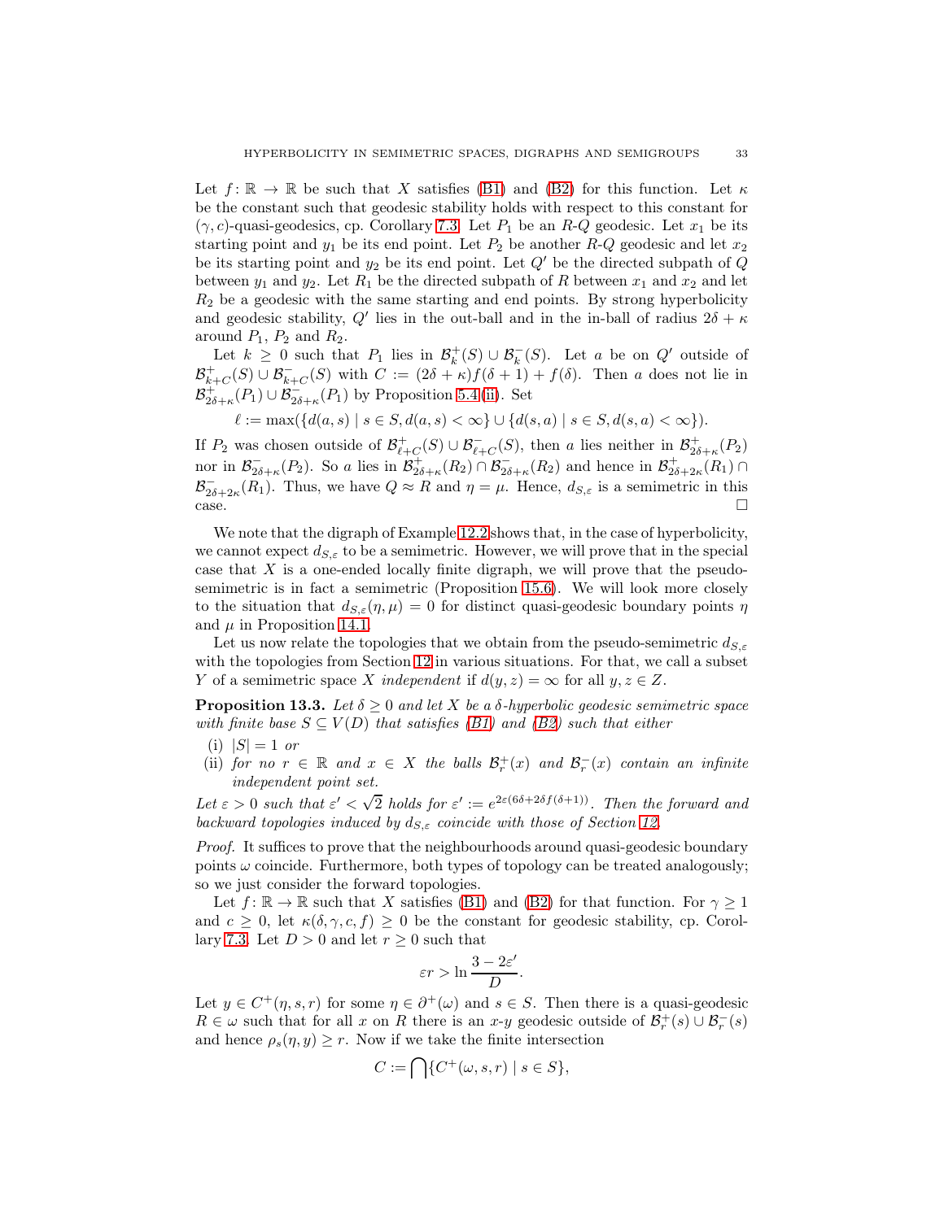Let $f\colon \mathbb{R} \to \mathbb{R}$ be such that $X$ satisfies (B1) and (B2) for this function. Let $\kappa$ be the constant such that geodesic stability holds with respect to this constant for $(\gamma, c)$-quasi-geodesics, cp. Corollary 7.3. Let $P_1$ be an $R$-$Q$ geodesic. Let $x_1$ be its starting point and $y_1$ be its end point. Let $P_2$ be another $R$-$Q$ geodesic and let $x_2$ be its starting point and $y_2$ be its end point. Let $Q'$ be the directed subpath of $Q$ between $y_1$ and $y_2$. Let $R_1$ be the directed subpath of $R$ between $x_1$ and $x_2$ and let $R_2$ be a geodesic with the same starting and end points. By strong hyperbolicity and geodesic stability, $Q'$ lies in the out-ball and in the in-ball of radius $2\delta + \kappa$ around $P_1$, $P_2$ and $R_2$.

Let $k \geq 0$ such that $P_1$ lies in $\mathcal{B}^+_k(S) \cup \mathcal{B}^-_k(S)$. Let $a$ be on $Q'$ outside of $\mathcal{B}^+_{k+C}(S) \cup \mathcal{B}^-_{k+C}(S)$ with $C := (2\delta + \kappa) f(\delta + 1) + f(\delta)$. Then $a$ does not lie in $\mathcal{B}^+_{2\delta+\kappa}(P_1) \cup \mathcal{B}^-_{2\delta+\kappa}(P_1)$ by Proposition 5.4(ii). Set

$$\ell := \max(\{d(a, s) \mid s \in S, d(a, s) < \infty\} \cup \{d(s, a) \mid s \in S, d(s, a) < \infty\}).$$

If $P_2$ was chosen outside of $\mathcal{B}^+_{\ell+C}(S) \cup \mathcal{B}^-_{\ell+C}(S)$, then $a$ lies neither in $\mathcal{B}^+_{2\delta+\kappa}(P_2)$ nor in $\mathcal{B}^-_{2\delta+\kappa}(P_2)$. So $a$ lies in $\mathcal{B}^+_{2\delta+\kappa}(R_2) \cap \mathcal{B}^-_{2\delta+\kappa}(R_2)$ and hence in $\mathcal{B}^+_{2\delta+2\kappa}(R_1) \cap \mathcal{B}^-_{2\delta+2\kappa}(R_1)$. Thus, we have $Q \approx R$ and $\eta = \mu$. Hence, $d_{S,\varepsilon}$ is a semimetric in this case. $\square$

We note that the digraph of Example 12.2 shows that, in the case of hyperbolicity, we cannot expect $d_{S,\varepsilon}$ to be a semimetric. However, we will prove that in the special case that $X$ is a one-ended locally finite digraph, we will prove that the pseudo-semimetric is in fact a semimetric (Proposition 15.6). We will look more closely to the situation that $d_{S,\varepsilon}(\eta, \mu) = 0$ for distinct quasi-geodesic boundary points $\eta$ and $\mu$ in Proposition 14.1.

Let us now relate the topologies that we obtain from the pseudo-semimetric $d_{S,\varepsilon}$ with the topologies from Section 12 in various situations. For that, we call a subset $Y$ of a semimetric space $X$ *independent* if $d(y, z) = \infty$ for all $y, z \in Z$.

**Proposition 13.3.** *Let $\delta \geq 0$ and let $X$ be a $\delta$-hyperbolic geodesic semimetric space with finite base $S \subseteq V(D)$ that satisfies (B1) and (B2) such that either*

- (i) *$|S| = 1$ or*
- (ii) *for no $r \in \mathbb{R}$ and $x \in X$ the balls $\mathcal{B}^+_r(x)$ and $\mathcal{B}^-_r(x)$ contain an infinite independent point set.*

*Let $\varepsilon > 0$ such that $\varepsilon' < \sqrt{2}$ holds for $\varepsilon' := e^{2\varepsilon(6\delta+2\delta f(\delta+1))}$. Then the forward and backward topologies induced by $d_{S,\varepsilon}$ coincide with those of Section 12.*

*Proof.* It suffices to prove that the neighbourhoods around quasi-geodesic boundary points $\omega$ coincide. Furthermore, both types of topology can be treated analogously; so we just consider the forward topologies.

Let $f\colon \mathbb{R} \to \mathbb{R}$ such that $X$ satisfies (B1) and (B2) for that function. For $\gamma \geq 1$ and $c \geq 0$, let $\kappa(\delta, \gamma, c, f) \geq 0$ be the constant for geodesic stability, cp. Corollary 7.3. Let $D > 0$ and let $r \geq 0$ such that

$$\varepsilon r > \ln \frac{3 - 2\varepsilon'}{D}.$$

Let $y \in C^+(\eta, s, r)$ for some $\eta \in \partial^+(\omega)$ and $s \in S$. Then there is a quasi-geodesic $R \in \omega$ such that for all $x$ on $R$ there is an $x$-$y$ geodesic outside of $\mathcal{B}^+_r(s) \cup \mathcal{B}^-_r(s)$ and hence $\rho_s(\eta, y) \geq r$. Now if we take the finite intersection

$$C := \bigcap \{C^+(\omega, s, r) \mid s \in S\},$$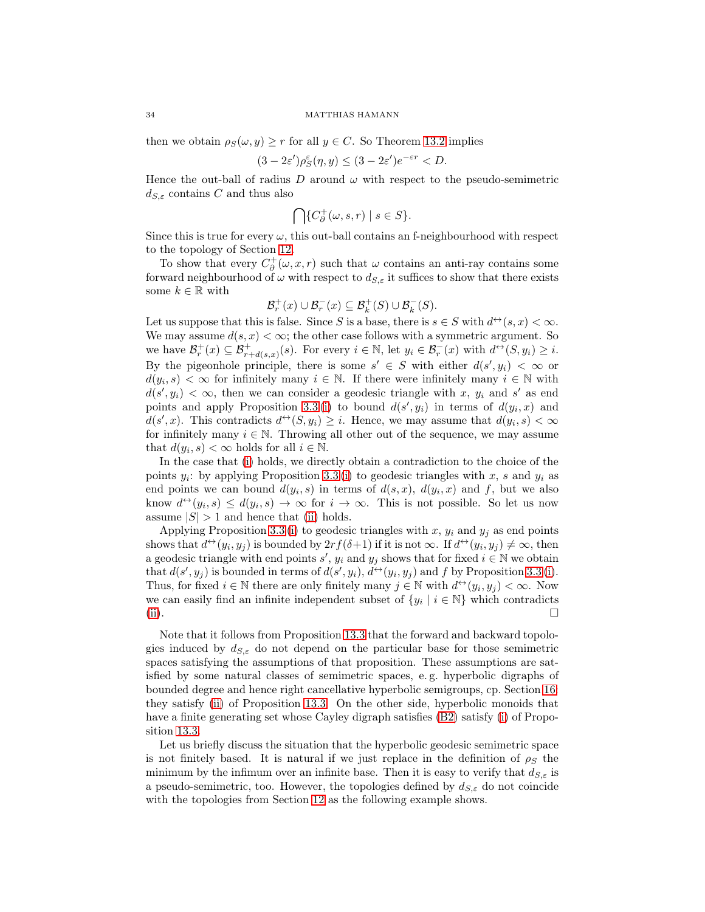then we obtain $\rho_S(\omega, y) \geq r$ for all $y \in C$. So Theorem 13.2 implies

$$(3 - 2\varepsilon')\rho_S^\varepsilon(\eta, y) \leq (3 - 2\varepsilon')e^{-\varepsilon r} < D.$$

Hence the out-ball of radius $D$ around $\omega$ with respect to the pseudo-semimetric $d_{S,\varepsilon}$ contains $C$ and thus also

$$\bigcap \{C_\partial^+(\omega, s, r) \mid s \in S\}.$$

Since this is true for every $\omega$, this out-ball contains an f-neighbourhood with respect to the topology of Section 12.

To show that every $C_\partial^+(\omega, x, r)$ such that $\omega$ contains an anti-ray contains some forward neighbourhood of $\omega$ with respect to $d_{S,\varepsilon}$ it suffices to show that there exists some $k \in \mathbb{R}$ with

$$\mathcal{B}_r^+(x) \cup \mathcal{B}_r^-(x) \subseteq \mathcal{B}_k^+(S) \cup \mathcal{B}_k^-(S).$$

Let us suppose that this is false. Since $S$ is a base, there is $s \in S$ with $d^{\leftrightarrow}(s, x) < \infty$. We may assume $d(s, x) < \infty$; the other case follows with a symmetric argument. So we have $\mathcal{B}_r^+(x) \subseteq \mathcal{B}_{r+d(s,x)}^+(s)$. For every $i \in \mathbb{N}$, let $y_i \in \mathcal{B}_r^-(x)$ with $d^{\leftrightarrow}(S, y_i) \geq i$. By the pigeonhole principle, there is some $s' \in S$ with either $d(s', y_i) < \infty$ or $d(y_i, s) < \infty$ for infinitely many $i \in \mathbb{N}$. If there were infinitely many $i \in \mathbb{N}$ with $d(s', y_i) < \infty$, then we can consider a geodesic triangle with $x$, $y_i$ and $s'$ as end points and apply Proposition 3.3(i) to bound $d(s', y_i)$ in terms of $d(y_i, x)$ and $d(s', x)$. This contradicts $d^{\leftrightarrow}(S, y_i) \geq i$. Hence, we may assume that $d(y_i, s) < \infty$ for infinitely many $i \in \mathbb{N}$. Throwing all other out of the sequence, we may assume that $d(y_i, s) < \infty$ holds for all $i \in \mathbb{N}$.

In the case that (i) holds, we directly obtain a contradiction to the choice of the points $y_i$: by applying Proposition 3.3(i) to geodesic triangles with $x$, $s$ and $y_i$ as end points we can bound $d(y_i, s)$ in terms of $d(s, x)$, $d(y_i, x)$ and $f$, but we also know $d^{\leftrightarrow}(y_i, s) \leq d(y_i, s) \to \infty$ for $i \to \infty$. This is not possible. So let us now assume $|S| > 1$ and hence that (ii) holds.

Applying Proposition 3.3(i) to geodesic triangles with $x$, $y_i$ and $y_j$ as end points shows that $d^{\leftrightarrow}(y_i, y_j)$ is bounded by $2rf(\delta+1)$ if it is not $\infty$. If $d^{\leftrightarrow}(y_i, y_j) \neq \infty$, then a geodesic triangle with end points $s'$, $y_i$ and $y_j$ shows that for fixed $i \in \mathbb{N}$ we obtain that $d(s', y_j)$ is bounded in terms of $d(s', y_i)$, $d^{\leftrightarrow}(y_i, y_j)$ and $f$ by Proposition 3.3(i). Thus, for fixed $i \in \mathbb{N}$ there are only finitely many $j \in \mathbb{N}$ with $d^{\leftrightarrow}(y_i, y_j) < \infty$. Now we can easily find an infinite independent subset of $\{y_i \mid i \in \mathbb{N}\}$ which contradicts (ii). $\square$

Note that it follows from Proposition 13.3 that the forward and backward topologies induced by $d_{S,\varepsilon}$ do not depend on the particular base for those semimetric spaces satisfying the assumptions of that proposition. These assumptions are satisfied by some natural classes of semimetric spaces, e. g. hyperbolic digraphs of bounded degree and hence right cancellative hyperbolic semigroups, cp. Section 16; they satisfy (ii) of Proposition 13.3. On the other side, hyperbolic monoids that have a finite generating set whose Cayley digraph satisfies (B2) satisfy (i) of Proposition 13.3.

Let us briefly discuss the situation that the hyperbolic geodesic semimetric space is not finitely based. It is natural if we just replace in the definition of $\rho_S$ the minimum by the infimum over an infinite base. Then it is easy to verify that $d_{S,\varepsilon}$ is a pseudo-semimetric, too. However, the topologies defined by $d_{S,\varepsilon}$ do not coincide with the topologies from Section 12 as the following example shows.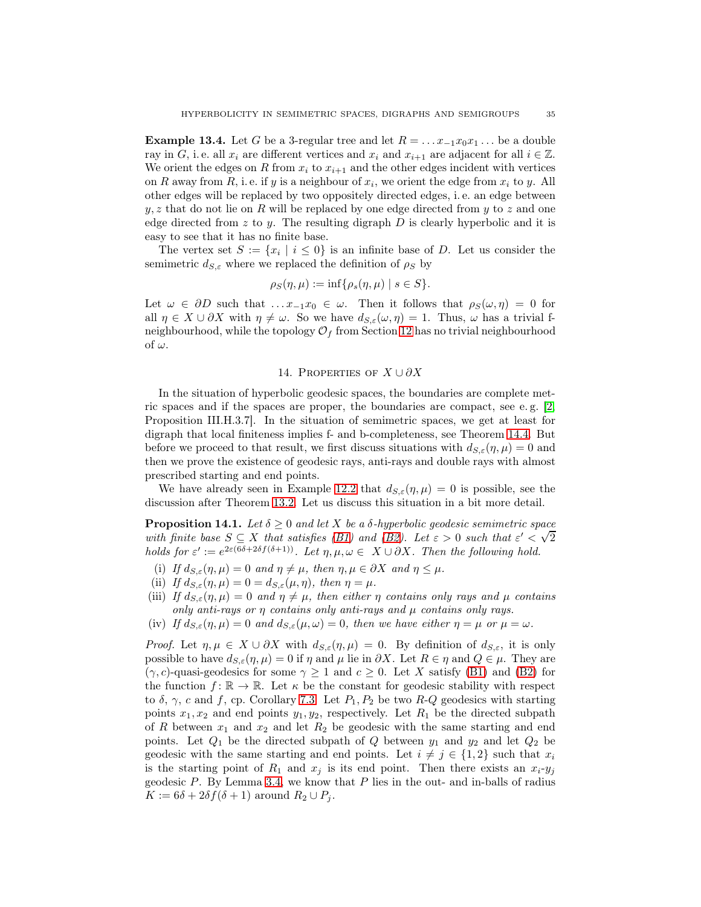**Example 13.4.** Let $G$ be a 3-regular tree and let $R = \ldots x_{-1}x_0x_1\ldots$ be a double ray in $G$, i. e. all $x_i$ are different vertices and $x_i$ and $x_{i+1}$ are adjacent for all $i \in \mathbb{Z}$. We orient the edges on $R$ from $x_i$ to $x_{i+1}$ and the other edges incident with vertices on $R$ away from $R$, i. e. if $y$ is a neighbour of $x_i$, we orient the edge from $x_i$ to $y$. All other edges will be replaced by two oppositely directed edges, i. e. an edge between $y, z$ that do not lie on $R$ will be replaced by one edge directed from $y$ to $z$ and one edge directed from $z$ to $y$. The resulting digraph $D$ is clearly hyperbolic and it is easy to see that it has no finite base.

The vertex set $S := \{x_i \mid i \leq 0\}$ is an infinite base of $D$. Let us consider the semimetric $d_{S,\varepsilon}$ where we replaced the definition of $\rho_S$ by

$$\rho_S(\eta, \mu) := \inf\{\rho_s(\eta, \mu) \mid s \in S\}.$$

Let $\omega \in \partial D$ such that $\ldots x_{-1}x_0 \in \omega$. Then it follows that $\rho_S(\omega, \eta) = 0$ for all $\eta \in X \cup \partial X$ with $\eta \neq \omega$. So we have $d_{S,\varepsilon}(\omega, \eta) = 1$. Thus, $\omega$ has a trivial f-neighbourhood, while the topology $\mathcal{O}_f$ from Section 12 has no trivial neighbourhood of $\omega$.

## 14. Properties of $X \cup \partial X$

In the situation of hyperbolic geodesic spaces, the boundaries are complete metric spaces and if the spaces are proper, the boundaries are compact, see e. g. [2, Proposition III.H.3.7]. In the situation of semimetric spaces, we get at least for digraph that local finiteness implies f- and b-completeness, see Theorem 14.4. But before we proceed to that result, we first discuss situations with $d_{S,\varepsilon}(\eta, \mu) = 0$ and then we prove the existence of geodesic rays, anti-rays and double rays with almost prescribed starting and end points.

We have already seen in Example 12.2 that $d_{S,\varepsilon}(\eta, \mu) = 0$ is possible, see the discussion after Theorem 13.2. Let us discuss this situation in a bit more detail.

**Proposition 14.1.** *Let $\delta \geq 0$ and let $X$ be a $\delta$-hyperbolic geodesic semimetric space with finite base $S \subseteq X$ that satisfies (B1) and (B2). Let $\varepsilon > 0$ such that $\varepsilon' < \sqrt{2}$ holds for $\varepsilon' := e^{2\varepsilon(6\delta + 2\delta f(\delta+1))}$. Let $\eta, \mu, \omega \in X \cup \partial X$. Then the following hold.*

- (i) *If $d_{S,\varepsilon}(\eta, \mu) = 0$ and $\eta \neq \mu$, then $\eta, \mu \in \partial X$ and $\eta \leq \mu$.*
- (ii) *If $d_{S,\varepsilon}(\eta, \mu) = 0 = d_{S,\varepsilon}(\mu, \eta)$, then $\eta = \mu$.*
- (iii) *If $d_{S,\varepsilon}(\eta, \mu) = 0$ and $\eta \neq \mu$, then either $\eta$ contains only rays and $\mu$ contains only anti-rays or $\eta$ contains only anti-rays and $\mu$ contains only rays.*
- (iv) *If $d_{S,\varepsilon}(\eta, \mu) = 0$ and $d_{S,\varepsilon}(\mu, \omega) = 0$, then we have either $\eta = \mu$ or $\mu = \omega$.*

*Proof.* Let $\eta, \mu \in X \cup \partial X$ with $d_{S,\varepsilon}(\eta, \mu) = 0$. By definition of $d_{S,\varepsilon}$, it is only possible to have $d_{S,\varepsilon}(\eta, \mu) = 0$ if $\eta$ and $\mu$ lie in $\partial X$. Let $R \in \eta$ and $Q \in \mu$. They are $(\gamma, c)$-quasi-geodesics for some $\gamma \geq 1$ and $c \geq 0$. Let $X$ satisfy (B1) and (B2) for the function $f : \mathbb{R} \to \mathbb{R}$. Let $\kappa$ be the constant for geodesic stability with respect to $\delta$, $\gamma$, $c$ and $f$, cp. Corollary 7.3. Let $P_1, P_2$ be two $R$-$Q$ geodesics with starting points $x_1, x_2$ and end points $y_1, y_2$, respectively. Let $R_1$ be the directed subpath of $R$ between $x_1$ and $x_2$ and let $R_2$ be geodesic with the same starting and end points. Let $Q_1$ be the directed subpath of $Q$ between $y_1$ and $y_2$ and let $Q_2$ be geodesic with the same starting and end points. Let $i \neq j \in \{1, 2\}$ such that $x_i$ is the starting point of $R_1$ and $x_j$ is its end point. Then there exists an $x_i$-$y_j$ geodesic $P$. By Lemma 3.4, we know that $P$ lies in the out- and in-balls of radius $K := 6\delta + 2\delta f(\delta + 1)$ around $R_2 \cup P_j$.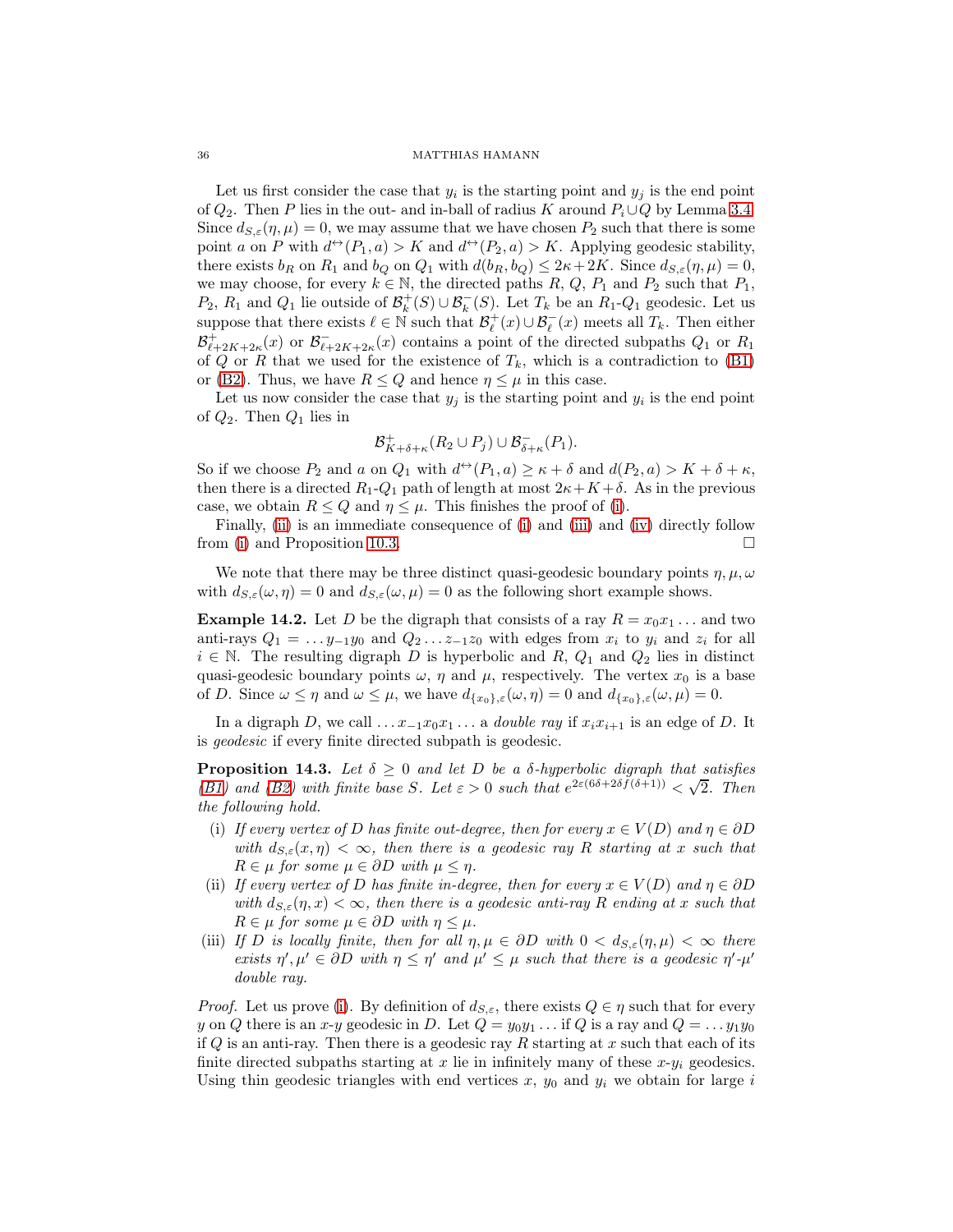Let us first consider the case that $y_i$ is the starting point and $y_j$ is the end point of $Q_2$. Then $P$ lies in the out- and in-ball of radius $K$ around $P_i \cup Q$ by Lemma 3.4. Since $d_{S,\varepsilon}(\eta,\mu) = 0$, we may assume that we have chosen $P_2$ such that there is some point $a$ on $P$ with $d^{\leftrightarrow}(P_1, a) > K$ and $d^{\leftrightarrow}(P_2, a) > K$. Applying geodesic stability, there exists $b_R$ on $R_1$ and $b_Q$ on $Q_1$ with $d(b_R, b_Q) \leq 2\kappa + 2K$. Since $d_{S,\varepsilon}(\eta,\mu) = 0$, we may choose, for every $k \in \mathbb{N}$, the directed paths $R$, $Q$, $P_1$ and $P_2$ such that $P_1$, $P_2$, $R_1$ and $Q_1$ lie outside of $\mathcal{B}^+_k(S) \cup \mathcal{B}^-_k(S)$. Let $T_k$ be an $R_1$-$Q_1$ geodesic. Let us suppose that there exists $\ell \in \mathbb{N}$ such that $\mathcal{B}^+_\ell(x) \cup \mathcal{B}^-_\ell(x)$ meets all $T_k$. Then either $\mathcal{B}^+_{\ell+2K+2\kappa}(x)$ or $\mathcal{B}^-_{\ell+2K+2\kappa}(x)$ contains a point of the directed subpaths $Q_1$ or $R_1$ of $Q$ or $R$ that we used for the existence of $T_k$, which is a contradiction to (B1) or (B2). Thus, we have $R \leq Q$ and hence $\eta \leq \mu$ in this case.

Let us now consider the case that $y_j$ is the starting point and $y_i$ is the end point of $Q_2$. Then $Q_1$ lies in

$$\mathcal{B}^+_{K+\delta+\kappa}(R_2 \cup P_j) \cup \mathcal{B}^-_{\delta+\kappa}(P_1).$$

So if we choose $P_2$ and $a$ on $Q_1$ with $d^{\leftrightarrow}(P_1, a) \geq \kappa + \delta$ and $d(P_2, a) > K + \delta + \kappa$, then there is a directed $R_1$-$Q_1$ path of length at most $2\kappa + K + \delta$. As in the previous case, we obtain $R \leq Q$ and $\eta \leq \mu$. This finishes the proof of (i).

Finally, (ii) is an immediate consequence of (i) and (iii) and (iv) directly follow from (i) and Proposition 10.3. $\square$

We note that there may be three distinct quasi-geodesic boundary points $\eta, \mu, \omega$ with $d_{S,\varepsilon}(\omega, \eta) = 0$ and $d_{S,\varepsilon}(\omega, \mu) = 0$ as the following short example shows.

**Example 14.2.** Let $D$ be the digraph that consists of a ray $R = x_0 x_1 \ldots$ and two anti-rays $Q_1 = \ldots y_{-1} y_0$ and $Q_2 \ldots z_{-1} z_0$ with edges from $x_i$ to $y_i$ and $z_i$ for all $i \in \mathbb{N}$. The resulting digraph $D$ is hyperbolic and $R$, $Q_1$ and $Q_2$ lies in distinct quasi-geodesic boundary points $\omega$, $\eta$ and $\mu$, respectively. The vertex $x_0$ is a base of $D$. Since $\omega \leq \eta$ and $\omega \leq \mu$, we have $d_{\{x_0\},\varepsilon}(\omega, \eta) = 0$ and $d_{\{x_0\},\varepsilon}(\omega, \mu) = 0$.

In a digraph $D$, we call $\ldots x_{-1} x_0 x_1 \ldots$ a *double ray* if $x_i x_{i+1}$ is an edge of $D$. It is *geodesic* if every finite directed subpath is geodesic.

**Proposition 14.3.** *Let $\delta \geq 0$ and let $D$ be a $\delta$-hyperbolic digraph that satisfies (B1) and (B2) with finite base $S$. Let $\varepsilon > 0$ such that $e^{2\varepsilon(6\delta + 2\delta f(\delta+1))} < \sqrt{2}$. Then the following hold.*

(i) *If every vertex of $D$ has finite out-degree, then for every $x \in V(D)$ and $\eta \in \partial D$ with $d_{S,\varepsilon}(x, \eta) < \infty$, then there is a geodesic ray $R$ starting at $x$ such that $R \in \mu$ for some $\mu \in \partial D$ with $\mu \leq \eta$.*

(ii) *If every vertex of $D$ has finite in-degree, then for every $x \in V(D)$ and $\eta \in \partial D$ with $d_{S,\varepsilon}(\eta, x) < \infty$, then there is a geodesic anti-ray $R$ ending at $x$ such that $R \in \mu$ for some $\mu \in \partial D$ with $\eta \leq \mu$.*

(iii) *If $D$ is locally finite, then for all $\eta, \mu \in \partial D$ with $0 < d_{S,\varepsilon}(\eta, \mu) < \infty$ there exists $\eta', \mu' \in \partial D$ with $\eta \leq \eta'$ and $\mu' \leq \mu$ such that there is a geodesic $\eta'$-$\mu'$ double ray.*

*Proof.* Let us prove (i). By definition of $d_{S,\varepsilon}$, there exists $Q \in \eta$ such that for every $y$ on $Q$ there is an $x$-$y$ geodesic in $D$. Let $Q = y_0 y_1 \ldots$ if $Q$ is a ray and $Q = \ldots y_1 y_0$ if $Q$ is an anti-ray. Then there is a geodesic ray $R$ starting at $x$ such that each of its finite directed subpaths starting at $x$ lie in infinitely many of these $x$-$y_i$ geodesics. Using thin geodesic triangles with end vertices $x$, $y_0$ and $y_i$ we obtain for large $i$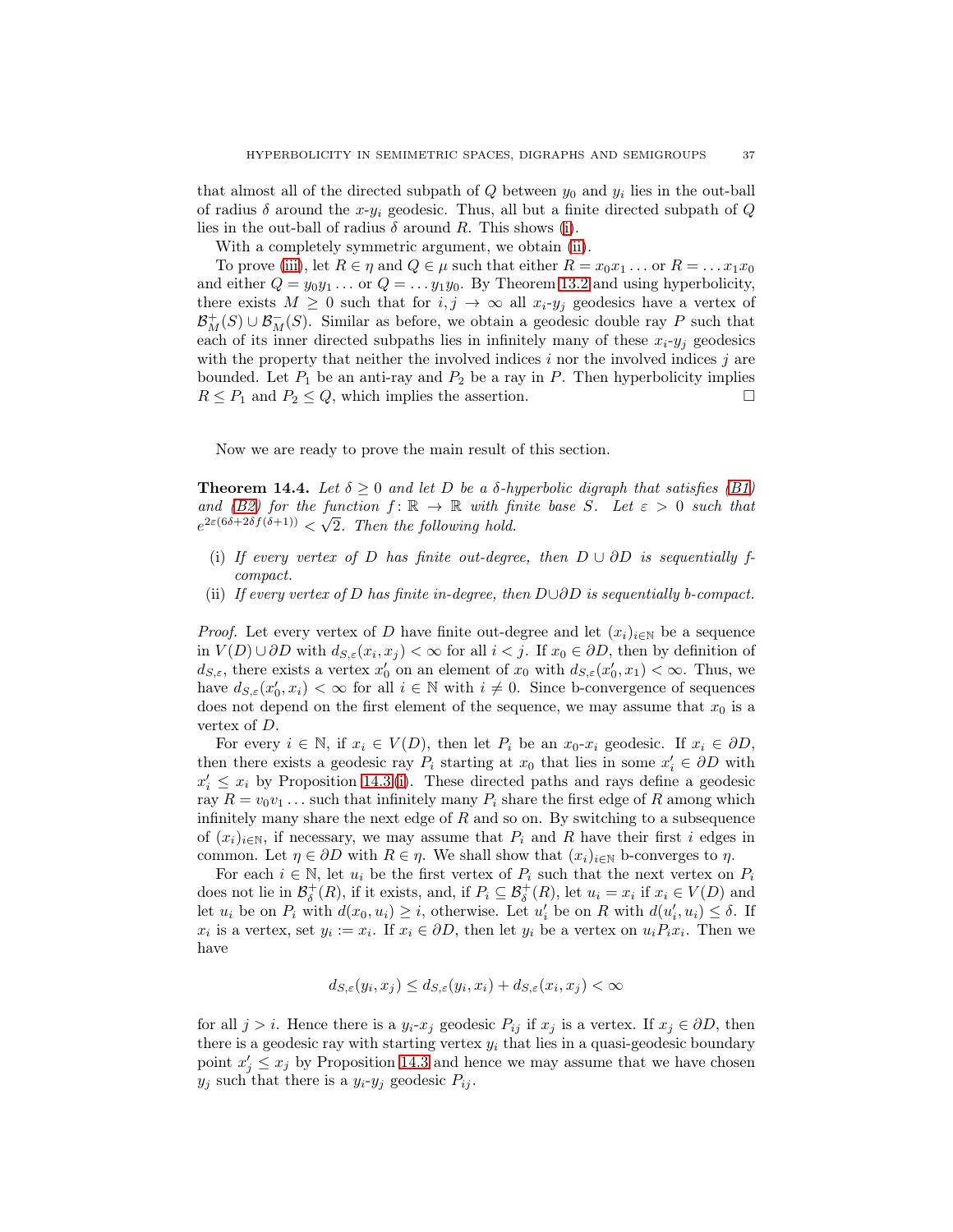that almost all of the directed subpath of $Q$ between $y_0$ and $y_i$ lies in the out-ball of radius $\delta$ around the $x$-$y_i$ geodesic. Thus, all but a finite directed subpath of $Q$ lies in the out-ball of radius $\delta$ around $R$. This shows (i).

With a completely symmetric argument, we obtain (ii).

To prove (iii), let $R \in \eta$ and $Q \in \mu$ such that either $R = x_0x_1\ldots$ or $R = \ldots x_1x_0$ and either $Q = y_0y_1\ldots$ or $Q = \ldots y_1y_0$. By Theorem 13.2 and using hyperbolicity, there exists $M \geq 0$ such that for $i, j \to \infty$ all $x_i$-$y_j$ geodesics have a vertex of $\mathcal{B}^+_M(S) \cup \mathcal{B}^-_M(S)$. Similar as before, we obtain a geodesic double ray $P$ such that each of its inner directed subpaths lies in infinitely many of these $x_i$-$y_j$ geodesics with the property that neither the involved indices $i$ nor the involved indices $j$ are bounded. Let $P_1$ be an anti-ray and $P_2$ be a ray in $P$. Then hyperbolicity implies $R \leq P_1$ and $P_2 \leq Q$, which implies the assertion. $\square$

Now we are ready to prove the main result of this section.

**Theorem 14.4.** *Let $\delta \geq 0$ and let $D$ be a $\delta$-hyperbolic digraph that satisfies (B1) and (B2) for the function $f\colon \mathbb{R} \to \mathbb{R}$ with finite base $S$. Let $\varepsilon > 0$ such that $e^{2\varepsilon(6\delta+2\delta f(\delta+1))} < \sqrt{2}$. Then the following hold.*

- (i) *If every vertex of $D$ has finite out-degree, then $D \cup \partial D$ is sequentially f-compact.*
- (ii) *If every vertex of $D$ has finite in-degree, then $D \cup \partial D$ is sequentially b-compact.*

*Proof.* Let every vertex of $D$ have finite out-degree and let $(x_i)_{i\in\mathbb{N}}$ be a sequence in $V(D) \cup \partial D$ with $d_{S,\varepsilon}(x_i, x_j) < \infty$ for all $i < j$. If $x_0 \in \partial D$, then by definition of $d_{S,\varepsilon}$, there exists a vertex $x_0'$ on an element of $x_0$ with $d_{S,\varepsilon}(x_0', x_1) < \infty$. Thus, we have $d_{S,\varepsilon}(x_0', x_i) < \infty$ for all $i \in \mathbb{N}$ with $i \neq 0$. Since b-convergence of sequences does not depend on the first element of the sequence, we may assume that $x_0$ is a vertex of $D$.

For every $i \in \mathbb{N}$, if $x_i \in V(D)$, then let $P_i$ be an $x_0$-$x_i$ geodesic. If $x_i \in \partial D$, then there exists a geodesic ray $P_i$ starting at $x_0$ that lies in some $x_i' \in \partial D$ with $x_i' \leq x_i$ by Proposition 14.3(i). These directed paths and rays define a geodesic ray $R = v_0v_1\ldots$ such that infinitely many $P_i$ share the first edge of $R$ among which infinitely many share the next edge of $R$ and so on. By switching to a subsequence of $(x_i)_{i\in\mathbb{N}}$, if necessary, we may assume that $P_i$ and $R$ have their first $i$ edges in common. Let $\eta \in \partial D$ with $R \in \eta$. We shall show that $(x_i)_{i\in\mathbb{N}}$ b-converges to $\eta$.

For each $i \in \mathbb{N}$, let $u_i$ be the first vertex of $P_i$ such that the next vertex on $P_i$ does not lie in $\mathcal{B}^+_\delta(R)$, if it exists, and, if $P_i \subseteq \mathcal{B}^+_\delta(R)$, let $u_i = x_i$ if $x_i \in V(D)$ and let $u_i$ be on $P_i$ with $d(x_0, u_i) \geq i$, otherwise. Let $u_i'$ be on $R$ with $d(u_i', u_i) \leq \delta$. If $x_i$ is a vertex, set $y_i := x_i$. If $x_i \in \partial D$, then let $y_i$ be a vertex on $u_iP_ix_i$. Then we have

$$d_{S,\varepsilon}(y_i, x_j) \leq d_{S,\varepsilon}(y_i, x_i) + d_{S,\varepsilon}(x_i, x_j) < \infty$$

for all $j > i$. Hence there is a $y_i$-$x_j$ geodesic $P_{ij}$ if $x_j$ is a vertex. If $x_j \in \partial D$, then there is a geodesic ray with starting vertex $y_i$ that lies in a quasi-geodesic boundary point $x_j' \leq x_j$ by Proposition 14.3 and hence we may assume that we have chosen $y_j$ such that there is a $y_i$-$y_j$ geodesic $P_{ij}$.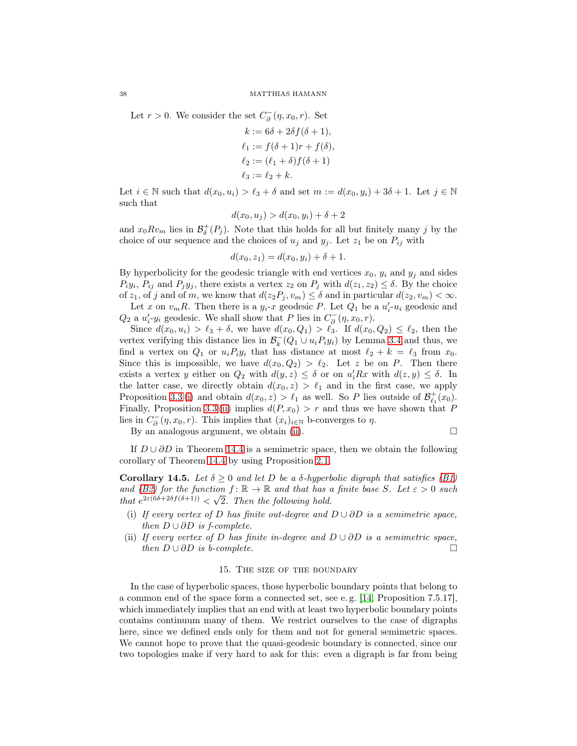Let $r > 0$. We consider the set $C^-_\partial(\eta, x_0, r)$. Set

$$
\begin{aligned}
k &:= 6\delta + 2\delta f(\delta+1),\\
\ell_1 &:= f(\delta+1)r + f(\delta),\\
\ell_2 &:= (\ell_1 + \delta) f(\delta+1)\\
\ell_3 &:= \ell_2 + k.
\end{aligned}
$$

Let $i \in \mathbb{N}$ such that $d(x_0, u_i) > \ell_3 + \delta$ and set $m := d(x_0, y_i) + 3\delta + 1$. Let $j \in \mathbb{N}$ such that

$$d(x_0, u_j) > d(x_0, y_i) + \delta + 2$$

and $x_0 R v_m$ lies in $\mathcal{B}^+_\delta(P_j)$. Note that this holds for all but finitely many $j$ by the choice of our sequence and the choices of $u_j$ and $y_j$. Let $z_1$ be on $P_{ij}$ with

$$d(x_0, z_1) = d(x_0, y_i) + \delta + 1.$$

By hyperbolicity for the geodesic triangle with end vertices $x_0$, $y_i$ and $y_j$ and sides $P_i y_i$, $P_{ij}$ and $P_j y_j$, there exists a vertex $z_2$ on $P_j$ with $d(z_1, z_2) \leq \delta$. By the choice of $z_1$, of $j$ and of $m$, we know that $d(z_2 P_j, v_m) \leq \delta$ and in particular $d(z_2, v_m) < \infty$.

Let $x$ on $v_m R$. Then there is a $y_i$-$x$ geodesic $P$. Let $Q_1$ be a $u'_i$-$u_i$ geodesic and $Q_2$ a $u'_i$-$y_i$ geodesic. We shall show that $P$ lies in $C^-_\partial(\eta, x_0, r)$.

Since $d(x_0, u_i) > \ell_3 + \delta$, we have $d(x_0, Q_1) > \ell_3$. If $d(x_0, Q_2) \leq \ell_2$, then the vertex verifying this distance lies in $\mathcal{B}^-_k(Q_1 \cup u_i P_i y_i)$ by Lemma 3.4 and thus, we find a vertex on $Q_1$ or $u_i P_i y_i$ that has distance at most $\ell_2 + k = \ell_3$ from $x_0$. Since this is impossible, we have $d(x_0, Q_2) > \ell_2$. Let $z$ be on $P$. Then there exists a vertex $y$ either on $Q_2$ with $d(y, z) \leq \delta$ or on $u'_i R x$ with $d(z, y) \leq \delta$. In the latter case, we directly obtain $d(x_0, z) > \ell_1$ and in the first case, we apply Proposition 3.3(i) and obtain $d(x_0, z) > \ell_1$ as well. So $P$ lies outside of $\mathcal{B}^+_{\ell_1}(x_0)$. Finally, Proposition 3.3(ii) implies $d(P, x_0) > r$ and thus we have shown that $P$ lies in $C^-_\partial(\eta, x_0, r)$. This implies that $(x_i)_{i\in\mathbb{N}}$ b-converges to $\eta$.

By an analogous argument, we obtain (ii). $\square$

If $D \cup \partial D$ in Theorem 14.4 is a semimetric space, then we obtain the following corollary of Theorem 14.4 by using Proposition 2.1.

**Corollary 14.5.** *Let $\delta \geq 0$ and let $D$ be a $\delta$-hyperbolic digraph that satisfies (B1) and (B2) for the function $f\colon \mathbb{R} \to \mathbb{R}$ and that has a finite base $S$. Let $\varepsilon > 0$ such that $e^{2\varepsilon(6\delta + 2\delta f(\delta+1))} < \sqrt{2}$. Then the following hold.*

- (i) *If every vertex of $D$ has finite out-degree and $D \cup \partial D$ is a semimetric space, then $D \cup \partial D$ is f-complete.*
- (ii) *If every vertex of $D$ has finite in-degree and $D \cup \partial D$ is a semimetric space, then $D \cup \partial D$ is b-complete.* $\square$

## 15. The size of the boundary

In the case of hyperbolic spaces, those hyperbolic boundary points that belong to a common end of the space form a connected set, see e. g. [14, Proposition 7.5.17], which immediately implies that an end with at least two hyperbolic boundary points contains continuum many of them. We restrict ourselves to the case of digraphs here, since we defined ends only for them and not for general semimetric spaces. We cannot hope to prove that the quasi-geodesic boundary is connected, since our two topologies make if very hard to ask for this: even a digraph is far from being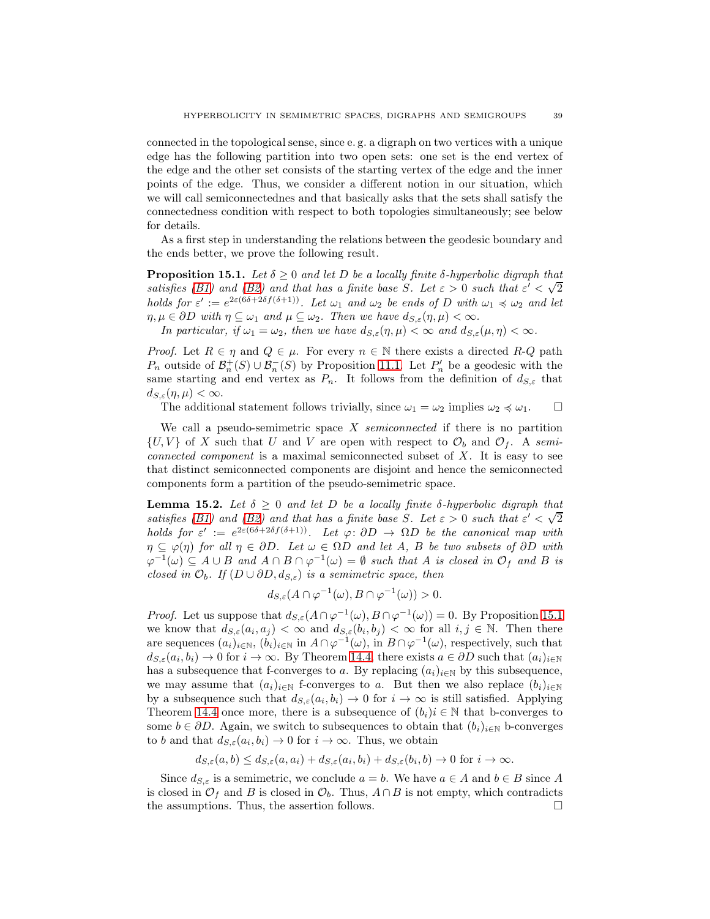connected in the topological sense, since e. g. a digraph on two vertices with a unique edge has the following partition into two open sets: one set is the end vertex of the edge and the other set consists of the starting vertex of the edge and the inner points of the edge. Thus, we consider a different notion in our situation, which we will call semiconnectednes and that basically asks that the sets shall satisfy the connectedness condition with respect to both topologies simultaneously; see below for details.

As a first step in understanding the relations between the geodesic boundary and the ends better, we prove the following result.

**Proposition 15.1.** *Let $\delta \geq 0$ and let $D$ be a locally finite $\delta$-hyperbolic digraph that satisfies (B1) and (B2) and that has a finite base $S$. Let $\varepsilon > 0$ such that $\varepsilon' < \sqrt{2}$ holds for $\varepsilon' := e^{2\varepsilon(6\delta+2\delta f(\delta+1))}$. Let $\omega_1$ and $\omega_2$ be ends of $D$ with $\omega_1 \preccurlyeq \omega_2$ and let $\eta, \mu \in \partial D$ with $\eta \subseteq \omega_1$ and $\mu \subseteq \omega_2$. Then we have $d_{S,\varepsilon}(\eta, \mu) < \infty$.*

*In particular, if $\omega_1 = \omega_2$, then we have $d_{S,\varepsilon}(\eta, \mu) < \infty$ and $d_{S,\varepsilon}(\mu, \eta) < \infty$.*

*Proof.* Let $R \in \eta$ and $Q \in \mu$. For every $n \in \mathbb{N}$ there exists a directed $R$-$Q$ path $P_n$ outside of $\mathcal{B}_n^+(S) \cup \mathcal{B}_n^-(S)$ by Proposition 11.1. Let $P_n'$ be a geodesic with the same starting and end vertex as $P_n$. It follows from the definition of $d_{S,\varepsilon}$ that $d_{S,\varepsilon}(\eta, \mu) < \infty$.

The additional statement follows trivially, since $\omega_1 = \omega_2$ implies $\omega_2 \preccurlyeq \omega_1$. □

We call a pseudo-semimetric space $X$ *semiconnected* if there is no partition $\{U, V\}$ of $X$ such that $U$ and $V$ are open with respect to $\mathcal{O}_b$ and $\mathcal{O}_f$. A *semiconnected component* is a maximal semiconnected subset of $X$. It is easy to see that distinct semiconnected components are disjoint and hence the semiconnected components form a partition of the pseudo-semimetric space.

**Lemma 15.2.** *Let $\delta \geq 0$ and let $D$ be a locally finite $\delta$-hyperbolic digraph that satisfies (B1) and (B2) and that has a finite base $S$. Let $\varepsilon > 0$ such that $\varepsilon' < \sqrt{2}$ holds for $\varepsilon' := e^{2\varepsilon(6\delta+2\delta f(\delta+1))}$. Let $\varphi\colon \partial D \to \Omega D$ be the canonical map with $\eta \subseteq \varphi(\eta)$ for all $\eta \in \partial D$. Let $\omega \in \Omega D$ and let $A$, $B$ be two subsets of $\partial D$ with $\varphi^{-1}(\omega) \subseteq A \cup B$ and $A \cap B \cap \varphi^{-1}(\omega) = \emptyset$ such that $A$ is closed in $\mathcal{O}_f$ and $B$ is closed in $\mathcal{O}_b$. If $(D \cup \partial D, d_{S,\varepsilon})$ is a semimetric space, then*

$$d_{S,\varepsilon}(A \cap \varphi^{-1}(\omega), B \cap \varphi^{-1}(\omega)) > 0.$$

*Proof.* Let us suppose that $d_{S,\varepsilon}(A \cap \varphi^{-1}(\omega), B \cap \varphi^{-1}(\omega)) = 0$. By Proposition 15.1 we know that $d_{S,\varepsilon}(a_i, a_j) < \infty$ and $d_{S,\varepsilon}(b_i, b_j) < \infty$ for all $i, j \in \mathbb{N}$. Then there are sequences $(a_i)_{i\in\mathbb{N}}$, $(b_i)_{i\in\mathbb{N}}$ in $A \cap \varphi^{-1}(\omega)$, in $B \cap \varphi^{-1}(\omega)$, respectively, such that $d_{S,\varepsilon}(a_i, b_i) \to 0$ for $i \to \infty$. By Theorem 14.4, there exists $a \in \partial D$ such that $(a_i)_{i\in\mathbb{N}}$ has a subsequence that f-converges to $a$. By replacing $(a_i)_{i\in\mathbb{N}}$ by this subsequence, we may assume that $(a_i)_{i\in\mathbb{N}}$ f-converges to $a$. But then we also replace $(b_i)_{i\in\mathbb{N}}$ by a subsequence such that $d_{S,\varepsilon}(a_i, b_i) \to 0$ for $i \to \infty$ is still satisfied. Applying Theorem 14.4 once more, there is a subsequence of $(b_i)i \in \mathbb{N}$ that b-converges to some $b \in \partial D$. Again, we switch to subsequences to obtain that $(b_i)_{i\in\mathbb{N}}$ b-converges to $b$ and that $d_{S,\varepsilon}(a_i, b_i) \to 0$ for $i \to \infty$. Thus, we obtain

$$d_{S,\varepsilon}(a, b) \leq d_{S,\varepsilon}(a, a_i) + d_{S,\varepsilon}(a_i, b_i) + d_{S,\varepsilon}(b_i, b) \to 0 \text{ for } i \to \infty.$$

Since $d_{S,\varepsilon}$ is a semimetric, we conclude $a = b$. We have $a \in A$ and $b \in B$ since $A$ is closed in $\mathcal{O}_f$ and $B$ is closed in $\mathcal{O}_b$. Thus, $A \cap B$ is not empty, which contradicts the assumptions. Thus, the assertion follows. □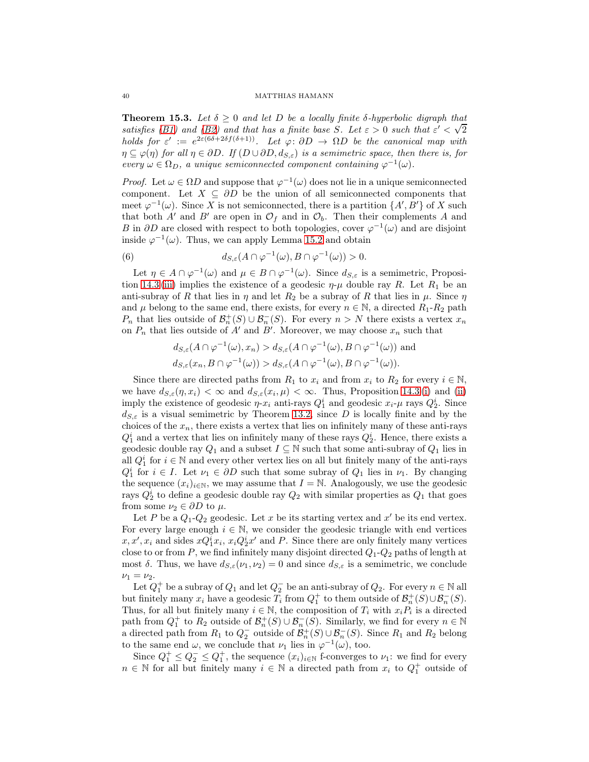**Theorem 15.3.** *Let $\delta \geq 0$ and let $D$ be a locally finite $\delta$-hyperbolic digraph that satisfies (B1) and (B2) and that has a finite base $S$. Let $\varepsilon > 0$ such that $\varepsilon' < \sqrt{2}$ holds for $\varepsilon' := e^{2\varepsilon(6\delta+2\delta f(\delta+1))}$. Let $\varphi\colon \partial D \to \Omega D$ be the canonical map with $\eta \subseteq \varphi(\eta)$ for all $\eta \in \partial D$. If $(D \cup \partial D, d_{S,\varepsilon})$ is a semimetric space, then there is, for every $\omega \in \Omega_D$, a unique semiconnected component containing $\varphi^{-1}(\omega)$.*

*Proof.* Let $\omega \in \Omega D$ and suppose that $\varphi^{-1}(\omega)$ does not lie in a unique semiconnected component. Let $X \subseteq \partial D$ be the union of all semiconnected components that meet $\varphi^{-1}(\omega)$. Since $X$ is not semiconnected, there is a partition $\{A', B'\}$ of $X$ such that both $A'$ and $B'$ are open in $\mathcal{O}_f$ and in $\mathcal{O}_b$. Then their complements $A$ and $B$ in $\partial D$ are closed with respect to both topologies, cover $\varphi^{-1}(\omega)$ and are disjoint inside $\varphi^{-1}(\omega)$. Thus, we can apply Lemma 15.2 and obtain

$$d_{S,\varepsilon}(A \cap \varphi^{-1}(\omega), B \cap \varphi^{-1}(\omega)) > 0. \tag{6}$$

Let $\eta \in A \cap \varphi^{-1}(\omega)$ and $\mu \in B \cap \varphi^{-1}(\omega)$. Since $d_{S,\varepsilon}$ is a semimetric, Proposition 14.3(iii) implies the existence of a geodesic $\eta$-$\mu$ double ray $R$. Let $R_1$ be an anti-subray of $R$ that lies in $\eta$ and let $R_2$ be a subray of $R$ that lies in $\mu$. Since $\eta$ and $\mu$ belong to the same end, there exists, for every $n \in \mathbb{N}$, a directed $R_1$-$R_2$ path $P_n$ that lies outside of $\mathcal{B}_n^+(S) \cup \mathcal{B}_n^-(S)$. For every $n > N$ there exists a vertex $x_n$ on $P_n$ that lies outside of $A'$ and $B'$. Moreover, we may choose $x_n$ such that

$$d_{S,\varepsilon}(A \cap \varphi^{-1}(\omega), x_n) > d_{S,\varepsilon}(A \cap \varphi^{-1}(\omega), B \cap \varphi^{-1}(\omega)) \text{ and}$$
$$d_{S,\varepsilon}(x_n, B \cap \varphi^{-1}(\omega)) > d_{S,\varepsilon}(A \cap \varphi^{-1}(\omega), B \cap \varphi^{-1}(\omega)).$$

Since there are directed paths from $R_1$ to $x_i$ and from $x_i$ to $R_2$ for every $i \in \mathbb{N}$, we have $d_{S,\varepsilon}(\eta, x_i) < \infty$ and $d_{S,\varepsilon}(x_i, \mu) < \infty$. Thus, Proposition 14.3(i) and (ii) imply the existence of geodesic $\eta$-$x_i$ anti-rays $Q_1^i$ and geodesic $x_i$-$\mu$ rays $Q_2^i$. Since $d_{S,\varepsilon}$ is a visual semimetric by Theorem 13.2, since $D$ is locally finite and by the choices of the $x_n$, there exists a vertex that lies on infinitely many of these anti-rays $Q_1^i$ and a vertex that lies on infinitely many of these rays $Q_2^i$. Hence, there exists a geodesic double ray $Q_1$ and a subset $I \subseteq \mathbb{N}$ such that some anti-subray of $Q_1$ lies in all $Q_1^i$ for $i \in \mathbb{N}$ and every other vertex lies on all but finitely many of the anti-rays $Q_1^i$ for $i \in I$. Let $\nu_1 \in \partial D$ such that some subray of $Q_1$ lies in $\nu_1$. By changing the sequence $(x_i)_{i \in \mathbb{N}}$, we may assume that $I = \mathbb{N}$. Analogously, we use the geodesic rays $Q_2^i$ to define a geodesic double ray $Q_2$ with similar properties as $Q_1$ that goes from some $\nu_2 \in \partial D$ to $\mu$.

Let $P$ be a $Q_1$-$Q_2$ geodesic. Let $x$ be its starting vertex and $x'$ be its end vertex. For every large enough $i \in \mathbb{N}$, we consider the geodesic triangle with end vertices $x, x', x_i$ and sides $xQ_1^ix_i$, $x_iQ_2^ix'$ and $P$. Since there are only finitely many vertices close to or from $P$, we find infinitely many disjoint directed $Q_1$-$Q_2$ paths of length at most $\delta$. Thus, we have $d_{S,\varepsilon}(\nu_1, \nu_2) = 0$ and since $d_{S,\varepsilon}$ is a semimetric, we conclude $\nu_1 = \nu_2$.

Let $Q_1^+$ be a subray of $Q_1$ and let $Q_2^-$ be an anti-subray of $Q_2$. For every $n \in \mathbb{N}$ all but finitely many $x_i$ have a geodesic $T_i$ from $Q_1^+$ to them outside of $\mathcal{B}_n^+(S) \cup \mathcal{B}_n^-(S)$. Thus, for all but finitely many $i \in \mathbb{N}$, the composition of $T_i$ with $x_iP_i$ is a directed path from $Q_1^+$ to $R_2$ outside of $\mathcal{B}_n^+(S) \cup \mathcal{B}_n^-(S)$. Similarly, we find for every $n \in \mathbb{N}$ a directed path from $R_1$ to $Q_2^-$ outside of $\mathcal{B}_n^+(S) \cup \mathcal{B}_n^-(S)$. Since $R_1$ and $R_2$ belong to the same end $\omega$, we conclude that $\nu_1$ lies in $\varphi^{-1}(\omega)$, too.

Since $Q_1^+ \leq Q_2^- \leq Q_1^+$, the sequence $(x_i)_{i \in \mathbb{N}}$ f-converges to $\nu_1$: we find for every $n \in \mathbb{N}$ for all but finitely many $i \in \mathbb{N}$ a directed path from $x_i$ to $Q_1^+$ outside of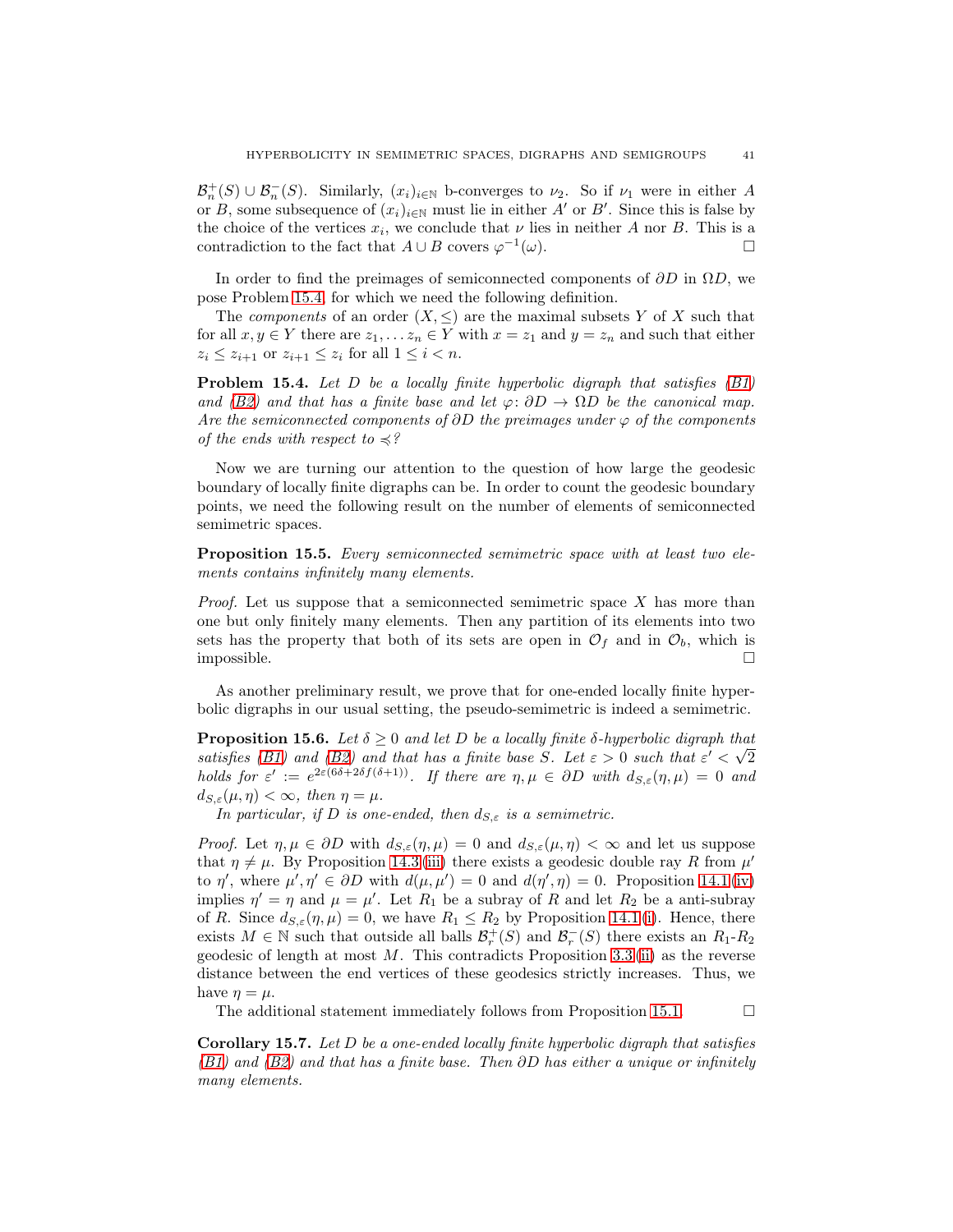$\mathcal{B}_n^+(S) \cup \mathcal{B}_n^-(S)$. Similarly, $(x_i)_{i\in\mathbb{N}}$ b-converges to $\nu_2$. So if $\nu_1$ were in either $A$ or $B$, some subsequence of $(x_i)_{i\in\mathbb{N}}$ must lie in either $A'$ or $B'$. Since this is false by the choice of the vertices $x_i$, we conclude that $\nu$ lies in neither $A$ nor $B$. This is a contradiction to the fact that $A \cup B$ covers $\varphi^{-1}(\omega)$. □

In order to find the preimages of semiconnected components of $\partial D$ in $\Omega D$, we pose Problem 15.4, for which we need the following definition.

The *components* of an order $(X, \leq)$ are the maximal subsets $Y$ of $X$ such that for all $x, y \in Y$ there are $z_1, \ldots z_n \in Y$ with $x = z_1$ and $y = z_n$ and such that either $z_i \leq z_{i+1}$ or $z_{i+1} \leq z_i$ for all $1 \leq i < n$.

**Problem 15.4.** *Let $D$ be a locally finite hyperbolic digraph that satisfies (B1) and (B2) and that has a finite base and let $\varphi\colon \partial D \to \Omega D$ be the canonical map. Are the semiconnected components of $\partial D$ the preimages under $\varphi$ of the components of the ends with respect to $\preccurlyeq$?*

Now we are turning our attention to the question of how large the geodesic boundary of locally finite digraphs can be. In order to count the geodesic boundary points, we need the following result on the number of elements of semiconnected semimetric spaces.

**Proposition 15.5.** *Every semiconnected semimetric space with at least two elements contains infinitely many elements.*

*Proof.* Let us suppose that a semiconnected semimetric space $X$ has more than one but only finitely many elements. Then any partition of its elements into two sets has the property that both of its sets are open in $\mathcal{O}_f$ and in $\mathcal{O}_b$, which is impossible. □

As another preliminary result, we prove that for one-ended locally finite hyperbolic digraphs in our usual setting, the pseudo-semimetric is indeed a semimetric.

**Proposition 15.6.** *Let $\delta \geq 0$ and let $D$ be a locally finite $\delta$-hyperbolic digraph that satisfies (B1) and (B2) and that has a finite base $S$. Let $\varepsilon > 0$ such that $\varepsilon' < \sqrt{2}$ holds for $\varepsilon' := e^{2\varepsilon(6\delta+2\delta f(\delta+1))}$. If there are $\eta, \mu \in \partial D$ with $d_{S,\varepsilon}(\eta, \mu) = 0$ and $d_{S,\varepsilon}(\mu, \eta) < \infty$, then $\eta = \mu$.*

*In particular, if $D$ is one-ended, then $d_{S,\varepsilon}$ is a semimetric.*

*Proof.* Let $\eta, \mu \in \partial D$ with $d_{S,\varepsilon}(\eta, \mu) = 0$ and $d_{S,\varepsilon}(\mu, \eta) < \infty$ and let us suppose that $\eta \neq \mu$. By Proposition 14.3(iii) there exists a geodesic double ray $R$ from $\mu'$ to $\eta'$, where $\mu', \eta' \in \partial D$ with $d(\mu, \mu') = 0$ and $d(\eta', \eta) = 0$. Proposition 14.1(iv) implies $\eta' = \eta$ and $\mu = \mu'$. Let $R_1$ be a subray of $R$ and let $R_2$ be a anti-subray of $R$. Since $d_{S,\varepsilon}(\eta, \mu) = 0$, we have $R_1 \leq R_2$ by Proposition 14.1(i). Hence, there exists $M \in \mathbb{N}$ such that outside all balls $\mathcal{B}_r^+(S)$ and $\mathcal{B}_r^-(S)$ there exists an $R_1$-$R_2$ geodesic of length at most $M$. This contradicts Proposition 3.3(ii) as the reverse distance between the end vertices of these geodesics strictly increases. Thus, we have $\eta = \mu$.

The additional statement immediately follows from Proposition 15.1. □

**Corollary 15.7.** *Let $D$ be a one-ended locally finite hyperbolic digraph that satisfies (B1) and (B2) and that has a finite base. Then $\partial D$ has either a unique or infinitely many elements.*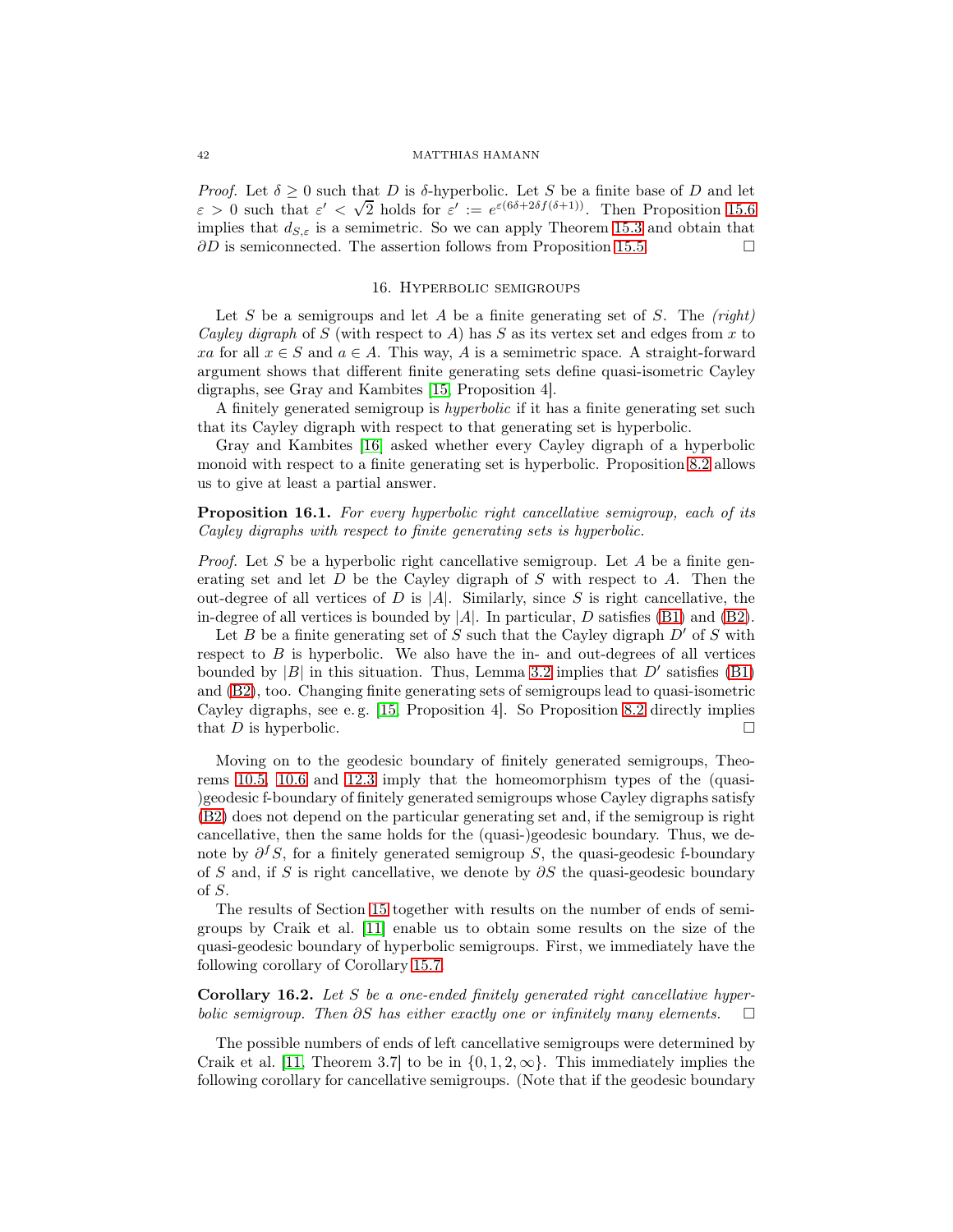*Proof.* Let $\delta \geq 0$ such that $D$ is $\delta$-hyperbolic. Let $S$ be a finite base of $D$ and let $\varepsilon > 0$ such that $\varepsilon' < \sqrt{2}$ holds for $\varepsilon' := e^{\varepsilon(6\delta+2\delta f(\delta+1))}$. Then Proposition 15.6 implies that $d_{S,\varepsilon}$ is a semimetric. So we can apply Theorem 15.3 and obtain that $\partial D$ is semiconnected. The assertion follows from Proposition 15.5. □

## 16. Hyperbolic semigroups

Let $S$ be a semigroups and let $A$ be a finite generating set of $S$. The *(right) Cayley digraph* of $S$ (with respect to $A$) has $S$ as its vertex set and edges from $x$ to $xa$ for all $x \in S$ and $a \in A$. This way, $A$ is a semimetric space. A straight-forward argument shows that different finite generating sets define quasi-isometric Cayley digraphs, see Gray and Kambites [15, Proposition 4].

A finitely generated semigroup is *hyperbolic* if it has a finite generating set such that its Cayley digraph with respect to that generating set is hyperbolic.

Gray and Kambites [16] asked whether every Cayley digraph of a hyperbolic monoid with respect to a finite generating set is hyperbolic. Proposition 8.2 allows us to give at least a partial answer.

**Proposition 16.1.** *For every hyperbolic right cancellative semigroup, each of its Cayley digraphs with respect to finite generating sets is hyperbolic.*

*Proof.* Let $S$ be a hyperbolic right cancellative semigroup. Let $A$ be a finite generating set and let $D$ be the Cayley digraph of $S$ with respect to $A$. Then the out-degree of all vertices of $D$ is $|A|$. Similarly, since $S$ is right cancellative, the in-degree of all vertices is bounded by $|A|$. In particular, $D$ satisfies (B1) and (B2).

Let $B$ be a finite generating set of $S$ such that the Cayley digraph $D'$ of $S$ with respect to $B$ is hyperbolic. We also have the in- and out-degrees of all vertices bounded by $|B|$ in this situation. Thus, Lemma 3.2 implies that $D'$ satisfies (B1) and (B2), too. Changing finite generating sets of semigroups lead to quasi-isometric Cayley digraphs, see e. g. [15, Proposition 4]. So Proposition 8.2 directly implies that $D$ is hyperbolic. □

Moving on to the geodesic boundary of finitely generated semigroups, Theorems 10.5, 10.6 and 12.3 imply that the homeomorphism types of the (quasi-)geodesic f-boundary of finitely generated semigroups whose Cayley digraphs satisfy (B2) does not depend on the particular generating set and, if the semigroup is right cancellative, then the same holds for the (quasi-)geodesic boundary. Thus, we denote by $\partial^f S$, for a finitely generated semigroup $S$, the quasi-geodesic f-boundary of $S$ and, if $S$ is right cancellative, we denote by $\partial S$ the quasi-geodesic boundary of $S$.

The results of Section 15 together with results on the number of ends of semigroups by Craik et al. [11] enable us to obtain some results on the size of the quasi-geodesic boundary of hyperbolic semigroups. First, we immediately have the following corollary of Corollary 15.7.

**Corollary 16.2.** *Let $S$ be a one-ended finitely generated right cancellative hyperbolic semigroup. Then $\partial S$ has either exactly one or infinitely many elements.* □

The possible numbers of ends of left cancellative semigroups were determined by Craik et al. [11, Theorem 3.7] to be in $\{0, 1, 2, \infty\}$. This immediately implies the following corollary for cancellative semigroups. (Note that if the geodesic boundary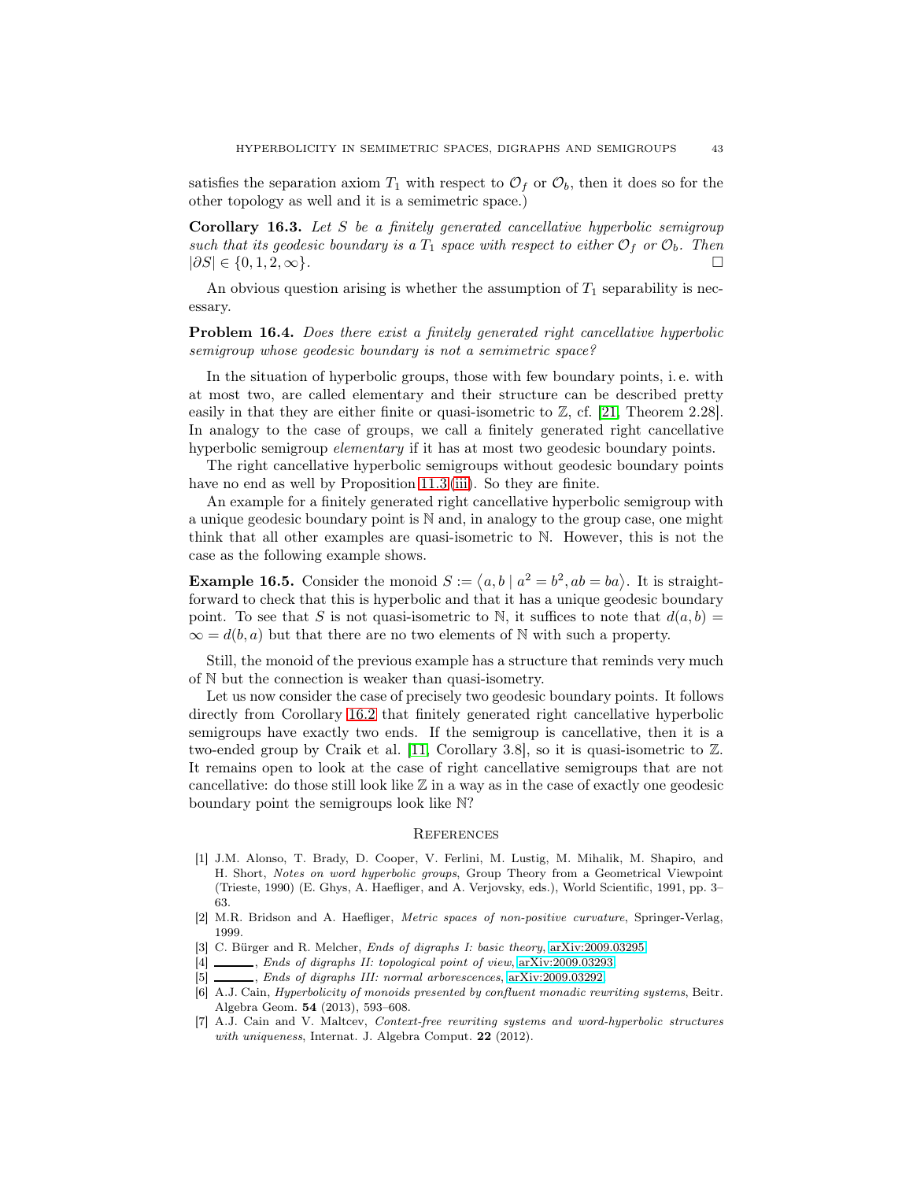satisfies the separation axiom $T_1$ with respect to $\mathcal{O}_f$ or $\mathcal{O}_b$, then it does so for the other topology as well and it is a semimetric space.)

**Corollary 16.3.** *Let $S$ be a finitely generated cancellative hyperbolic semigroup such that its geodesic boundary is a $T_1$ space with respect to either $\mathcal{O}_f$ or $\mathcal{O}_b$. Then $|\partial S| \in \{0, 1, 2, \infty\}$.* □

An obvious question arising is whether the assumption of $T_1$ separability is necessary.

**Problem 16.4.** *Does there exist a finitely generated right cancellative hyperbolic semigroup whose geodesic boundary is not a semimetric space?*

In the situation of hyperbolic groups, those with few boundary points, i. e. with at most two, are called elementary and their structure can be described pretty easily in that they are either finite or quasi-isometric to $\mathbb{Z}$, cf. [21, Theorem 2.28]. In analogy to the case of groups, we call a finitely generated right cancellative hyperbolic semigroup *elementary* if it has at most two geodesic boundary points.

The right cancellative hyperbolic semigroups without geodesic boundary points have no end as well by Proposition 11.3(iii). So they are finite.

An example for a finitely generated right cancellative hyperbolic semigroup with a unique geodesic boundary point is $\mathbb{N}$ and, in analogy to the group case, one might think that all other examples are quasi-isometric to $\mathbb{N}$. However, this is not the case as the following example shows.

**Example 16.5.** Consider the monoid $S := \langle a, b \mid a^2 = b^2, ab = ba \rangle$. It is straightforward to check that this is hyperbolic and that it has a unique geodesic boundary point. To see that $S$ is not quasi-isometric to $\mathbb{N}$, it suffices to note that $d(a, b) = \infty = d(b, a)$ but that there are no two elements of $\mathbb{N}$ with such a property.

Still, the monoid of the previous example has a structure that reminds very much of $\mathbb{N}$ but the connection is weaker than quasi-isometry.

Let us now consider the case of precisely two geodesic boundary points. It follows directly from Corollary 16.2 that finitely generated right cancellative hyperbolic semigroups have exactly two ends. If the semigroup is cancellative, then it is a two-ended group by Craik et al. [11, Corollary 3.8], so it is quasi-isometric to $\mathbb{Z}$. It remains open to look at the case of right cancellative semigroups that are not cancellative: do those still look like $\mathbb{Z}$ in a way as in the case of exactly one geodesic boundary point the semigroups look like $\mathbb{N}$?

## References

[1] J.M. Alonso, T. Brady, D. Cooper, V. Ferlini, M. Lustig, M. Mihalik, M. Shapiro, and H. Short, *Notes on word hyperbolic groups*, Group Theory from a Geometrical Viewpoint (Trieste, 1990) (E. Ghys, A. Haefliger, and A. Verjovsky, eds.), World Scientific, 1991, pp. 3–63.

[2] M.R. Bridson and A. Haefliger, *Metric spaces of non-positive curvature*, Springer-Verlag, 1999.

[3] C. Bürger and R. Melcher, *Ends of digraphs I: basic theory*, arXiv:2009.03295.

[4] ———, *Ends of digraphs II: topological point of view*, arXiv:2009.03293.

[5] ———, *Ends of digraphs III: normal arborescences*, arXiv:2009.03292.

[6] A.J. Cain, *Hyperbolicity of monoids presented by confluent monadic rewriting systems*, Beitr. Algebra Geom. **54** (2013), 593–608.

[7] A.J. Cain and V. Maltcev, *Context-free rewriting systems and word-hyperbolic structures with uniqueness*, Internat. J. Algebra Comput. **22** (2012).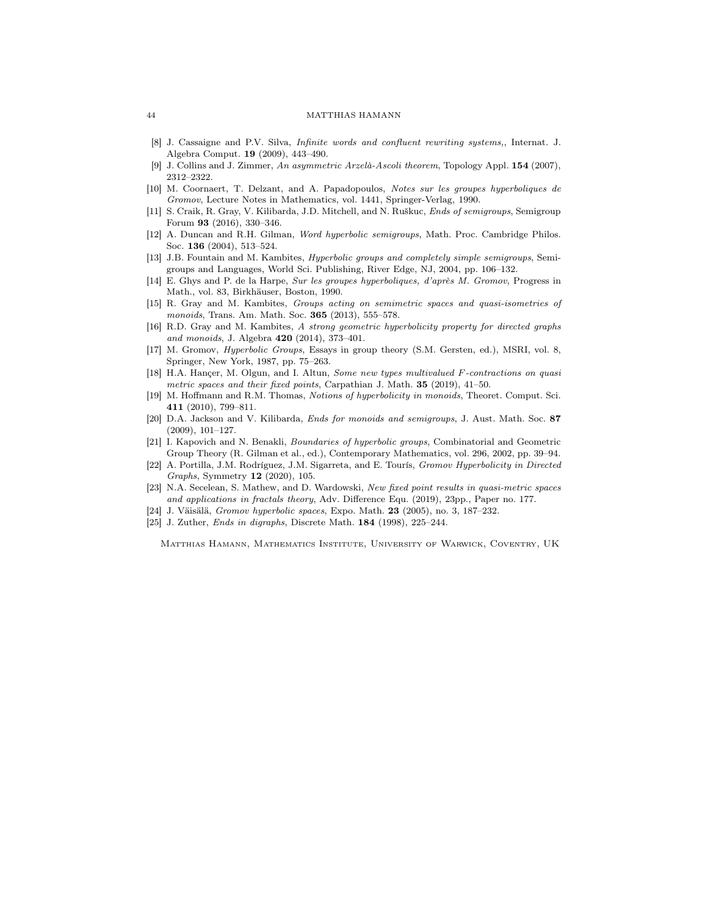[8] J. Cassaigne and P.V. Silva, *Infinite words and confluent rewriting systems,*, Internat. J. Algebra Comput. **19** (2009), 443–490.

[9] J. Collins and J. Zimmer, *An asymmetric Arzelà-Ascoli theorem*, Topology Appl. **154** (2007), 2312–2322.

[10] M. Coornaert, T. Delzant, and A. Papadopoulos, *Notes sur les groupes hyperboliques de Gromov*, Lecture Notes in Mathematics, vol. 1441, Springer-Verlag, 1990.

[11] S. Craik, R. Gray, V. Kilibarda, J.D. Mitchell, and N. Ruškuc, *Ends of semigroups*, Semigroup Forum **93** (2016), 330–346.

[12] A. Duncan and R.H. Gilman, *Word hyperbolic semigroups*, Math. Proc. Cambridge Philos. Soc. **136** (2004), 513–524.

[13] J.B. Fountain and M. Kambites, *Hyperbolic groups and completely simple semigroups*, Semigroups and Languages, World Sci. Publishing, River Edge, NJ, 2004, pp. 106–132.

[14] E. Ghys and P. de la Harpe, *Sur les groupes hyperboliques, d'après M. Gromov*, Progress in Math., vol. 83, Birkhäuser, Boston, 1990.

[15] R. Gray and M. Kambites, *Groups acting on semimetric spaces and quasi-isometries of monoids*, Trans. Am. Math. Soc. **365** (2013), 555–578.

[16] R.D. Gray and M. Kambites, *A strong geometric hyperbolicity property for directed graphs and monoids*, J. Algebra **420** (2014), 373–401.

[17] M. Gromov, *Hyperbolic Groups*, Essays in group theory (S.M. Gersten, ed.), MSRI, vol. 8, Springer, New York, 1987, pp. 75–263.

[18] H.A. Hançer, M. Olgun, and I. Altun, *Some new types multivalued $F$-contractions on quasi metric spaces and their fixed points*, Carpathian J. Math. **35** (2019), 41–50.

[19] M. Hoffmann and R.M. Thomas, *Notions of hyperbolicity in monoids*, Theoret. Comput. Sci. **411** (2010), 799–811.

[20] D.A. Jackson and V. Kilibarda, *Ends for monoids and semigroups*, J. Aust. Math. Soc. **87** (2009), 101–127.

[21] I. Kapovich and N. Benakli, *Boundaries of hyperbolic groups*, Combinatorial and Geometric Group Theory (R. Gilman et al., ed.), Contemporary Mathematics, vol. 296, 2002, pp. 39–94.

[22] A. Portilla, J.M. Rodríguez, J.M. Sigarreta, and E. Tourís, *Gromov Hyperbolicity in Directed Graphs*, Symmetry **12** (2020), 105.

[23] N.A. Secelean, S. Mathew, and D. Wardowski, *New fixed point results in quasi-metric spaces and applications in fractals theory*, Adv. Difference Equ. (2019), 23pp., Paper no. 177.

[24] J. Väisälä, *Gromov hyperbolic spaces*, Expo. Math. **23** (2005), no. 3, 187–232.

[25] J. Zuther, *Ends in digraphs*, Discrete Math. **184** (1998), 225–244.

Matthias Hamann, Mathematics Institute, University of Warwick, Coventry, UK